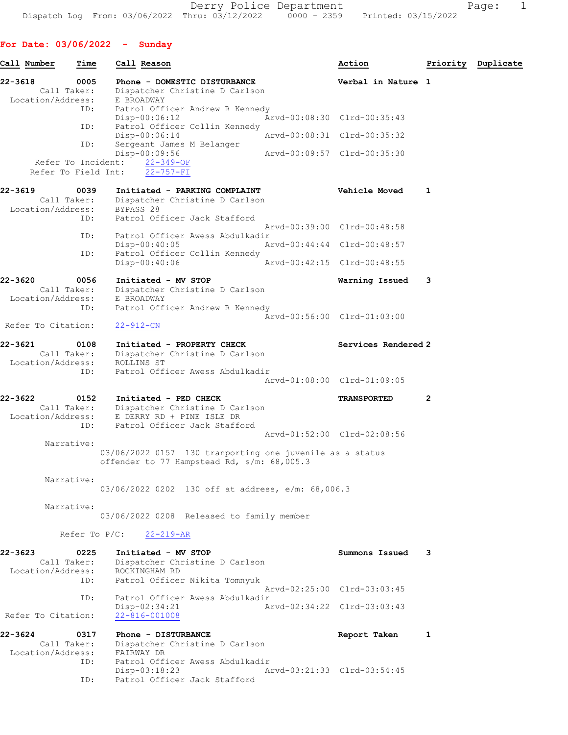Derry Police Department
Dispatch Log From: 03/06/2022 Thru: 03/12/2022 0000 - 2359 Printed: 03/15/2022

## For Date: 03/06/2022 - Sunday

| Call Number | Time | Call Reason | Action | Priority | Duplicate |
|---|---|---|---|---|---|

**22-3618** 0005 **Phone - DOMESTIC DISTURBANCE** — **Verbal in Nature** — 1

Call Taker: Dispatcher Christine D Carlson
Location/Address: E BROADWAY
ID: Patrol Officer Andrew R Kennedy
Disp-00:06:12 Arvd-00:08:30 Clrd-00:35:43
ID: Patrol Officer Collin Kennedy
Disp-00:06:14 Arvd-00:08:31 Clrd-00:35:32
ID: Sergeant James M Belanger
Disp-00:09:56 Arvd-00:09:57 Clrd-00:35:30
Refer To Incident: 22-349-OF
Refer To Field Int: 22-757-FI

**22-3619** 0039 **Initiated - PARKING COMPLAINT** — **Vehicle Moved** — 1

Call Taker: Dispatcher Christine D Carlson
Location/Address: BYPASS 28
ID: Patrol Officer Jack Stafford
Arvd-00:39:00 Clrd-00:48:58
ID: Patrol Officer Awess Abdulkadir
Disp-00:40:05 Arvd-00:44:44 Clrd-00:48:57
ID: Patrol Officer Collin Kennedy
Disp-00:40:06 Arvd-00:42:15 Clrd-00:48:55

**22-3620** 0056 **Initiated - MV STOP** — **Warning Issued** — 3

Call Taker: Dispatcher Christine D Carlson
Location/Address: E BROADWAY
ID: Patrol Officer Andrew R Kennedy
Arvd-00:56:00 Clrd-01:03:00
Refer To Citation: 22-912-CN

**22-3621** 0108 **Initiated - PROPERTY CHECK** — **Services Rendered** — 2

Call Taker: Dispatcher Christine D Carlson
Location/Address: ROLLINS ST
ID: Patrol Officer Awess Abdulkadir
Arvd-01:08:00 Clrd-01:09:05

**22-3622** 0152 **Initiated - PED CHECK** — **TRANSPORTED** — 2

Call Taker: Dispatcher Christine D Carlson
Location/Address: E DERRY RD + PINE ISLE DR
ID: Patrol Officer Jack Stafford
Arvd-01:52:00 Clrd-02:08:56
Narrative:
03/06/2022 0157 130 tranporting one juvenile as a status offender to 77 Hampstead Rd, s/m: 68,005.3
Narrative:
03/06/2022 0202 130 off at address, e/m: 68,006.3
Narrative:
03/06/2022 0208 Released to family member
Refer To P/C: 22-219-AR

**22-3623** 0225 **Initiated - MV STOP** — **Summons Issued** — 3

Call Taker: Dispatcher Christine D Carlson
Location/Address: ROCKINGHAM RD
ID: Patrol Officer Nikita Tomnyuk
Arvd-02:25:00 Clrd-03:03:45
ID: Patrol Officer Awess Abdulkadir
Disp-02:34:21 Arvd-02:34:22 Clrd-03:03:43
Refer To Citation: 22-816-001008

**22-3624** 0317 **Phone - DISTURBANCE** — **Report Taken** — 1

Call Taker: Dispatcher Christine D Carlson
Location/Address: FAIRWAY DR
ID: Patrol Officer Awess Abdulkadir
Disp-03:18:23 Arvd-03:21:33 Clrd-03:54:45
ID: Patrol Officer Jack Stafford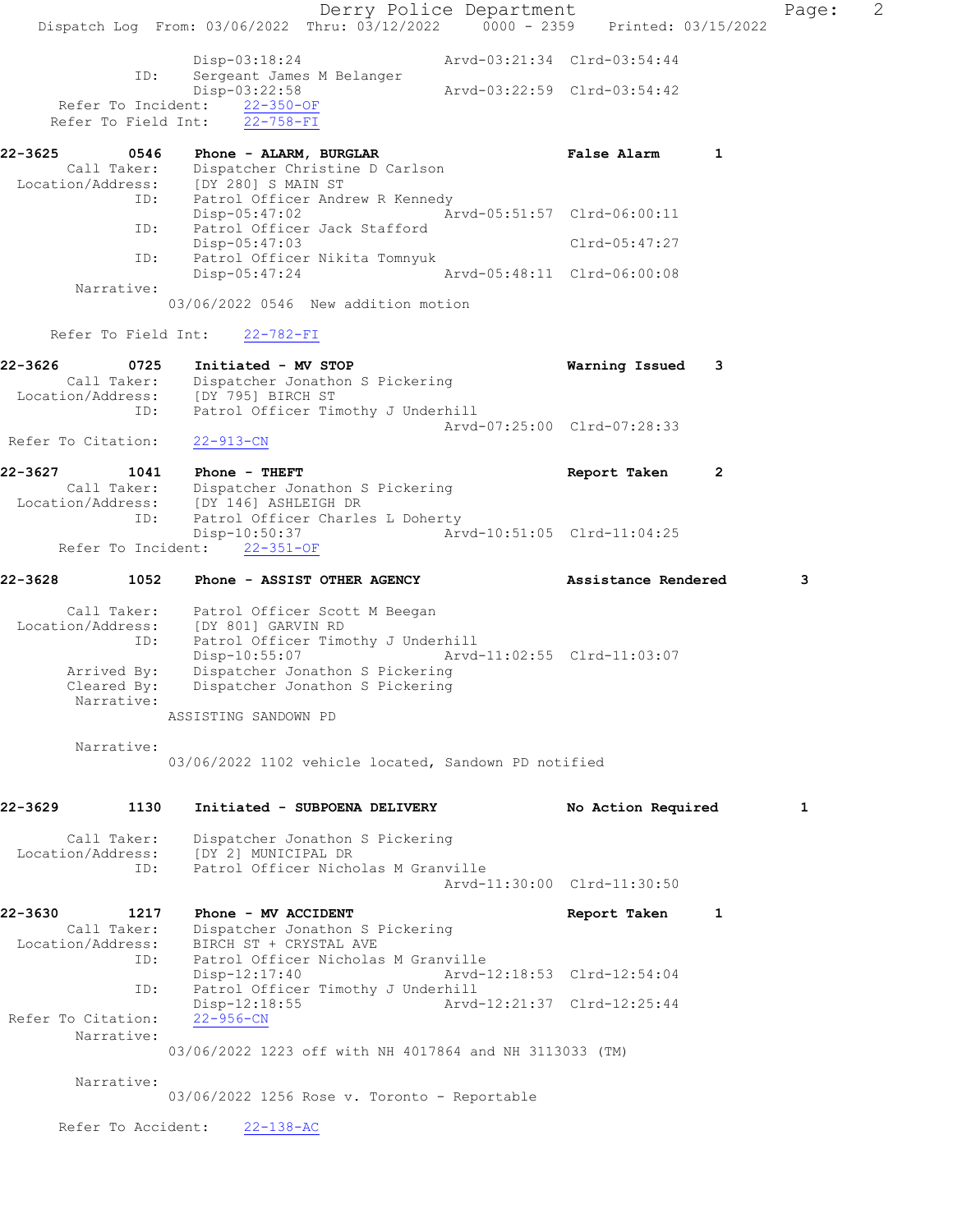```
                Disp-03:18:24                  Arvd-03:21:34  Clrd-03:54:44
          ID:   Sergeant James M Belanger
                Disp-03:22:58                  Arvd-03:22:59  Clrd-03:54:42
   Refer To Incident:   22-350-OF
   Refer To Field Int:   22-758-FI

22-3625       0546    Phone - ALARM, BURGLAR                   False Alarm      1
      Call Taker:   Dispatcher Christine D Carlson
  Location/Address:   [DY 280] S MAIN ST
          ID:   Patrol Officer Andrew R Kennedy
                Disp-05:47:02                  Arvd-05:51:57  Clrd-06:00:11
          ID:   Patrol Officer Jack Stafford
                Disp-05:47:03                                 Clrd-05:47:27
          ID:   Patrol Officer Nikita Tomnyuk
                Disp-05:47:24                  Arvd-05:48:11  Clrd-06:00:08
       Narrative:
             03/06/2022 0546  New addition motion

   Refer To Field Int:   22-782-FI

22-3626       0725    Initiated - MV STOP                      Warning Issued   3
      Call Taker:   Dispatcher Jonathon S Pickering
  Location/Address:   [DY 795] BIRCH ST
          ID:   Patrol Officer Timothy J Underhill
                                               Arvd-07:25:00  Clrd-07:28:33
 Refer To Citation:   22-913-CN

22-3627       1041    Phone - THEFT                            Report Taken     2
      Call Taker:   Dispatcher Jonathon S Pickering
  Location/Address:   [DY 146] ASHLEIGH DR
          ID:   Patrol Officer Charles L Doherty
                Disp-10:50:37                  Arvd-10:51:05  Clrd-11:04:25
   Refer To Incident:   22-351-OF

22-3628       1052    Phone - ASSIST OTHER AGENCY              Assistance Rendered      3

      Call Taker:   Patrol Officer Scott M Beegan
  Location/Address:   [DY 801] GARVIN RD
          ID:   Patrol Officer Timothy J Underhill
                Disp-10:55:07                  Arvd-11:02:55  Clrd-11:03:07
      Arrived By:   Dispatcher Jonathon S Pickering
      Cleared By:   Dispatcher Jonathon S Pickering
       Narrative:
             ASSISTING SANDOWN PD

       Narrative:
             03/06/2022 1102 vehicle located, Sandown PD notified


22-3629       1130    Initiated - SUBPOENA DELIVERY            No Action Required       1

      Call Taker:   Dispatcher Jonathon S Pickering
  Location/Address:   [DY 2] MUNICIPAL DR
          ID:   Patrol Officer Nicholas M Granville
                                               Arvd-11:30:00  Clrd-11:30:50

22-3630       1217    Phone - MV ACCIDENT                      Report Taken     1
      Call Taker:   Dispatcher Jonathon S Pickering
  Location/Address:   BIRCH ST + CRYSTAL AVE
          ID:   Patrol Officer Nicholas M Granville
                Disp-12:17:40                  Arvd-12:18:53  Clrd-12:54:04
          ID:   Patrol Officer Timothy J Underhill
                Disp-12:18:55                  Arvd-12:21:37  Clrd-12:25:44
 Refer To Citation:   22-956-CN
       Narrative:
             03/06/2022 1223 off with NH 4017864 and NH 3113033 (TM)

       Narrative:
             03/06/2022 1256 Rose v. Toronto - Reportable

    Refer To Accident:   22-138-AC
```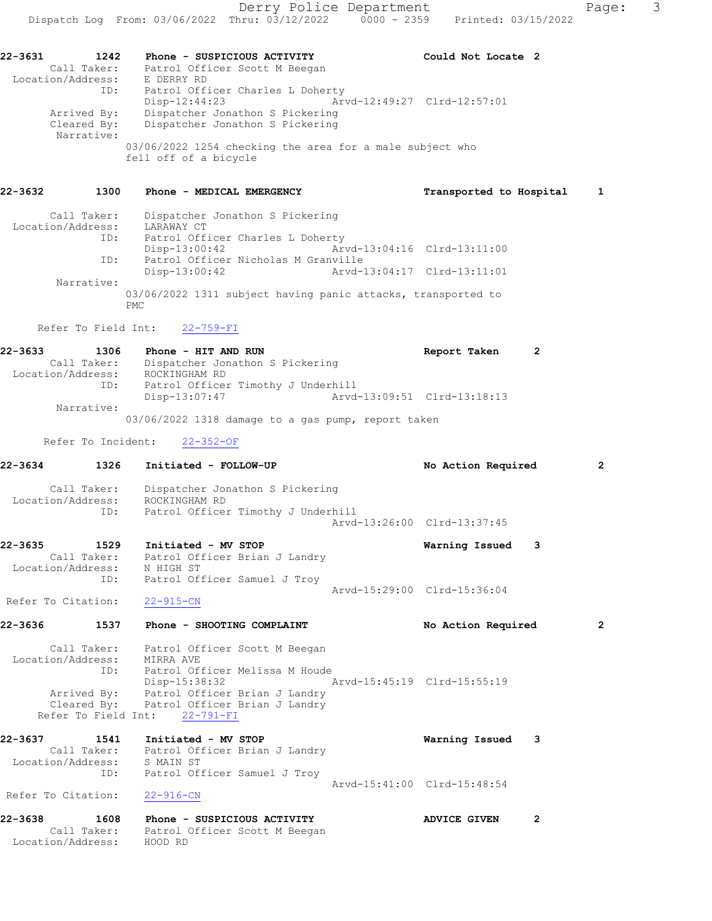22-3631 1242 Phone - SUSPICIOUS ACTIVITY Could Not Locate 2
Call Taker: Patrol Officer Scott M Beegan
Location/Address: E DERRY RD
ID: Patrol Officer Charles L Doherty
Disp-12:44:23 Arvd-12:49:27 Clrd-12:57:01
Arrived By: Dispatcher Jonathon S Pickering
Cleared By: Dispatcher Jonathon S Pickering
Narrative:
03/06/2022 1254 checking the area for a male subject who fell off of a bicycle

22-3632 1300 Phone - MEDICAL EMERGENCY Transported to Hospital 1
Call Taker: Dispatcher Jonathon S Pickering
Location/Address: LARAWAY CT
ID: Patrol Officer Charles L Doherty
Disp-13:00:42 Arvd-13:04:16 Clrd-13:11:00
ID: Patrol Officer Nicholas M Granville
Disp-13:00:42 Arvd-13:04:17 Clrd-13:11:01
Narrative:
03/06/2022 1311 subject having panic attacks, transported to PMC

Refer To Field Int: 22-759-FI

22-3633 1306 Phone - HIT AND RUN Report Taken 2
Call Taker: Dispatcher Jonathon S Pickering
Location/Address: ROCKINGHAM RD
ID: Patrol Officer Timothy J Underhill
Disp-13:07:47 Arvd-13:09:51 Clrd-13:18:13
Narrative:
03/06/2022 1318 damage to a gas pump, report taken

Refer To Incident: 22-352-OF

22-3634 1326 Initiated - FOLLOW-UP No Action Required 2
Call Taker: Dispatcher Jonathon S Pickering
Location/Address: ROCKINGHAM RD
ID: Patrol Officer Timothy J Underhill
Arvd-13:26:00 Clrd-13:37:45

22-3635 1529 Initiated - MV STOP Warning Issued 3
Call Taker: Patrol Officer Brian J Landry
Location/Address: N HIGH ST
ID: Patrol Officer Samuel J Troy
Arvd-15:29:00 Clrd-15:36:04
Refer To Citation: 22-915-CN

22-3636 1537 Phone - SHOOTING COMPLAINT No Action Required 2
Call Taker: Patrol Officer Scott M Beegan
Location/Address: MIRRA AVE
ID: Patrol Officer Melissa M Houde
Disp-15:38:32 Arvd-15:45:19 Clrd-15:55:19
Arrived By: Patrol Officer Brian J Landry
Cleared By: Patrol Officer Brian J Landry
Refer To Field Int: 22-791-FI

22-3637 1541 Initiated - MV STOP Warning Issued 3
Call Taker: Patrol Officer Brian J Landry
Location/Address: S MAIN ST
ID: Patrol Officer Samuel J Troy
Arvd-15:41:00 Clrd-15:48:54
Refer To Citation: 22-916-CN

22-3638 1608 Phone - SUSPICIOUS ACTIVITY ADVICE GIVEN 2
Call Taker: Patrol Officer Scott M Beegan
Location/Address: HOOD RD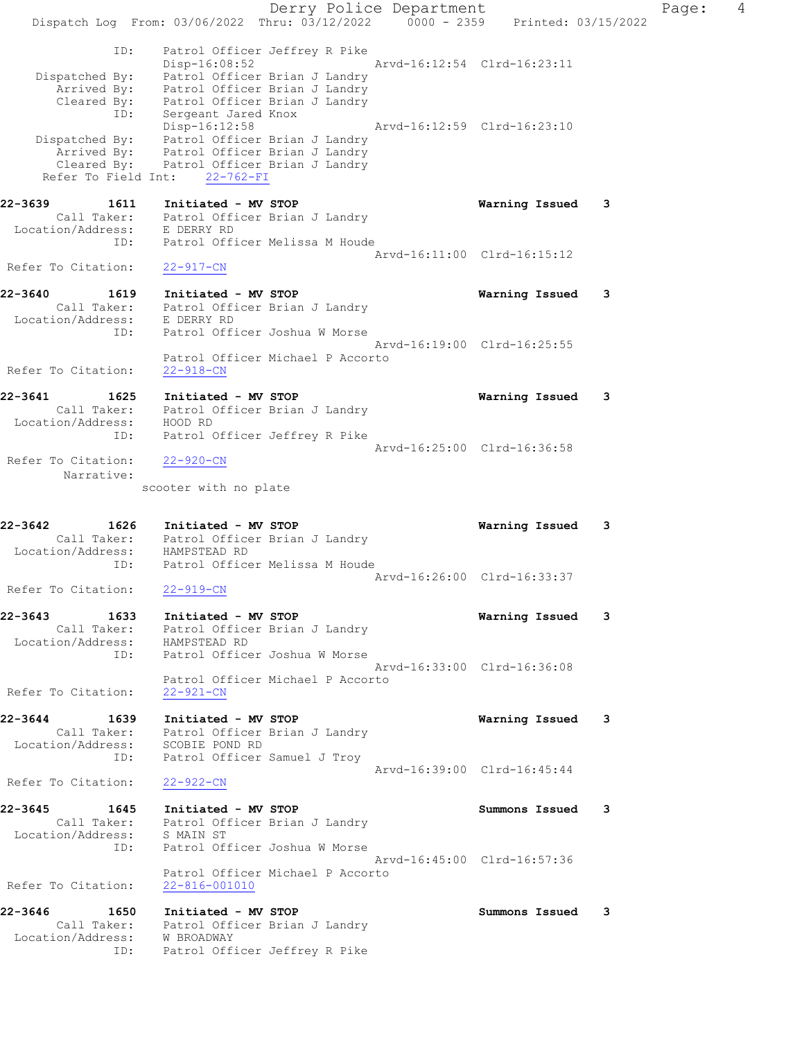```
              ID:     Patrol Officer Jeffrey R Pike
                      Disp-16:08:52                 Arvd-16:12:54  Clrd-16:23:11
   Dispatched By:     Patrol Officer Brian J Landry
      Arrived By:     Patrol Officer Brian J Landry
      Cleared By:     Patrol Officer Brian J Landry
              ID:     Sergeant Jared Knox
                      Disp-16:12:58                 Arvd-16:12:59  Clrd-16:23:10
   Dispatched By:     Patrol Officer Brian J Landry
      Arrived By:     Patrol Officer Brian J Landry
      Cleared By:     Patrol Officer Brian J Landry
 Refer To Field Int:     22-762-FI

22-3639       1611    Initiated - MV STOP                         Warning Issued    3
     Call Taker:      Patrol Officer Brian J Landry
 Location/Address:    E DERRY RD
              ID:     Patrol Officer Melissa M Houde
                                                    Arvd-16:11:00  Clrd-16:15:12
 Refer To Citation:   22-917-CN

22-3640       1619    Initiated - MV STOP                         Warning Issued    3
     Call Taker:      Patrol Officer Brian J Landry
 Location/Address:    E DERRY RD
              ID:     Patrol Officer Joshua W Morse
                                                    Arvd-16:19:00  Clrd-16:25:55
                      Patrol Officer Michael P Accorto
 Refer To Citation:   22-918-CN

22-3641       1625    Initiated - MV STOP                         Warning Issued    3
     Call Taker:      Patrol Officer Brian J Landry
 Location/Address:    HOOD RD
              ID:     Patrol Officer Jeffrey R Pike
                                                    Arvd-16:25:00  Clrd-16:36:58
 Refer To Citation:   22-920-CN
       Narrative:
                  scooter with no plate

22-3642       1626    Initiated - MV STOP                         Warning Issued    3
     Call Taker:      Patrol Officer Brian J Landry
 Location/Address:    HAMPSTEAD RD
              ID:     Patrol Officer Melissa M Houde
                                                    Arvd-16:26:00  Clrd-16:33:37
 Refer To Citation:   22-919-CN

22-3643       1633    Initiated - MV STOP                         Warning Issued    3
     Call Taker:      Patrol Officer Brian J Landry
 Location/Address:    HAMPSTEAD RD
              ID:     Patrol Officer Joshua W Morse
                                                    Arvd-16:33:00  Clrd-16:36:08
                      Patrol Officer Michael P Accorto
 Refer To Citation:   22-921-CN

22-3644       1639    Initiated - MV STOP                         Warning Issued    3
     Call Taker:      Patrol Officer Brian J Landry
 Location/Address:    SCOBIE POND RD
              ID:     Patrol Officer Samuel J Troy
                                                    Arvd-16:39:00  Clrd-16:45:44
 Refer To Citation:   22-922-CN

22-3645       1645    Initiated - MV STOP                         Summons Issued    3
     Call Taker:      Patrol Officer Brian J Landry
 Location/Address:    S MAIN ST
              ID:     Patrol Officer Joshua W Morse
                                                    Arvd-16:45:00  Clrd-16:57:36
                      Patrol Officer Michael P Accorto
 Refer To Citation:   22-816-001010

22-3646       1650    Initiated - MV STOP                         Summons Issued    3
     Call Taker:      Patrol Officer Brian J Landry
 Location/Address:    W BROADWAY
              ID:     Patrol Officer Jeffrey R Pike
```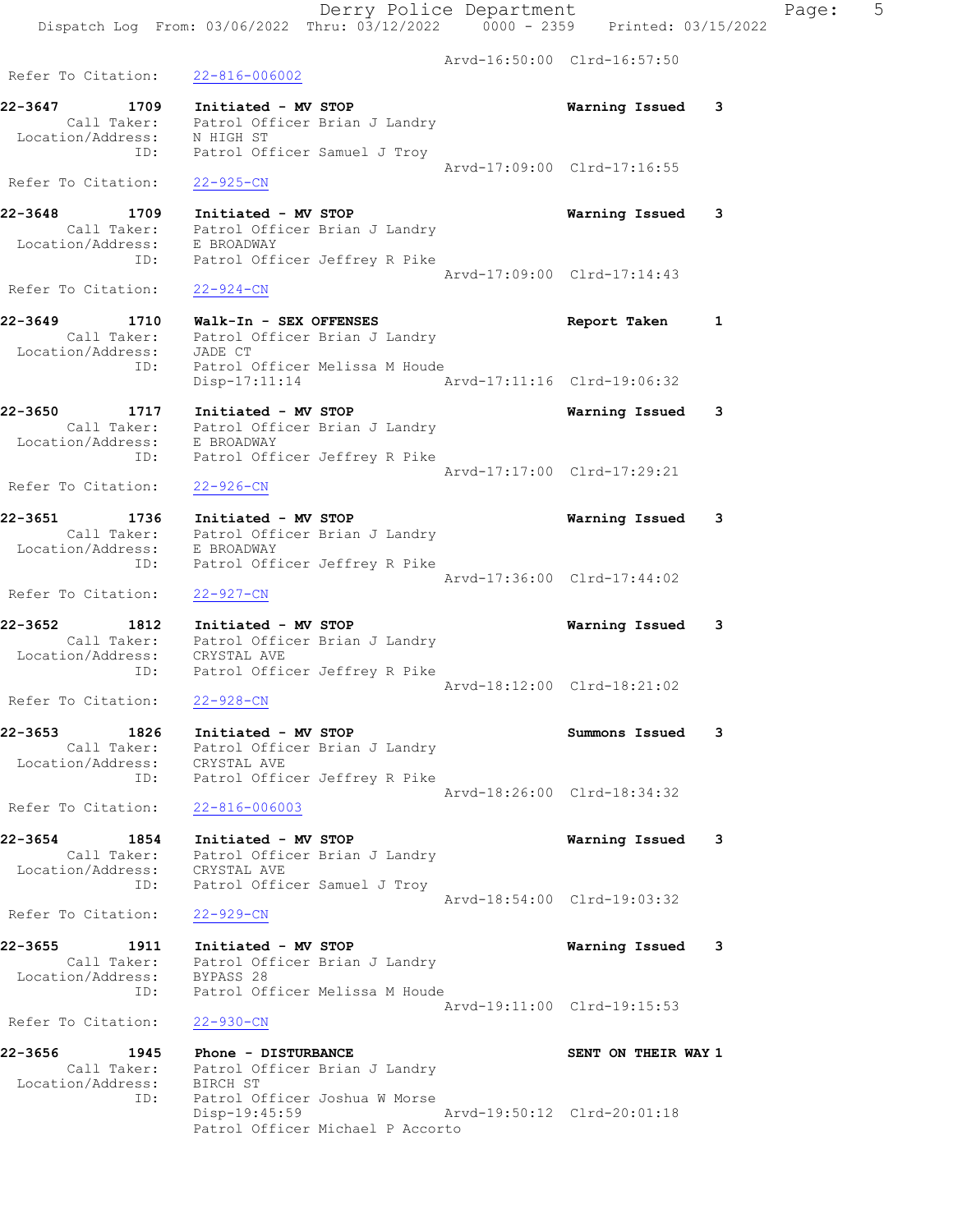Arvd-16:50:00 Clrd-16:57:50

Refer To Citation: 22-816-006002

```
22-3647        1709    Initiated - MV STOP                         Warning Issued    3
        Call Taker:    Patrol Officer Brian J Landry
  Location/Address:    N HIGH ST
                ID:    Patrol Officer Samuel J Troy
                                                    Arvd-17:09:00  Clrd-17:16:55
 Refer To Citation:    22-925-CN

22-3648        1709    Initiated - MV STOP                         Warning Issued    3
        Call Taker:    Patrol Officer Brian J Landry
  Location/Address:    E BROADWAY
                ID:    Patrol Officer Jeffrey R Pike
                                                    Arvd-17:09:00  Clrd-17:14:43
 Refer To Citation:    22-924-CN

22-3649        1710    Walk-In - SEX OFFENSES                      Report Taken      1
        Call Taker:    Patrol Officer Brian J Landry
  Location/Address:    JADE CT
                ID:    Patrol Officer Melissa M Houde
                       Disp-17:11:14                Arvd-17:11:16  Clrd-19:06:32

22-3650        1717    Initiated - MV STOP                         Warning Issued    3
        Call Taker:    Patrol Officer Brian J Landry
  Location/Address:    E BROADWAY
                ID:    Patrol Officer Jeffrey R Pike
                                                    Arvd-17:17:00  Clrd-17:29:21
 Refer To Citation:    22-926-CN

22-3651        1736    Initiated - MV STOP                         Warning Issued    3
        Call Taker:    Patrol Officer Brian J Landry
  Location/Address:    E BROADWAY
                ID:    Patrol Officer Jeffrey R Pike
                                                    Arvd-17:36:00  Clrd-17:44:02
 Refer To Citation:    22-927-CN

22-3652        1812    Initiated - MV STOP                         Warning Issued    3
        Call Taker:    Patrol Officer Brian J Landry
  Location/Address:    CRYSTAL AVE
                ID:    Patrol Officer Jeffrey R Pike
                                                    Arvd-18:12:00  Clrd-18:21:02
 Refer To Citation:    22-928-CN

22-3653        1826    Initiated - MV STOP                         Summons Issued    3
        Call Taker:    Patrol Officer Brian J Landry
  Location/Address:    CRYSTAL AVE
                ID:    Patrol Officer Jeffrey R Pike
                                                    Arvd-18:26:00  Clrd-18:34:32
 Refer To Citation:    22-816-006003

22-3654        1854    Initiated - MV STOP                         Warning Issued    3
        Call Taker:    Patrol Officer Brian J Landry
  Location/Address:    CRYSTAL AVE
                ID:    Patrol Officer Samuel J Troy
                                                    Arvd-18:54:00  Clrd-19:03:32
 Refer To Citation:    22-929-CN

22-3655        1911    Initiated - MV STOP                         Warning Issued    3
        Call Taker:    Patrol Officer Brian J Landry
  Location/Address:    BYPASS 28
                ID:    Patrol Officer Melissa M Houde
                                                    Arvd-19:11:00  Clrd-19:15:53
 Refer To Citation:    22-930-CN

22-3656        1945    Phone - DISTURBANCE                         SENT ON THEIR WAY 1
        Call Taker:    Patrol Officer Brian J Landry
  Location/Address:    BIRCH ST
                ID:    Patrol Officer Joshua W Morse
                       Disp-19:45:59                Arvd-19:50:12  Clrd-20:01:18
                       Patrol Officer Michael P Accorto
```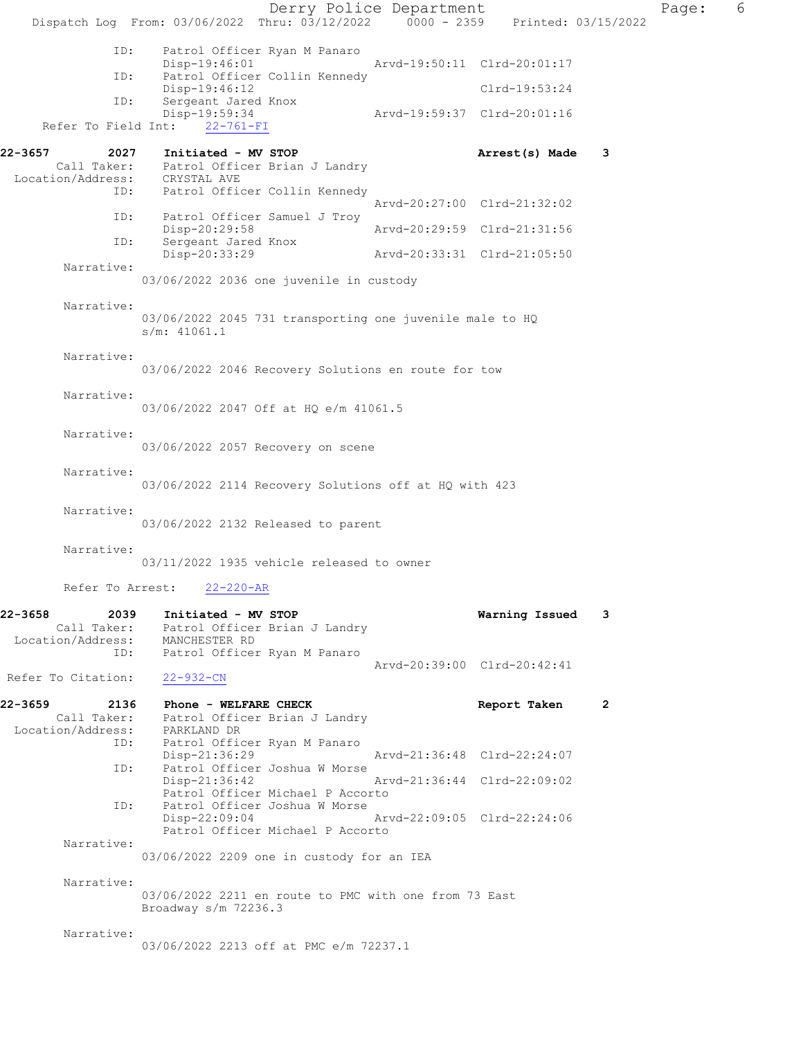```
            ID:     Patrol Officer Ryan M Panaro
                    Disp-19:46:01                 Arvd-19:50:11  Clrd-20:01:17
            ID:     Patrol Officer Collin Kennedy
                    Disp-19:46:12                                Clrd-19:53:24
            ID:     Sergeant Jared Knox
                    Disp-19:59:34                 Arvd-19:59:37  Clrd-20:01:16
    Refer To Field Int:    22-761-FI

22-3657        2027    Initiated - MV STOP                       Arrest(s) Made    3
       Call Taker:     Patrol Officer Brian J Landry
  Location/Address:    CRYSTAL AVE
            ID:     Patrol Officer Collin Kennedy
                                                  Arvd-20:27:00  Clrd-21:32:02
            ID:     Patrol Officer Samuel J Troy
                    Disp-20:29:58                 Arvd-20:29:59  Clrd-21:31:56
            ID:     Sergeant Jared Knox
                    Disp-20:33:29                 Arvd-20:33:31  Clrd-21:05:50
        Narrative:
              03/06/2022 2036 one juvenile in custody

        Narrative:
              03/06/2022 2045 731 transporting one juvenile male to HQ
              s/m: 41061.1

        Narrative:
              03/06/2022 2046 Recovery Solutions en route for tow

        Narrative:
              03/06/2022 2047 Off at HQ e/m 41061.5

        Narrative:
              03/06/2022 2057 Recovery on scene

        Narrative:
              03/06/2022 2114 Recovery Solutions off at HQ with 423

        Narrative:
              03/06/2022 2132 Released to parent

        Narrative:
              03/11/2022 1935 vehicle released to owner

        Refer To Arrest:    22-220-AR

22-3658        2039    Initiated - MV STOP                       Warning Issued    3
       Call Taker:     Patrol Officer Brian J Landry
  Location/Address:    MANCHESTER RD
            ID:     Patrol Officer Ryan M Panaro
                                                  Arvd-20:39:00  Clrd-20:42:41
 Refer To Citation:    22-932-CN

22-3659        2136    Phone - WELFARE CHECK                     Report Taken      2
       Call Taker:     Patrol Officer Brian J Landry
  Location/Address:    PARKLAND DR
            ID:     Patrol Officer Ryan M Panaro
                    Disp-21:36:29                 Arvd-21:36:48  Clrd-22:24:07
            ID:     Patrol Officer Joshua W Morse
                    Disp-21:36:42                 Arvd-21:36:44  Clrd-22:09:02
                    Patrol Officer Michael P Accorto
            ID:     Patrol Officer Joshua W Morse
                    Disp-22:09:04                 Arvd-22:09:05  Clrd-22:24:06
                    Patrol Officer Michael P Accorto
        Narrative:
              03/06/2022 2209 one in custody for an IEA

        Narrative:
              03/06/2022 2211 en route to PMC with one from 73 East
              Broadway s/m 72236.3

        Narrative:
              03/06/2022 2213 off at PMC e/m 72237.1
```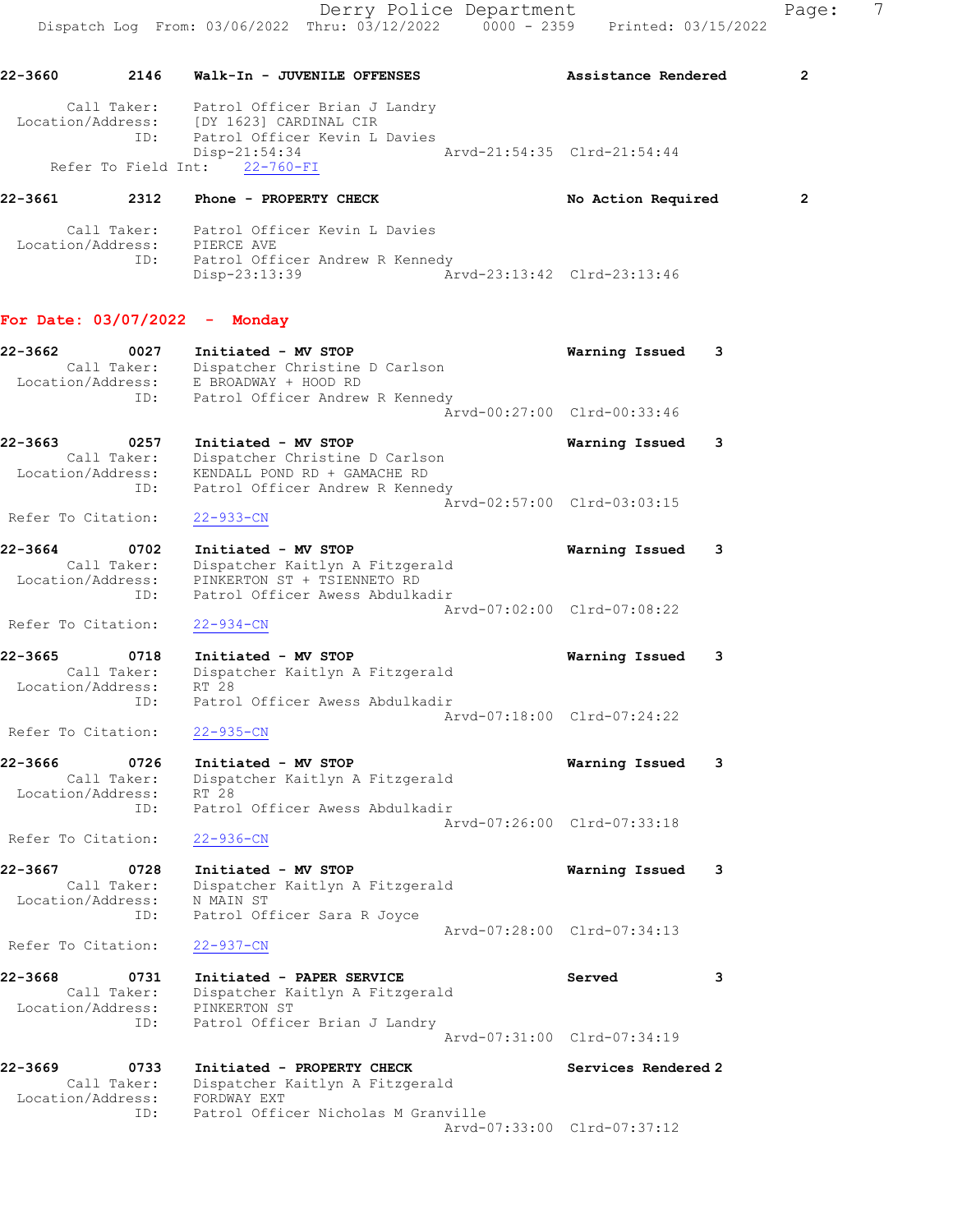22-3660 2146 **Walk-In - JUVENILE OFFENSES** **Assistance Rendered** 2

Call Taker: Patrol Officer Brian J Landry
Location/Address: [DY 1623] CARDINAL CIR
ID: Patrol Officer Kevin L Davies
Disp-21:54:34 Arvd-21:54:35 Clrd-21:54:44
Refer To Field Int: 22-760-FI

22-3661 2312 **Phone - PROPERTY CHECK** **No Action Required** 2

Call Taker: Patrol Officer Kevin L Davies
Location/Address: PIERCE AVE
ID: Patrol Officer Andrew R Kennedy
Disp-23:13:39 Arvd-23:13:42 Clrd-23:13:46

## For Date: 03/07/2022 - Monday

22-3662 0027 **Initiated - MV STOP** **Warning Issued** 3
Call Taker: Dispatcher Christine D Carlson
Location/Address: E BROADWAY + HOOD RD
ID: Patrol Officer Andrew R Kennedy
Arvd-00:27:00 Clrd-00:33:46

22-3663 0257 **Initiated - MV STOP** **Warning Issued** 3
Call Taker: Dispatcher Christine D Carlson
Location/Address: KENDALL POND RD + GAMACHE RD
ID: Patrol Officer Andrew R Kennedy
Arvd-02:57:00 Clrd-03:03:15
Refer To Citation: 22-933-CN

22-3664 0702 **Initiated - MV STOP** **Warning Issued** 3
Call Taker: Dispatcher Kaitlyn A Fitzgerald
Location/Address: PINKERTON ST + TSIENNETO RD
ID: Patrol Officer Awess Abdulkadir
Arvd-07:02:00 Clrd-07:08:22
Refer To Citation: 22-934-CN

22-3665 0718 **Initiated - MV STOP** **Warning Issued** 3
Call Taker: Dispatcher Kaitlyn A Fitzgerald
Location/Address: RT 28
ID: Patrol Officer Awess Abdulkadir
Arvd-07:18:00 Clrd-07:24:22
Refer To Citation: 22-935-CN

22-3666 0726 **Initiated - MV STOP** **Warning Issued** 3
Call Taker: Dispatcher Kaitlyn A Fitzgerald
Location/Address: RT 28
ID: Patrol Officer Awess Abdulkadir
Arvd-07:26:00 Clrd-07:33:18
Refer To Citation: 22-936-CN

22-3667 0728 **Initiated - MV STOP** **Warning Issued** 3
Call Taker: Dispatcher Kaitlyn A Fitzgerald
Location/Address: N MAIN ST
ID: Patrol Officer Sara R Joyce
Arvd-07:28:00 Clrd-07:34:13
Refer To Citation: 22-937-CN

22-3668 0731 **Initiated - PAPER SERVICE** **Served** 3
Call Taker: Dispatcher Kaitlyn A Fitzgerald
Location/Address: PINKERTON ST
ID: Patrol Officer Brian J Landry
Arvd-07:31:00 Clrd-07:34:19

22-3669 0733 **Initiated - PROPERTY CHECK** **Services Rendered** 2
Call Taker: Dispatcher Kaitlyn A Fitzgerald
Location/Address: FORDWAY EXT
ID: Patrol Officer Nicholas M Granville
Arvd-07:33:00 Clrd-07:37:12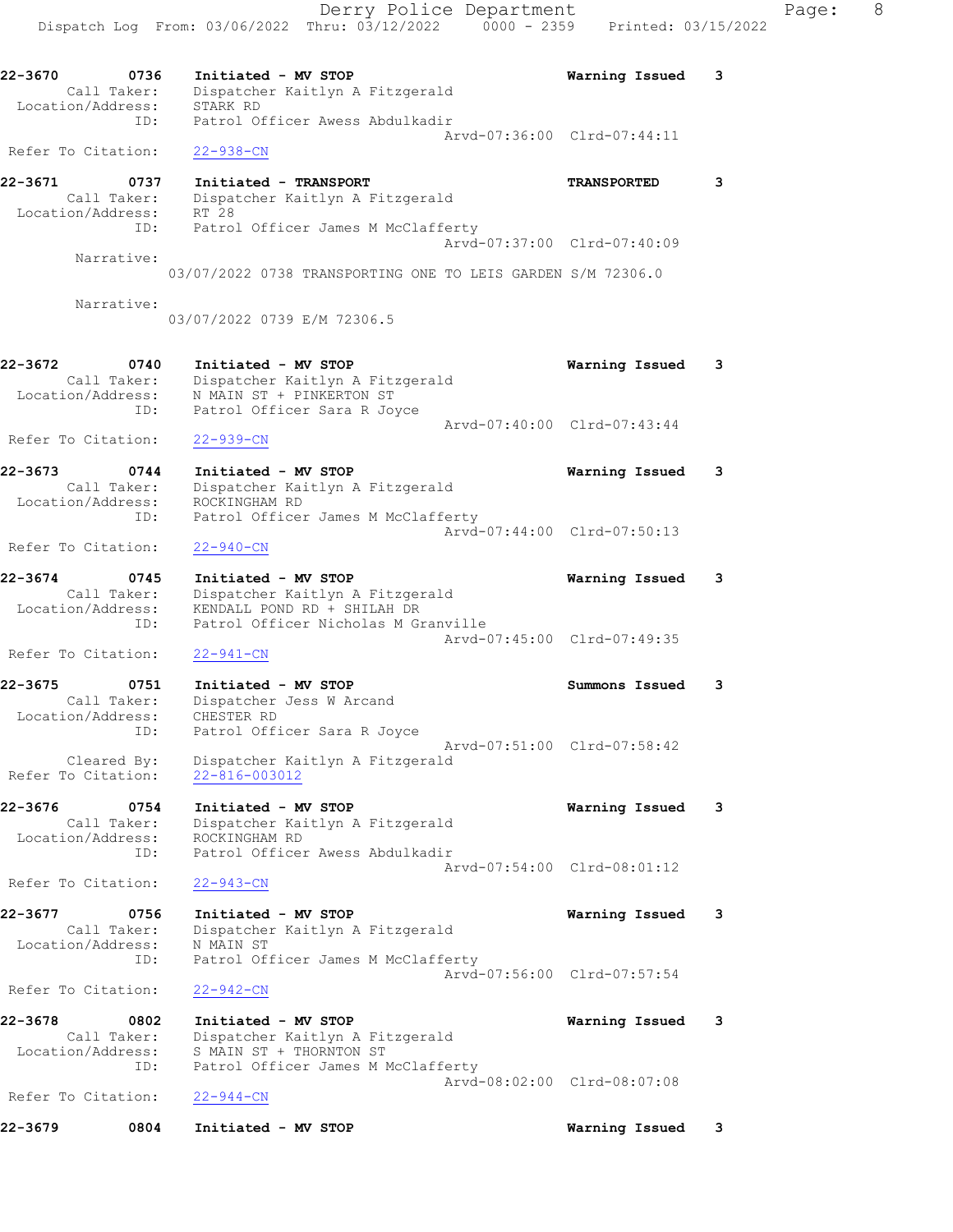**22-3670** 0736 Initiated - MV STOP — Warning Issued 3
Call Taker: Dispatcher Kaitlyn A Fitzgerald
Location/Address: STARK RD
ID: Patrol Officer Awess Abdulkadir
Arvd-07:36:00 Clrd-07:44:11
Refer To Citation: 22-938-CN

**22-3671** 0737 Initiated - TRANSPORT — TRANSPORTED 3
Call Taker: Dispatcher Kaitlyn A Fitzgerald
Location/Address: RT 28
ID: Patrol Officer James M McClafferty
Arvd-07:37:00 Clrd-07:40:09
Narrative:
03/07/2022 0738 TRANSPORTING ONE TO LEIS GARDEN S/M 72306.0

Narrative:
03/07/2022 0739 E/M 72306.5

**22-3672** 0740 Initiated - MV STOP — Warning Issued 3
Call Taker: Dispatcher Kaitlyn A Fitzgerald
Location/Address: N MAIN ST + PINKERTON ST
ID: Patrol Officer Sara R Joyce
Arvd-07:40:00 Clrd-07:43:44
Refer To Citation: 22-939-CN

**22-3673** 0744 Initiated - MV STOP — Warning Issued 3
Call Taker: Dispatcher Kaitlyn A Fitzgerald
Location/Address: ROCKINGHAM RD
ID: Patrol Officer James M McClafferty
Arvd-07:44:00 Clrd-07:50:13
Refer To Citation: 22-940-CN

**22-3674** 0745 Initiated - MV STOP — Warning Issued 3
Call Taker: Dispatcher Kaitlyn A Fitzgerald
Location/Address: KENDALL POND RD + SHILAH DR
ID: Patrol Officer Nicholas M Granville
Arvd-07:45:00 Clrd-07:49:35
Refer To Citation: 22-941-CN

**22-3675** 0751 Initiated - MV STOP — Summons Issued 3
Call Taker: Dispatcher Jess W Arcand
Location/Address: CHESTER RD
ID: Patrol Officer Sara R Joyce
Arvd-07:51:00 Clrd-07:58:42
Cleared By: Dispatcher Kaitlyn A Fitzgerald
Refer To Citation: 22-816-003012

**22-3676** 0754 Initiated - MV STOP — Warning Issued 3
Call Taker: Dispatcher Kaitlyn A Fitzgerald
Location/Address: ROCKINGHAM RD
ID: Patrol Officer Awess Abdulkadir
Arvd-07:54:00 Clrd-08:01:12
Refer To Citation: 22-943-CN

**22-3677** 0756 Initiated - MV STOP — Warning Issued 3
Call Taker: Dispatcher Kaitlyn A Fitzgerald
Location/Address: N MAIN ST
ID: Patrol Officer James M McClafferty
Arvd-07:56:00 Clrd-07:57:54
Refer To Citation: 22-942-CN

**22-3678** 0802 Initiated - MV STOP — Warning Issued 3
Call Taker: Dispatcher Kaitlyn A Fitzgerald
Location/Address: S MAIN ST + THORNTON ST
ID: Patrol Officer James M McClafferty
Arvd-08:02:00 Clrd-08:07:08
Refer To Citation: 22-944-CN

**22-3679** 0804 Initiated - MV STOP — Warning Issued 3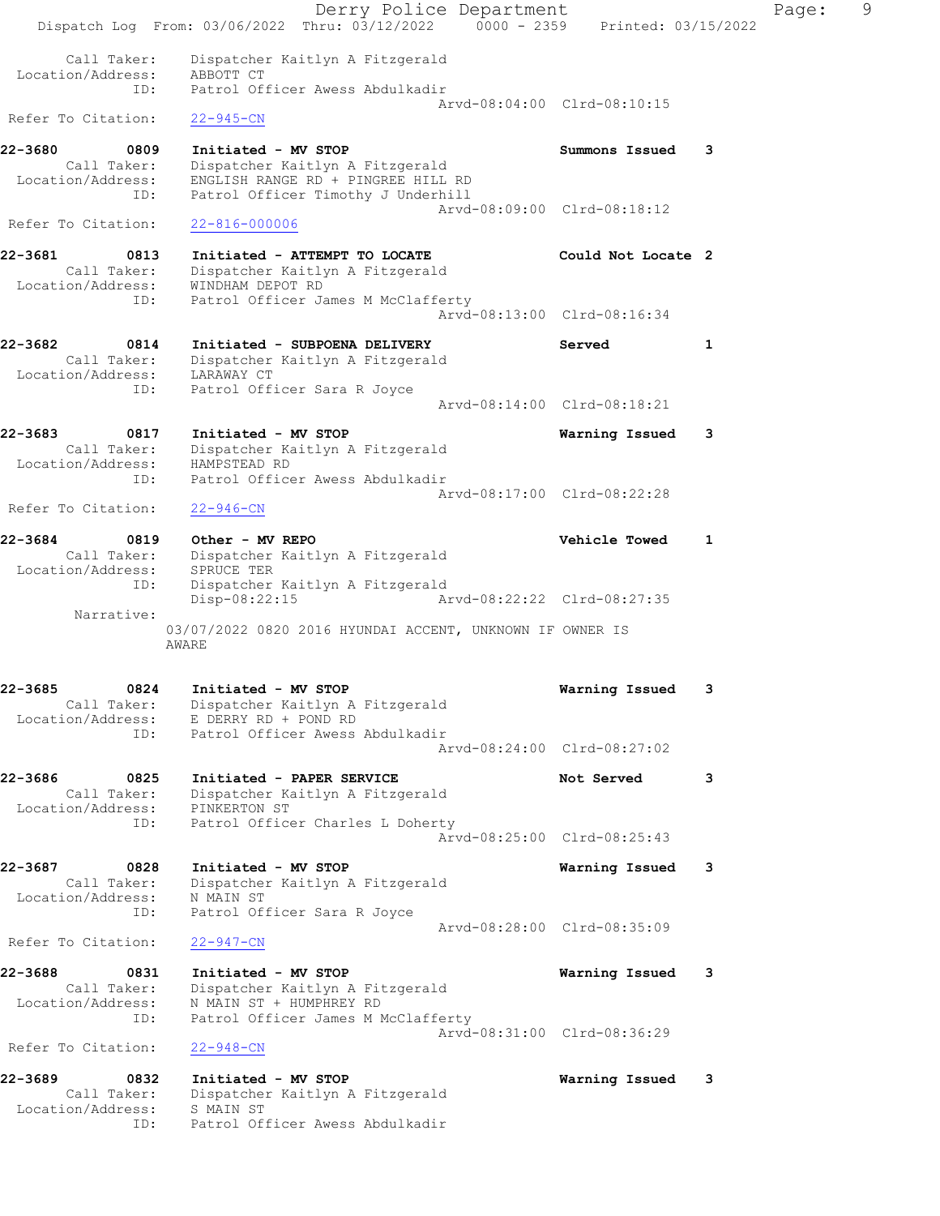Call Taker: Dispatcher Kaitlyn A Fitzgerald
Location/Address: ABBOTT CT
ID: Patrol Officer Awess Abdulkadir
Arvd-08:04:00 Clrd-08:10:15
Refer To Citation: 22-945-CN

**22-3680 0809 Initiated - MV STOP** Summons Issued 3
Call Taker: Dispatcher Kaitlyn A Fitzgerald
Location/Address: ENGLISH RANGE RD + PINGREE HILL RD
ID: Patrol Officer Timothy J Underhill
Arvd-08:09:00 Clrd-08:18:12
Refer To Citation: 22-816-000006

**22-3681 0813 Initiated - ATTEMPT TO LOCATE** Could Not Locate 2
Call Taker: Dispatcher Kaitlyn A Fitzgerald
Location/Address: WINDHAM DEPOT RD
ID: Patrol Officer James M McClafferty
Arvd-08:13:00 Clrd-08:16:34

**22-3682 0814 Initiated - SUBPOENA DELIVERY** Served 1
Call Taker: Dispatcher Kaitlyn A Fitzgerald
Location/Address: LARAWAY CT
ID: Patrol Officer Sara R Joyce
Arvd-08:14:00 Clrd-08:18:21

**22-3683 0817 Initiated - MV STOP** Warning Issued 3
Call Taker: Dispatcher Kaitlyn A Fitzgerald
Location/Address: HAMPSTEAD RD
ID: Patrol Officer Awess Abdulkadir
Arvd-08:17:00 Clrd-08:22:28
Refer To Citation: 22-946-CN

**22-3684 0819 Other - MV REPO** Vehicle Towed 1
Call Taker: Dispatcher Kaitlyn A Fitzgerald
Location/Address: SPRUCE TER
ID: Dispatcher Kaitlyn A Fitzgerald
Disp-08:22:15 Arvd-08:22:22 Clrd-08:27:35
Narrative:
03/07/2022 0820 2016 HYUNDAI ACCENT, UNKNOWN IF OWNER IS AWARE

**22-3685 0824 Initiated - MV STOP** Warning Issued 3
Call Taker: Dispatcher Kaitlyn A Fitzgerald
Location/Address: E DERRY RD + POND RD
ID: Patrol Officer Awess Abdulkadir
Arvd-08:24:00 Clrd-08:27:02

**22-3686 0825 Initiated - PAPER SERVICE** Not Served 3
Call Taker: Dispatcher Kaitlyn A Fitzgerald
Location/Address: PINKERTON ST
ID: Patrol Officer Charles L Doherty
Arvd-08:25:00 Clrd-08:25:43

**22-3687 0828 Initiated - MV STOP** Warning Issued 3
Call Taker: Dispatcher Kaitlyn A Fitzgerald
Location/Address: N MAIN ST
ID: Patrol Officer Sara R Joyce
Arvd-08:28:00 Clrd-08:35:09
Refer To Citation: 22-947-CN

**22-3688 0831 Initiated - MV STOP** Warning Issued 3
Call Taker: Dispatcher Kaitlyn A Fitzgerald
Location/Address: N MAIN ST + HUMPHREY RD
ID: Patrol Officer James M McClafferty
Arvd-08:31:00 Clrd-08:36:29
Refer To Citation: 22-948-CN

**22-3689 0832 Initiated - MV STOP** Warning Issued 3
Call Taker: Dispatcher Kaitlyn A Fitzgerald
Location/Address: S MAIN ST
ID: Patrol Officer Awess Abdulkadir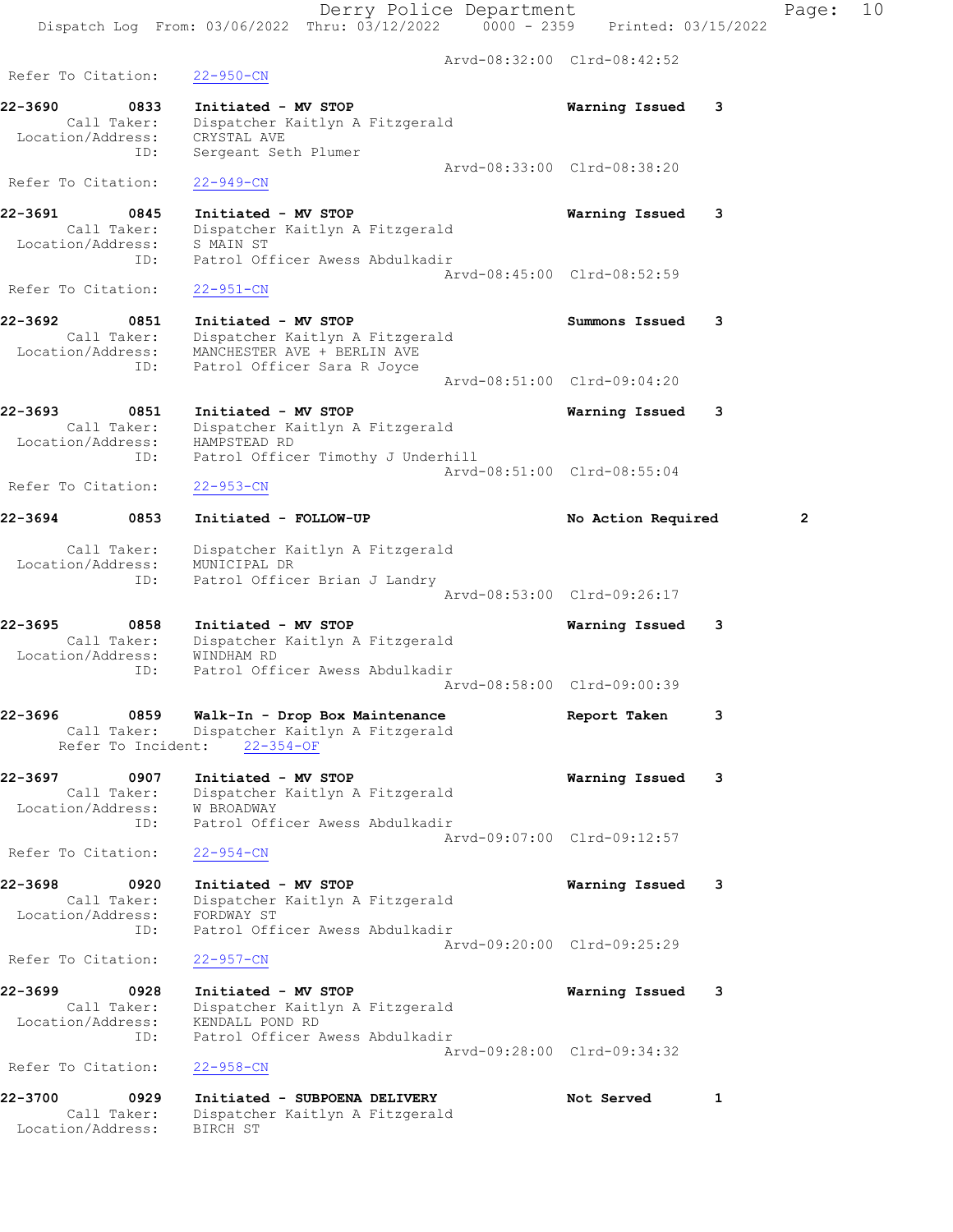Arvd-08:32:00 Clrd-08:42:52

Refer To Citation: 22-950-CN

22-3690 0833 **Initiated - MV STOP** **Warning Issued** 3
Call Taker: Dispatcher Kaitlyn A Fitzgerald
Location/Address: CRYSTAL AVE
ID: Sergeant Seth Plumer
Arvd-08:33:00 Clrd-08:38:20
Refer To Citation: 22-949-CN

22-3691 0845 **Initiated - MV STOP** **Warning Issued** 3
Call Taker: Dispatcher Kaitlyn A Fitzgerald
Location/Address: S MAIN ST
ID: Patrol Officer Awess Abdulkadir
Arvd-08:45:00 Clrd-08:52:59
Refer To Citation: 22-951-CN

22-3692 0851 **Initiated - MV STOP** **Summons Issued** 3
Call Taker: Dispatcher Kaitlyn A Fitzgerald
Location/Address: MANCHESTER AVE + BERLIN AVE
ID: Patrol Officer Sara R Joyce
Arvd-08:51:00 Clrd-09:04:20

22-3693 0851 **Initiated - MV STOP** **Warning Issued** 3
Call Taker: Dispatcher Kaitlyn A Fitzgerald
Location/Address: HAMPSTEAD RD
ID: Patrol Officer Timothy J Underhill
Arvd-08:51:00 Clrd-08:55:04
Refer To Citation: 22-953-CN

22-3694 0853 **Initiated - FOLLOW-UP** **No Action Required** 2
Call Taker: Dispatcher Kaitlyn A Fitzgerald
Location/Address: MUNICIPAL DR
ID: Patrol Officer Brian J Landry
Arvd-08:53:00 Clrd-09:26:17

22-3695 0858 **Initiated - MV STOP** **Warning Issued** 3
Call Taker: Dispatcher Kaitlyn A Fitzgerald
Location/Address: WINDHAM RD
ID: Patrol Officer Awess Abdulkadir
Arvd-08:58:00 Clrd-09:00:39

22-3696 0859 **Walk-In - Drop Box Maintenance** **Report Taken** 3
Call Taker: Dispatcher Kaitlyn A Fitzgerald
Refer To Incident: 22-354-OF

22-3697 0907 **Initiated - MV STOP** **Warning Issued** 3
Call Taker: Dispatcher Kaitlyn A Fitzgerald
Location/Address: W BROADWAY
ID: Patrol Officer Awess Abdulkadir
Arvd-09:07:00 Clrd-09:12:57
Refer To Citation: 22-954-CN

22-3698 0920 **Initiated - MV STOP** **Warning Issued** 3
Call Taker: Dispatcher Kaitlyn A Fitzgerald
Location/Address: FORDWAY ST
ID: Patrol Officer Awess Abdulkadir
Arvd-09:20:00 Clrd-09:25:29
Refer To Citation: 22-957-CN

22-3699 0928 **Initiated - MV STOP** **Warning Issued** 3
Call Taker: Dispatcher Kaitlyn A Fitzgerald
Location/Address: KENDALL POND RD
ID: Patrol Officer Awess Abdulkadir
Arvd-09:28:00 Clrd-09:34:32
Refer To Citation: 22-958-CN

22-3700 0929 **Initiated - SUBPOENA DELIVERY** **Not Served** 1
Call Taker: Dispatcher Kaitlyn A Fitzgerald
Location/Address: BIRCH ST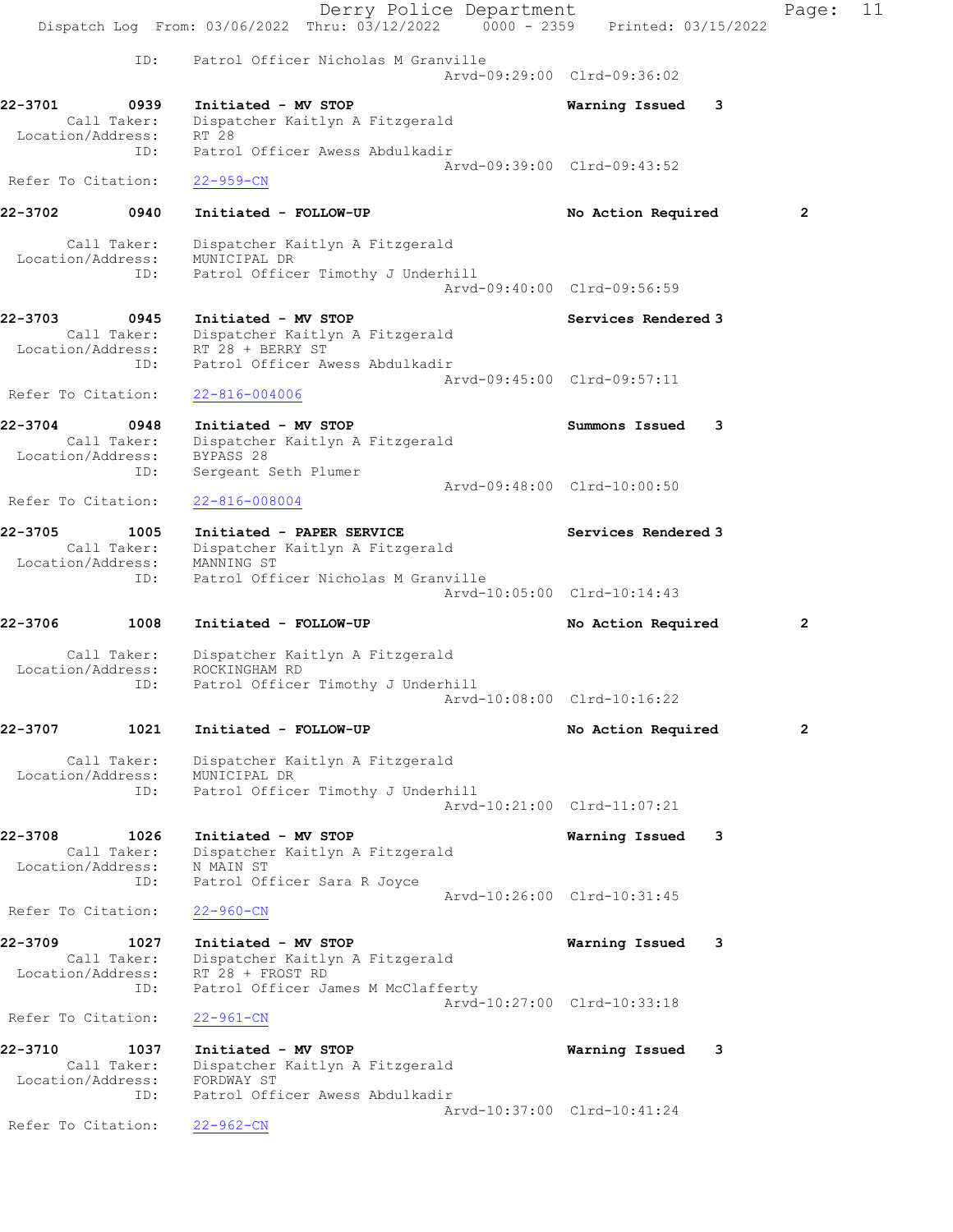ID: Patrol Officer Nicholas M Granville
Arvd-09:29:00 Clrd-09:36:02

**22-3701** 0939 **Initiated - MV STOP** **Warning Issued** 3
Call Taker: Dispatcher Kaitlyn A Fitzgerald
Location/Address: RT 28
ID: Patrol Officer Awess Abdulkadir
Arvd-09:39:00 Clrd-09:43:52
Refer To Citation: 22-959-CN

**22-3702** 0940 **Initiated - FOLLOW-UP** **No Action Required** 2
Call Taker: Dispatcher Kaitlyn A Fitzgerald
Location/Address: MUNICIPAL DR
ID: Patrol Officer Timothy J Underhill
Arvd-09:40:00 Clrd-09:56:59

**22-3703** 0945 **Initiated - MV STOP** **Services Rendered** 3
Call Taker: Dispatcher Kaitlyn A Fitzgerald
Location/Address: RT 28 + BERRY ST
ID: Patrol Officer Awess Abdulkadir
Arvd-09:45:00 Clrd-09:57:11
Refer To Citation: 22-816-004006

**22-3704** 0948 **Initiated - MV STOP** **Summons Issued** 3
Call Taker: Dispatcher Kaitlyn A Fitzgerald
Location/Address: BYPASS 28
ID: Sergeant Seth Plumer
Arvd-09:48:00 Clrd-10:00:50
Refer To Citation: 22-816-008004

**22-3705** 1005 **Initiated - PAPER SERVICE** **Services Rendered** 3
Call Taker: Dispatcher Kaitlyn A Fitzgerald
Location/Address: MANNING ST
ID: Patrol Officer Nicholas M Granville
Arvd-10:05:00 Clrd-10:14:43

**22-3706** 1008 **Initiated - FOLLOW-UP** **No Action Required** 2
Call Taker: Dispatcher Kaitlyn A Fitzgerald
Location/Address: ROCKINGHAM RD
ID: Patrol Officer Timothy J Underhill
Arvd-10:08:00 Clrd-10:16:22

**22-3707** 1021 **Initiated - FOLLOW-UP** **No Action Required** 2
Call Taker: Dispatcher Kaitlyn A Fitzgerald
Location/Address: MUNICIPAL DR
ID: Patrol Officer Timothy J Underhill
Arvd-10:21:00 Clrd-11:07:21

**22-3708** 1026 **Initiated - MV STOP** **Warning Issued** 3
Call Taker: Dispatcher Kaitlyn A Fitzgerald
Location/Address: N MAIN ST
ID: Patrol Officer Sara R Joyce
Arvd-10:26:00 Clrd-10:31:45
Refer To Citation: 22-960-CN

**22-3709** 1027 **Initiated - MV STOP** **Warning Issued** 3
Call Taker: Dispatcher Kaitlyn A Fitzgerald
Location/Address: RT 28 + FROST RD
ID: Patrol Officer James M McClafferty
Arvd-10:27:00 Clrd-10:33:18
Refer To Citation: 22-961-CN

**22-3710** 1037 **Initiated - MV STOP** **Warning Issued** 3
Call Taker: Dispatcher Kaitlyn A Fitzgerald
Location/Address: FORDWAY ST
ID: Patrol Officer Awess Abdulkadir
Arvd-10:37:00 Clrd-10:41:24
Refer To Citation: 22-962-CN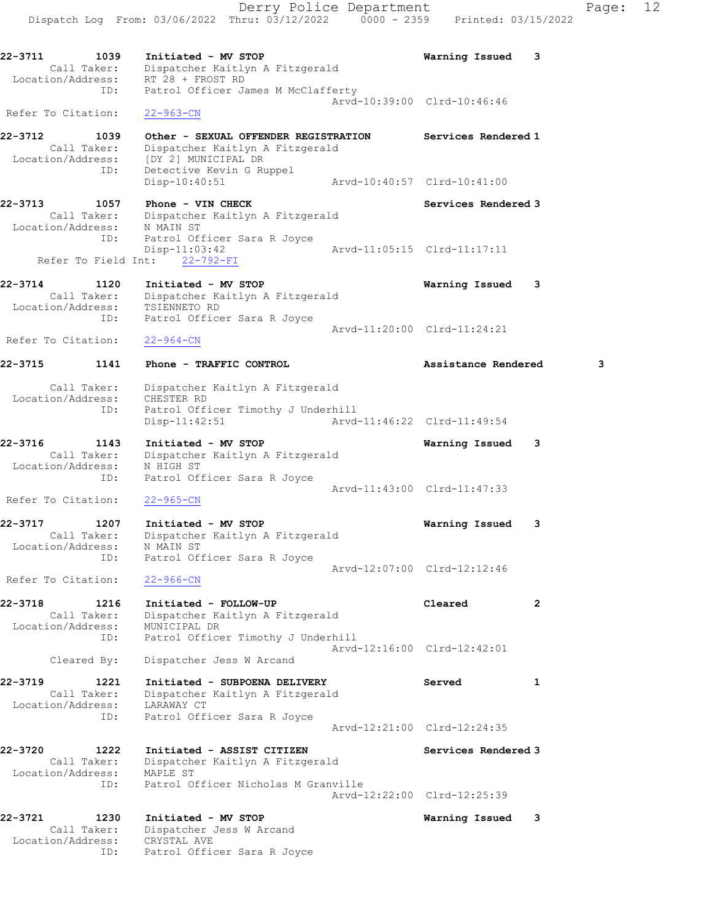22-3711 1039 Initiated - MV STOP Warning Issued 3
Call Taker: Dispatcher Kaitlyn A Fitzgerald
Location/Address: RT 28 + FROST RD
ID: Patrol Officer James M McClafferty
Arvd-10:39:00 Clrd-10:46:46
Refer To Citation: 22-963-CN

22-3712 1039 Other - SEXUAL OFFENDER REGISTRATION Services Rendered 1
Call Taker: Dispatcher Kaitlyn A Fitzgerald
Location/Address: [DY 2] MUNICIPAL DR
ID: Detective Kevin G Ruppel
Disp-10:40:51 Arvd-10:40:57 Clrd-10:41:00

22-3713 1057 Phone - VIN CHECK Services Rendered 3
Call Taker: Dispatcher Kaitlyn A Fitzgerald
Location/Address: N MAIN ST
ID: Patrol Officer Sara R Joyce
Disp-11:03:42 Arvd-11:05:15 Clrd-11:17:11
Refer To Field Int: 22-792-FI

22-3714 1120 Initiated - MV STOP Warning Issued 3
Call Taker: Dispatcher Kaitlyn A Fitzgerald
Location/Address: TSIENNETO RD
ID: Patrol Officer Sara R Joyce
Arvd-11:20:00 Clrd-11:24:21
Refer To Citation: 22-964-CN

22-3715 1141 Phone - TRAFFIC CONTROL Assistance Rendered 3
Call Taker: Dispatcher Kaitlyn A Fitzgerald
Location/Address: CHESTER RD
ID: Patrol Officer Timothy J Underhill
Disp-11:42:51 Arvd-11:46:22 Clrd-11:49:54

22-3716 1143 Initiated - MV STOP Warning Issued 3
Call Taker: Dispatcher Kaitlyn A Fitzgerald
Location/Address: N HIGH ST
ID: Patrol Officer Sara R Joyce
Arvd-11:43:00 Clrd-11:47:33
Refer To Citation: 22-965-CN

22-3717 1207 Initiated - MV STOP Warning Issued 3
Call Taker: Dispatcher Kaitlyn A Fitzgerald
Location/Address: N MAIN ST
ID: Patrol Officer Sara R Joyce
Arvd-12:07:00 Clrd-12:12:46
Refer To Citation: 22-966-CN

22-3718 1216 Initiated - FOLLOW-UP Cleared 2
Call Taker: Dispatcher Kaitlyn A Fitzgerald
Location/Address: MUNICIPAL DR
ID: Patrol Officer Timothy J Underhill
Arvd-12:16:00 Clrd-12:42:01
Cleared By: Dispatcher Jess W Arcand

22-3719 1221 Initiated - SUBPOENA DELIVERY Served 1
Call Taker: Dispatcher Kaitlyn A Fitzgerald
Location/Address: LARAWAY CT
ID: Patrol Officer Sara R Joyce
Arvd-12:21:00 Clrd-12:24:35

22-3720 1222 Initiated - ASSIST CITIZEN Services Rendered 3
Call Taker: Dispatcher Kaitlyn A Fitzgerald
Location/Address: MAPLE ST
ID: Patrol Officer Nicholas M Granville
Arvd-12:22:00 Clrd-12:25:39

22-3721 1230 Initiated - MV STOP Warning Issued 3
Call Taker: Dispatcher Jess W Arcand
Location/Address: CRYSTAL AVE
ID: Patrol Officer Sara R Joyce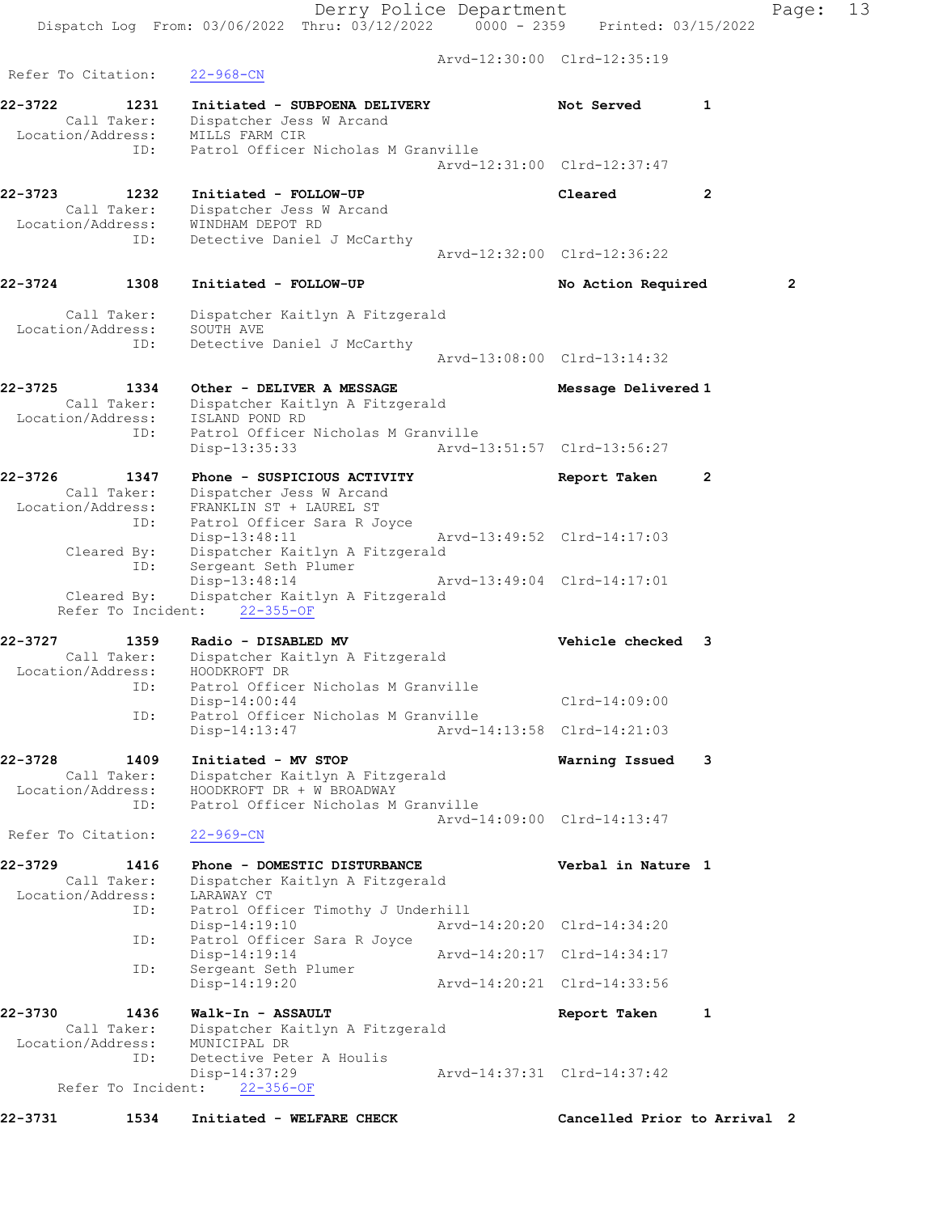Arvd-12:30:00 Clrd-12:35:19

Refer To Citation: 22-968-CN

**22-3722 1231 Initiated - SUBPOENA DELIVERY** Not Served 1
Call Taker: Dispatcher Jess W Arcand
Location/Address: MILLS FARM CIR
ID: Patrol Officer Nicholas M Granville
Arvd-12:31:00 Clrd-12:37:47

**22-3723 1232 Initiated - FOLLOW-UP** Cleared 2
Call Taker: Dispatcher Jess W Arcand
Location/Address: WINDHAM DEPOT RD
ID: Detective Daniel J McCarthy
Arvd-12:32:00 Clrd-12:36:22

**22-3724 1308 Initiated - FOLLOW-UP** No Action Required 2
Call Taker: Dispatcher Kaitlyn A Fitzgerald
Location/Address: SOUTH AVE
ID: Detective Daniel J McCarthy
Arvd-13:08:00 Clrd-13:14:32

**22-3725 1334 Other - DELIVER A MESSAGE** Message Delivered 1
Call Taker: Dispatcher Kaitlyn A Fitzgerald
Location/Address: ISLAND POND RD
ID: Patrol Officer Nicholas M Granville
Disp-13:35:33 Arvd-13:51:57 Clrd-13:56:27

**22-3726 1347 Phone - SUSPICIOUS ACTIVITY** Report Taken 2
Call Taker: Dispatcher Jess W Arcand
Location/Address: FRANKLIN ST + LAUREL ST
ID: Patrol Officer Sara R Joyce
Disp-13:48:11 Arvd-13:49:52 Clrd-14:17:03
Cleared By: Dispatcher Kaitlyn A Fitzgerald
ID: Sergeant Seth Plumer
Disp-13:48:14 Arvd-13:49:04 Clrd-14:17:01
Cleared By: Dispatcher Kaitlyn A Fitzgerald
Refer To Incident: 22-355-OF

**22-3727 1359 Radio - DISABLED MV** Vehicle checked 3
Call Taker: Dispatcher Kaitlyn A Fitzgerald
Location/Address: HOODKROFT DR
ID: Patrol Officer Nicholas M Granville
Disp-14:00:44 Clrd-14:09:00
ID: Patrol Officer Nicholas M Granville
Disp-14:13:47 Arvd-14:13:58 Clrd-14:21:03

**22-3728 1409 Initiated - MV STOP** Warning Issued 3
Call Taker: Dispatcher Kaitlyn A Fitzgerald
Location/Address: HOODKROFT DR + W BROADWAY
ID: Patrol Officer Nicholas M Granville
Arvd-14:09:00 Clrd-14:13:47
Refer To Citation: 22-969-CN

**22-3729 1416 Phone - DOMESTIC DISTURBANCE** Verbal in Nature 1
Call Taker: Dispatcher Kaitlyn A Fitzgerald
Location/Address: LARAWAY CT
ID: Patrol Officer Timothy J Underhill
Disp-14:19:10 Arvd-14:20:20 Clrd-14:34:20
ID: Patrol Officer Sara R Joyce
Disp-14:19:14 Arvd-14:20:17 Clrd-14:34:17
ID: Sergeant Seth Plumer
Disp-14:19:20 Arvd-14:20:21 Clrd-14:33:56

**22-3730 1436 Walk-In - ASSAULT** Report Taken 1
Call Taker: Dispatcher Kaitlyn A Fitzgerald
Location/Address: MUNICIPAL DR
ID: Detective Peter A Houlis
Disp-14:37:29 Arvd-14:37:31 Clrd-14:37:42
Refer To Incident: 22-356-OF

**22-3731 1534 Initiated - WELFARE CHECK** Cancelled Prior to Arrival 2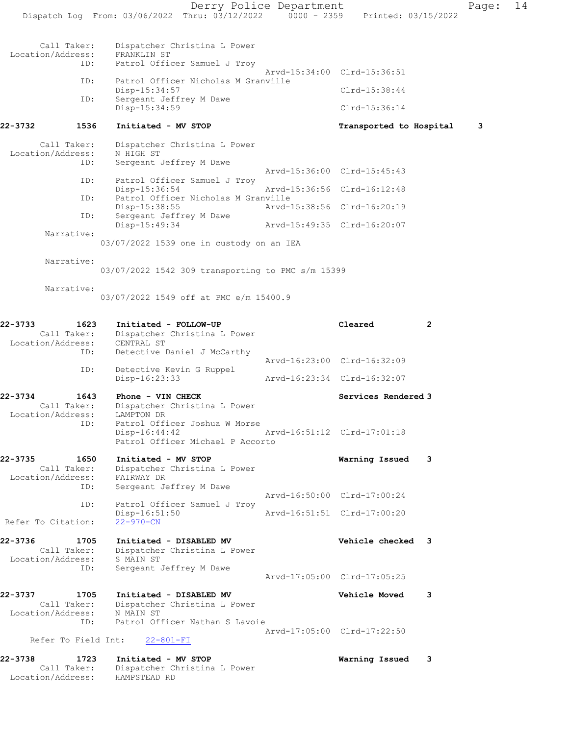Call Taker: Dispatcher Christina L Power
Location/Address: FRANKLIN ST
ID: Patrol Officer Samuel J Troy
Arvd-15:34:00 Clrd-15:36:51
ID: Patrol Officer Nicholas M Granville
Disp-15:34:57 Clrd-15:38:44
ID: Sergeant Jeffrey M Dawe
Disp-15:34:59 Clrd-15:36:14

**22-3732 1536 Initiated - MV STOP — Transported to Hospital 3**

Call Taker: Dispatcher Christina L Power
Location/Address: N HIGH ST
ID: Sergeant Jeffrey M Dawe
Arvd-15:36:00 Clrd-15:45:43
ID: Patrol Officer Samuel J Troy
Disp-15:36:54 Arvd-15:36:56 Clrd-16:12:48
ID: Patrol Officer Nicholas M Granville
Disp-15:38:55 Arvd-15:38:56 Clrd-16:20:19
ID: Sergeant Jeffrey M Dawe
Disp-15:49:34 Arvd-15:49:35 Clrd-16:20:07

Narrative:
03/07/2022 1539 one in custody on an IEA

Narrative:
03/07/2022 1542 309 transporting to PMC s/m 15399

Narrative:
03/07/2022 1549 off at PMC e/m 15400.9

**22-3733 1623 Initiated - FOLLOW-UP — Cleared 2**

Call Taker: Dispatcher Christina L Power
Location/Address: CENTRAL ST
ID: Detective Daniel J McCarthy
Arvd-16:23:00 Clrd-16:32:09
ID: Detective Kevin G Ruppel
Disp-16:23:33 Arvd-16:23:34 Clrd-16:32:07

**22-3734 1643 Phone - VIN CHECK — Services Rendered 3**

Call Taker: Dispatcher Christina L Power
Location/Address: LAMPTON DR
ID: Patrol Officer Joshua W Morse
Disp-16:44:42 Arvd-16:51:12 Clrd-17:01:18
Patrol Officer Michael P Accorto

**22-3735 1650 Initiated - MV STOP — Warning Issued 3**

Call Taker: Dispatcher Christina L Power
Location/Address: FAIRWAY DR
ID: Sergeant Jeffrey M Dawe
Arvd-16:50:00 Clrd-17:00:24
ID: Patrol Officer Samuel J Troy
Disp-16:51:50 Arvd-16:51:51 Clrd-17:00:20
Refer To Citation: 22-970-CN

**22-3736 1705 Initiated - DISABLED MV — Vehicle checked 3**

Call Taker: Dispatcher Christina L Power
Location/Address: S MAIN ST
ID: Sergeant Jeffrey M Dawe
Arvd-17:05:00 Clrd-17:05:25

**22-3737 1705 Initiated - DISABLED MV — Vehicle Moved 3**

Call Taker: Dispatcher Christina L Power
Location/Address: N MAIN ST
ID: Patrol Officer Nathan S Lavoie
Arvd-17:05:00 Clrd-17:22:50
Refer To Field Int: 22-801-FI

**22-3738 1723 Initiated - MV STOP — Warning Issued 3**

Call Taker: Dispatcher Christina L Power
Location/Address: HAMPSTEAD RD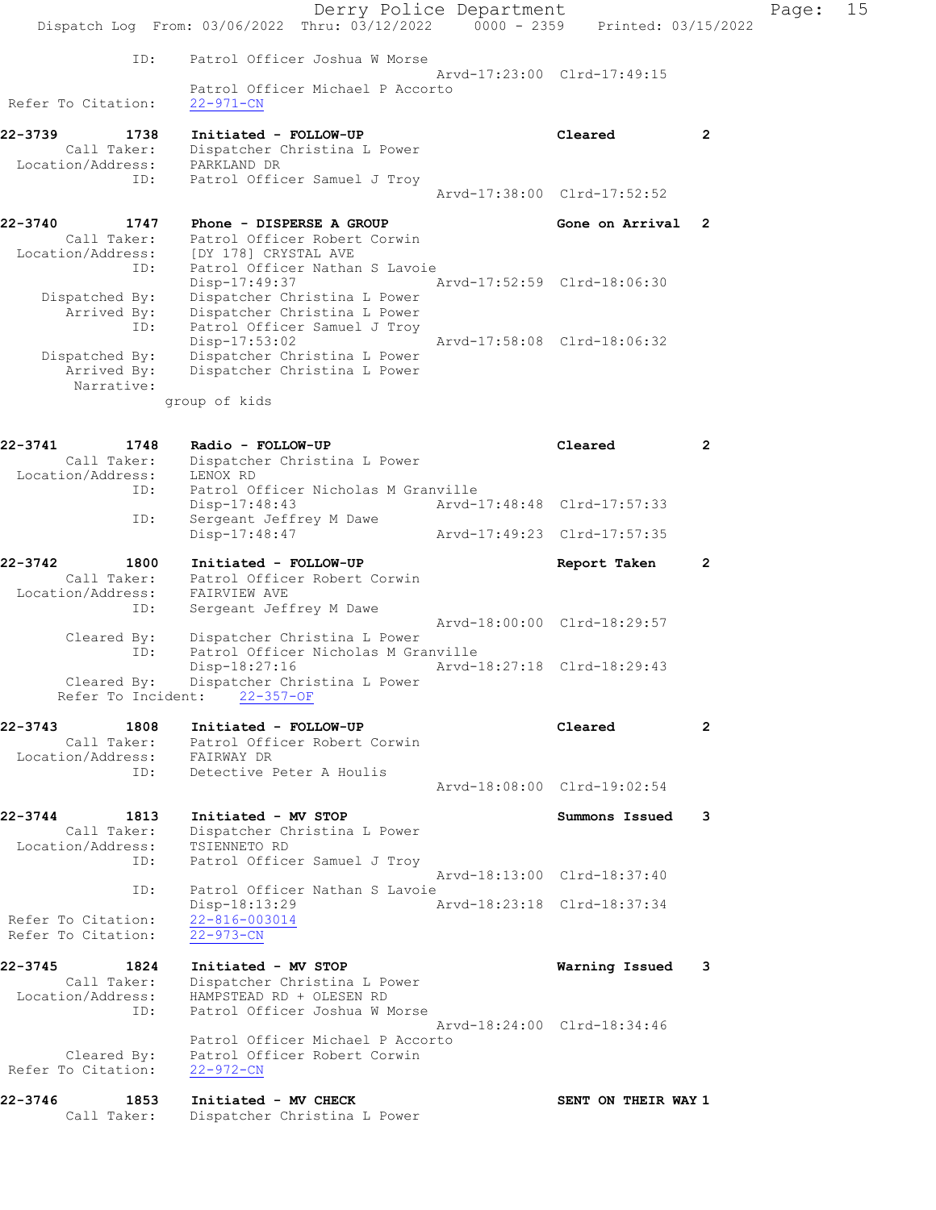```
           ID:      Patrol Officer Joshua W Morse
                                                    Arvd-17:23:00  Clrd-17:49:15
                    Patrol Officer Michael P Accorto
Refer To Citation:  22-971-CN

22-3739        1738    Initiated - FOLLOW-UP                       Cleared          2
      Call Taker:      Dispatcher Christina L Power
Location/Address:      PARKLAND DR
              ID:      Patrol Officer Samuel J Troy
                                                    Arvd-17:38:00  Clrd-17:52:52

22-3740        1747    Phone - DISPERSE A GROUP                    Gone on Arrival  2
      Call Taker:      Patrol Officer Robert Corwin
Location/Address:      [DY 178] CRYSTAL AVE
              ID:      Patrol Officer Nathan S Lavoie
                       Disp-17:49:37                Arvd-17:52:59  Clrd-18:06:30
   Dispatched By:      Dispatcher Christina L Power
      Arrived By:      Dispatcher Christina L Power
              ID:      Patrol Officer Samuel J Troy
                       Disp-17:53:02                Arvd-17:58:08  Clrd-18:06:32
   Dispatched By:      Dispatcher Christina L Power
      Arrived By:      Dispatcher Christina L Power
       Narrative:
                    group of kids


22-3741        1748    Radio - FOLLOW-UP                           Cleared          2
      Call Taker:      Dispatcher Christina L Power
Location/Address:      LENOX RD
              ID:      Patrol Officer Nicholas M Granville
                       Disp-17:48:43                Arvd-17:48:48  Clrd-17:57:33
              ID:      Sergeant Jeffrey M Dawe
                       Disp-17:48:47                Arvd-17:49:23  Clrd-17:57:35

22-3742        1800    Initiated - FOLLOW-UP                       Report Taken     2
      Call Taker:      Patrol Officer Robert Corwin
Location/Address:      FAIRVIEW AVE
              ID:      Sergeant Jeffrey M Dawe
                                                    Arvd-18:00:00  Clrd-18:29:57
      Cleared By:      Dispatcher Christina L Power
              ID:      Patrol Officer Nicholas M Granville
                       Disp-18:27:16                Arvd-18:27:18  Clrd-18:29:43
      Cleared By:      Dispatcher Christina L Power
   Refer To Incident:     22-357-OF

22-3743        1808    Initiated - FOLLOW-UP                       Cleared          2
      Call Taker:      Patrol Officer Robert Corwin
Location/Address:      FAIRWAY DR
              ID:      Detective Peter A Houlis
                                                    Arvd-18:08:00  Clrd-19:02:54

22-3744        1813    Initiated - MV STOP                         Summons Issued   3
      Call Taker:      Dispatcher Christina L Power
Location/Address:      TSIENNETO RD
              ID:      Patrol Officer Samuel J Troy
                                                    Arvd-18:13:00  Clrd-18:37:40
              ID:      Patrol Officer Nathan S Lavoie
                       Disp-18:13:29                Arvd-18:23:18  Clrd-18:37:34
Refer To Citation:  22-816-003014
Refer To Citation:  22-973-CN

22-3745        1824    Initiated - MV STOP                         Warning Issued   3
      Call Taker:      Dispatcher Christina L Power
Location/Address:      HAMPSTEAD RD + OLESEN RD
              ID:      Patrol Officer Joshua W Morse
                                                    Arvd-18:24:00  Clrd-18:34:46
                       Patrol Officer Michael P Accorto
      Cleared By:      Patrol Officer Robert Corwin
Refer To Citation:  22-972-CN

22-3746        1853    Initiated - MV CHECK                        SENT ON THEIR WAY 1
      Call Taker:      Dispatcher Christina L Power
```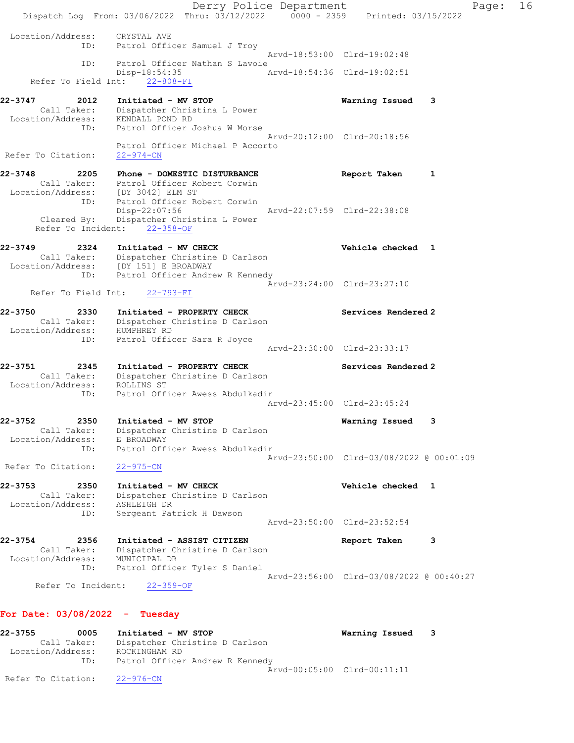```
Location/Address:    CRYSTAL AVE
              ID:    Patrol Officer Samuel J Troy
                                                Arvd-18:53:00  Clrd-19:02:48
              ID:    Patrol Officer Nathan S Lavoie
                     Disp-18:54:35              Arvd-18:54:36  Clrd-19:02:51
     Refer To Field Int:    22-808-FI

22-3747         2012   Initiated - MV STOP                      Warning Issued    3
      Call Taker:    Dispatcher Christina L Power
Location/Address:    KENDALL POND RD
              ID:    Patrol Officer Joshua W Morse
                                                Arvd-20:12:00  Clrd-20:18:56
                     Patrol Officer Michael P Accorto
Refer To Citation:   22-974-CN

22-3748         2205   Phone - DOMESTIC DISTURBANCE             Report Taken      1
      Call Taker:    Patrol Officer Robert Corwin
Location/Address:    [DY 3042] ELM ST
              ID:    Patrol Officer Robert Corwin
                     Disp-22:07:56              Arvd-22:07:59  Clrd-22:38:08
      Cleared By:    Dispatcher Christina L Power
   Refer To Incident:    22-358-OF

22-3749         2324   Initiated - MV CHECK                     Vehicle checked   1
      Call Taker:    Dispatcher Christine D Carlson
Location/Address:    [DY 151] E BROADWAY
              ID:    Patrol Officer Andrew R Kennedy
                                                Arvd-23:24:00  Clrd-23:27:10
     Refer To Field Int:    22-793-FI

22-3750         2330   Initiated - PROPERTY CHECK               Services Rendered 2
      Call Taker:    Dispatcher Christine D Carlson
Location/Address:    HUMPHREY RD
              ID:    Patrol Officer Sara R Joyce
                                                Arvd-23:30:00  Clrd-23:33:17

22-3751         2345   Initiated - PROPERTY CHECK               Services Rendered 2
      Call Taker:    Dispatcher Christine D Carlson
Location/Address:    ROLLINS ST
              ID:    Patrol Officer Awess Abdulkadir
                                                Arvd-23:45:00  Clrd-23:45:24

22-3752         2350   Initiated - MV STOP                      Warning Issued    3
      Call Taker:    Dispatcher Christine D Carlson
Location/Address:    E BROADWAY
              ID:    Patrol Officer Awess Abdulkadir
                                                Arvd-23:50:00  Clrd-03/08/2022 @ 00:01:09
Refer To Citation:   22-975-CN

22-3753         2350   Initiated - MV CHECK                     Vehicle checked   1
      Call Taker:    Dispatcher Christine D Carlson
Location/Address:    ASHLEIGH DR
              ID:    Sergeant Patrick H Dawson
                                                Arvd-23:50:00  Clrd-23:52:54

22-3754         2356   Initiated - ASSIST CITIZEN               Report Taken      3
      Call Taker:    Dispatcher Christine D Carlson
Location/Address:    MUNICIPAL DR
              ID:    Patrol Officer Tyler S Daniel
                                                Arvd-23:56:00  Clrd-03/08/2022 @ 00:40:27
   Refer To Incident:    22-359-OF
```

**For Date: 03/08/2022 - Tuesday**

```
22-3755         0005   Initiated - MV STOP                      Warning Issued    3
      Call Taker:    Dispatcher Christine D Carlson
Location/Address:    ROCKINGHAM RD
              ID:    Patrol Officer Andrew R Kennedy
                                                Arvd-00:05:00  Clrd-00:11:11
Refer To Citation:   22-976-CN
```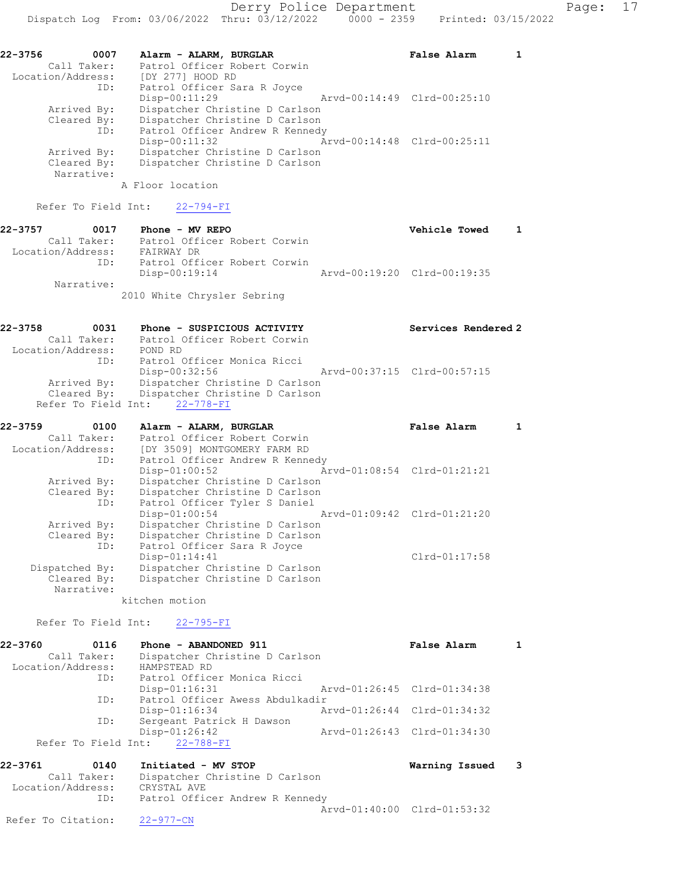**22-3756 0007 Alarm - ALARM, BURGLAR — False Alarm 1**

Call Taker: Patrol Officer Robert Corwin
Location/Address: [DY 277] HOOD RD
ID: Patrol Officer Sara R Joyce
Disp-00:11:29 Arvd-00:14:49 Clrd-00:25:10
Arrived By: Dispatcher Christine D Carlson
Cleared By: Dispatcher Christine D Carlson
ID: Patrol Officer Andrew R Kennedy
Disp-00:11:32 Arvd-00:14:48 Clrd-00:25:11
Arrived By: Dispatcher Christine D Carlson
Cleared By: Dispatcher Christine D Carlson
Narrative:
A Floor location

Refer To Field Int: 22-794-FI

**22-3757 0017 Phone - MV REPO — Vehicle Towed 1**

Call Taker: Patrol Officer Robert Corwin
Location/Address: FAIRWAY DR
ID: Patrol Officer Robert Corwin
Disp-00:19:14 Arvd-00:19:20 Clrd-00:19:35
Narrative:
2010 White Chrysler Sebring

**22-3758 0031 Phone - SUSPICIOUS ACTIVITY — Services Rendered 2**

Call Taker: Patrol Officer Robert Corwin
Location/Address: POND RD
ID: Patrol Officer Monica Ricci
Disp-00:32:56 Arvd-00:37:15 Clrd-00:57:15
Arrived By: Dispatcher Christine D Carlson
Cleared By: Dispatcher Christine D Carlson
Refer To Field Int: 22-778-FI

**22-3759 0100 Alarm - ALARM, BURGLAR — False Alarm 1**

Call Taker: Patrol Officer Robert Corwin
Location/Address: [DY 3509] MONTGOMERY FARM RD
ID: Patrol Officer Andrew R Kennedy
Disp-01:00:52 Arvd-01:08:54 Clrd-01:21:21
Arrived By: Dispatcher Christine D Carlson
Cleared By: Dispatcher Christine D Carlson
ID: Patrol Officer Tyler S Daniel
Disp-01:00:54 Arvd-01:09:42 Clrd-01:21:20
Arrived By: Dispatcher Christine D Carlson
Cleared By: Dispatcher Christine D Carlson
ID: Patrol Officer Sara R Joyce
Disp-01:14:41 Clrd-01:17:58
Dispatched By: Dispatcher Christine D Carlson
Cleared By: Dispatcher Christine D Carlson
Narrative:
kitchen motion

Refer To Field Int: 22-795-FI

**22-3760 0116 Phone - ABANDONED 911 — False Alarm 1**

Call Taker: Dispatcher Christine D Carlson
Location/Address: HAMPSTEAD RD
ID: Patrol Officer Monica Ricci
Disp-01:16:31 Arvd-01:26:45 Clrd-01:34:38
ID: Patrol Officer Awess Abdulkadir
Disp-01:16:34 Arvd-01:26:44 Clrd-01:34:32
ID: Sergeant Patrick H Dawson
Disp-01:26:42 Arvd-01:26:43 Clrd-01:34:30
Refer To Field Int: 22-788-FI

**22-3761 0140 Initiated - MV STOP — Warning Issued 3**

Call Taker: Dispatcher Christine D Carlson
Location/Address: CRYSTAL AVE
ID: Patrol Officer Andrew R Kennedy
Arvd-01:40:00 Clrd-01:53:32
Refer To Citation: 22-977-CN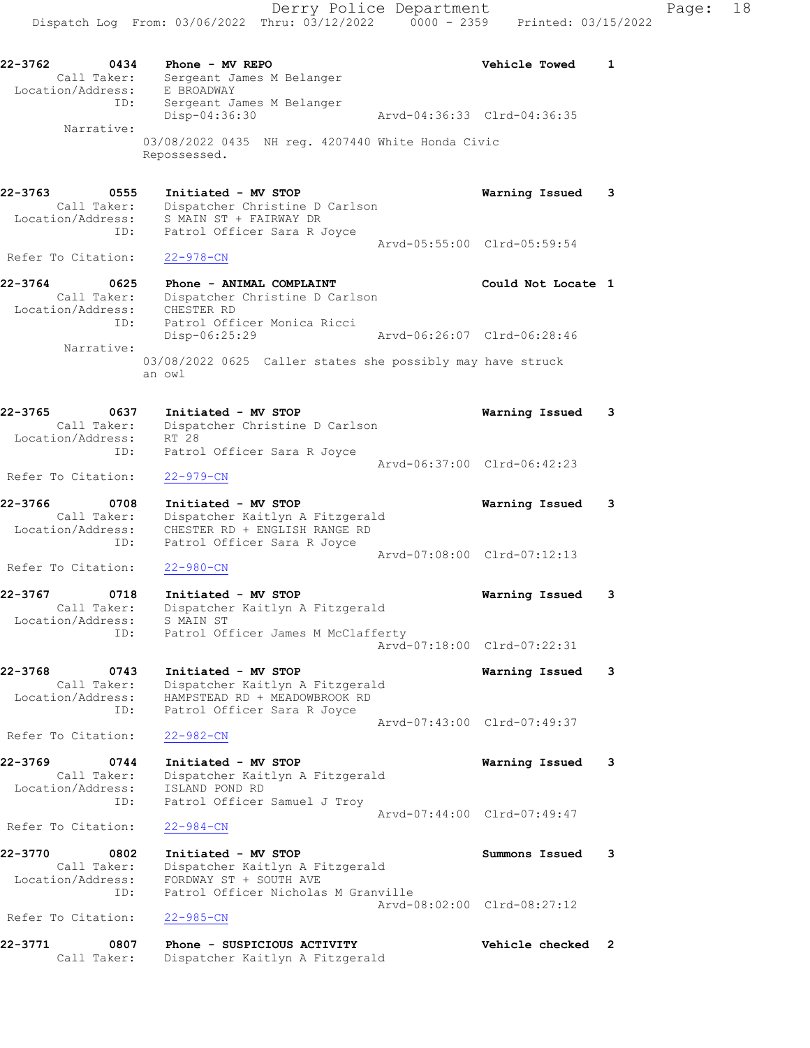22-3762 0434 Phone - MV REPO Vehicle Towed 1
Call Taker: Sergeant James M Belanger
Location/Address: E BROADWAY
ID: Sergeant James M Belanger
Disp-04:36:30 Arvd-04:36:33 Clrd-04:36:35
Narrative:
03/08/2022 0435 NH reg. 4207440 White Honda Civic Repossessed.

22-3763 0555 Initiated - MV STOP Warning Issued 3
Call Taker: Dispatcher Christine D Carlson
Location/Address: S MAIN ST + FAIRWAY DR
ID: Patrol Officer Sara R Joyce
Arvd-05:55:00 Clrd-05:59:54
Refer To Citation: 22-978-CN

22-3764 0625 Phone - ANIMAL COMPLAINT Could Not Locate 1
Call Taker: Dispatcher Christine D Carlson
Location/Address: CHESTER RD
ID: Patrol Officer Monica Ricci
Disp-06:25:29 Arvd-06:26:07 Clrd-06:28:46
Narrative:
03/08/2022 0625 Caller states she possibly may have struck an owl

22-3765 0637 Initiated - MV STOP Warning Issued 3
Call Taker: Dispatcher Christine D Carlson
Location/Address: RT 28
ID: Patrol Officer Sara R Joyce
Arvd-06:37:00 Clrd-06:42:23
Refer To Citation: 22-979-CN

22-3766 0708 Initiated - MV STOP Warning Issued 3
Call Taker: Dispatcher Kaitlyn A Fitzgerald
Location/Address: CHESTER RD + ENGLISH RANGE RD
ID: Patrol Officer Sara R Joyce
Arvd-07:08:00 Clrd-07:12:13
Refer To Citation: 22-980-CN

22-3767 0718 Initiated - MV STOP Warning Issued 3
Call Taker: Dispatcher Kaitlyn A Fitzgerald
Location/Address: S MAIN ST
ID: Patrol Officer James M McClafferty
Arvd-07:18:00 Clrd-07:22:31

22-3768 0743 Initiated - MV STOP Warning Issued 3
Call Taker: Dispatcher Kaitlyn A Fitzgerald
Location/Address: HAMPSTEAD RD + MEADOWBROOK RD
ID: Patrol Officer Sara R Joyce
Arvd-07:43:00 Clrd-07:49:37
Refer To Citation: 22-982-CN

22-3769 0744 Initiated - MV STOP Warning Issued 3
Call Taker: Dispatcher Kaitlyn A Fitzgerald
Location/Address: ISLAND POND RD
ID: Patrol Officer Samuel J Troy
Arvd-07:44:00 Clrd-07:49:47
Refer To Citation: 22-984-CN

22-3770 0802 Initiated - MV STOP Summons Issued 3
Call Taker: Dispatcher Kaitlyn A Fitzgerald
Location/Address: FORDWAY ST + SOUTH AVE
ID: Patrol Officer Nicholas M Granville
Arvd-08:02:00 Clrd-08:27:12
Refer To Citation: 22-985-CN

22-3771 0807 Phone - SUSPICIOUS ACTIVITY Vehicle checked 2
Call Taker: Dispatcher Kaitlyn A Fitzgerald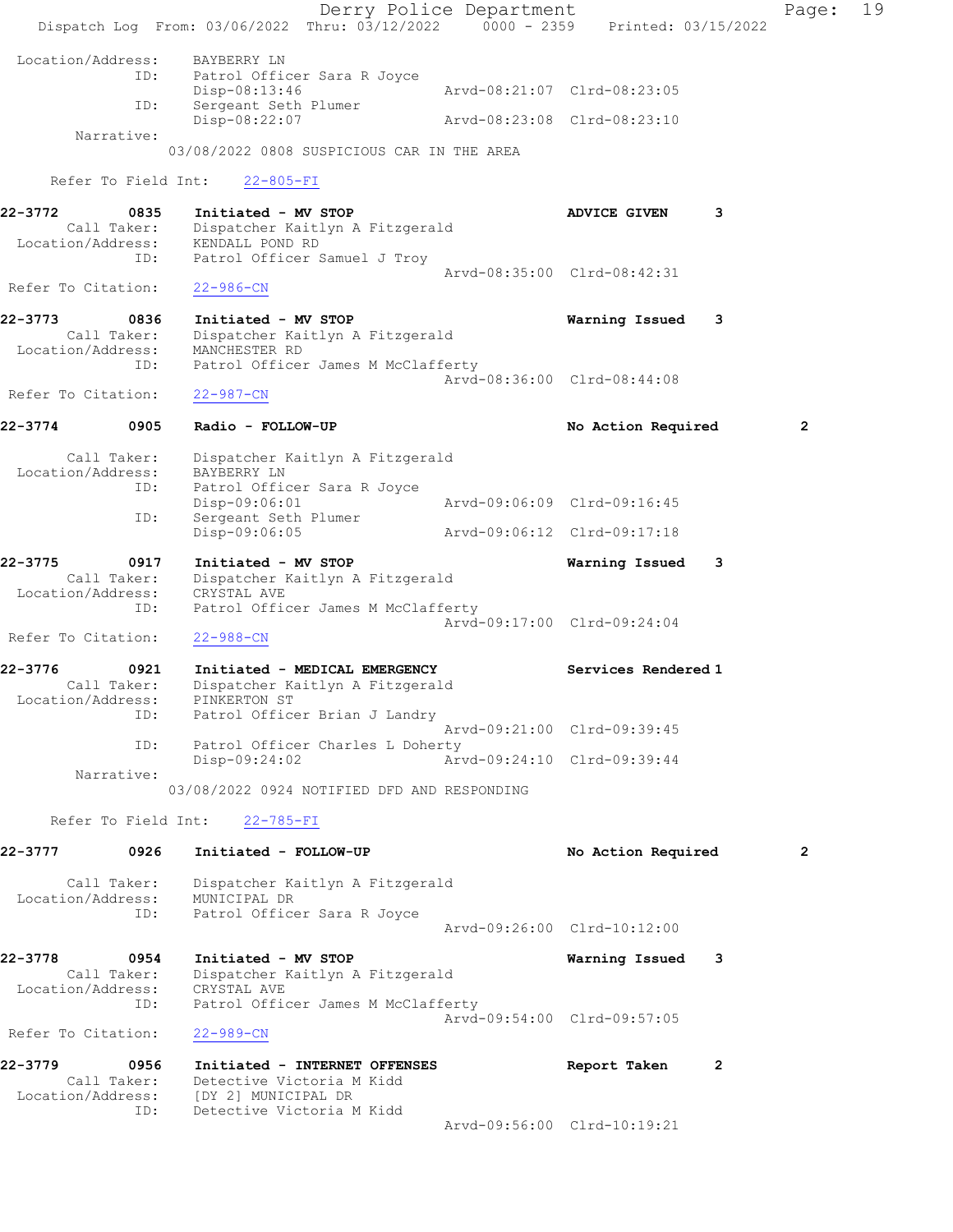Location/Address: BAYBERRY LN
ID: Patrol Officer Sara R Joyce
Disp-08:13:46 Arvd-08:21:07 Clrd-08:23:05
ID: Sergeant Seth Plumer
Disp-08:22:07 Arvd-08:23:08 Clrd-08:23:10
Narrative:
03/08/2022 0808 SUSPICIOUS CAR IN THE AREA

Refer To Field Int: 22-805-FI

**22-3772 0835 Initiated - MV STOP — ADVICE GIVEN 3**
Call Taker: Dispatcher Kaitlyn A Fitzgerald
Location/Address: KENDALL POND RD
ID: Patrol Officer Samuel J Troy
Arvd-08:35:00 Clrd-08:42:31
Refer To Citation: 22-986-CN

**22-3773 0836 Initiated - MV STOP — Warning Issued 3**
Call Taker: Dispatcher Kaitlyn A Fitzgerald
Location/Address: MANCHESTER RD
ID: Patrol Officer James M McClafferty
Arvd-08:36:00 Clrd-08:44:08
Refer To Citation: 22-987-CN

**22-3774 0905 Radio - FOLLOW-UP — No Action Required 2**
Call Taker: Dispatcher Kaitlyn A Fitzgerald
Location/Address: BAYBERRY LN
ID: Patrol Officer Sara R Joyce
Disp-09:06:01 Arvd-09:06:09 Clrd-09:16:45
ID: Sergeant Seth Plumer
Disp-09:06:05 Arvd-09:06:12 Clrd-09:17:18

**22-3775 0917 Initiated - MV STOP — Warning Issued 3**
Call Taker: Dispatcher Kaitlyn A Fitzgerald
Location/Address: CRYSTAL AVE
ID: Patrol Officer James M McClafferty
Arvd-09:17:00 Clrd-09:24:04
Refer To Citation: 22-988-CN

**22-3776 0921 Initiated - MEDICAL EMERGENCY — Services Rendered 1**
Call Taker: Dispatcher Kaitlyn A Fitzgerald
Location/Address: PINKERTON ST
ID: Patrol Officer Brian J Landry
Arvd-09:21:00 Clrd-09:39:45
ID: Patrol Officer Charles L Doherty
Disp-09:24:02 Arvd-09:24:10 Clrd-09:39:44
Narrative:
03/08/2022 0924 NOTIFIED DFD AND RESPONDING

Refer To Field Int: 22-785-FI

**22-3777 0926 Initiated - FOLLOW-UP — No Action Required 2**
Call Taker: Dispatcher Kaitlyn A Fitzgerald
Location/Address: MUNICIPAL DR
ID: Patrol Officer Sara R Joyce
Arvd-09:26:00 Clrd-10:12:00

**22-3778 0954 Initiated - MV STOP — Warning Issued 3**
Call Taker: Dispatcher Kaitlyn A Fitzgerald
Location/Address: CRYSTAL AVE
ID: Patrol Officer James M McClafferty
Arvd-09:54:00 Clrd-09:57:05
Refer To Citation: 22-989-CN

**22-3779 0956 Initiated - INTERNET OFFENSES — Report Taken 2**
Call Taker: Detective Victoria M Kidd
Location/Address: [DY 2] MUNICIPAL DR
ID: Detective Victoria M Kidd
Arvd-09:56:00 Clrd-10:19:21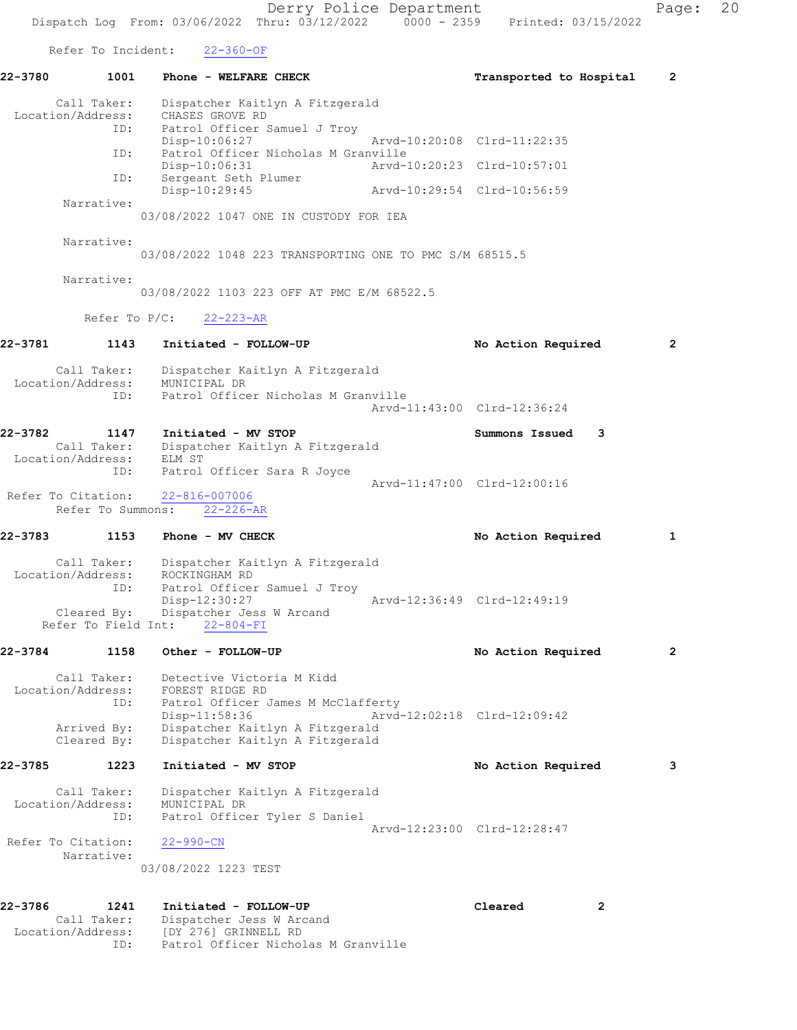Refer To Incident: 22-360-OF

**22-3780 1001 Phone - WELFARE CHECK** — Transported to Hospital 2

Call Taker: Dispatcher Kaitlyn A Fitzgerald
Location/Address: CHASES GROVE RD
ID: Patrol Officer Samuel J Troy
Disp-10:06:27 Arvd-10:20:08 Clrd-11:22:35
ID: Patrol Officer Nicholas M Granville
Disp-10:06:31 Arvd-10:20:23 Clrd-10:57:01
ID: Sergeant Seth Plumer
Disp-10:29:45 Arvd-10:29:54 Clrd-10:56:59

Narrative:
03/08/2022 1047 ONE IN CUSTODY FOR IEA

Narrative:
03/08/2022 1048 223 TRANSPORTING ONE TO PMC S/M 68515.5

Narrative:
03/08/2022 1103 223 OFF AT PMC E/M 68522.5

Refer To P/C: 22-223-AR

**22-3781 1143 Initiated - FOLLOW-UP** — No Action Required 2

Call Taker: Dispatcher Kaitlyn A Fitzgerald
Location/Address: MUNICIPAL DR
ID: Patrol Officer Nicholas M Granville
Arvd-11:43:00 Clrd-12:36:24

**22-3782 1147 Initiated - MV STOP** — Summons Issued 3

Call Taker: Dispatcher Kaitlyn A Fitzgerald
Location/Address: ELM ST
ID: Patrol Officer Sara R Joyce
Arvd-11:47:00 Clrd-12:00:16
Refer To Citation: 22-816-007006
Refer To Summons: 22-226-AR

**22-3783 1153 Phone - MV CHECK** — No Action Required 1

Call Taker: Dispatcher Kaitlyn A Fitzgerald
Location/Address: ROCKINGHAM RD
ID: Patrol Officer Samuel J Troy
Disp-12:30:27 Arvd-12:36:49 Clrd-12:49:19
Cleared By: Dispatcher Jess W Arcand
Refer To Field Int: 22-804-FI

**22-3784 1158 Other - FOLLOW-UP** — No Action Required 2

Call Taker: Detective Victoria M Kidd
Location/Address: FOREST RIDGE RD
ID: Patrol Officer James M McClafferty
Disp-11:58:36 Arvd-12:02:18 Clrd-12:09:42
Arrived By: Dispatcher Kaitlyn A Fitzgerald
Cleared By: Dispatcher Kaitlyn A Fitzgerald

**22-3785 1223 Initiated - MV STOP** — No Action Required 3

Call Taker: Dispatcher Kaitlyn A Fitzgerald
Location/Address: MUNICIPAL DR
ID: Patrol Officer Tyler S Daniel
Arvd-12:23:00 Clrd-12:28:47
Refer To Citation: 22-990-CN
Narrative:
03/08/2022 1223 TEST

**22-3786 1241 Initiated - FOLLOW-UP** — Cleared 2

Call Taker: Dispatcher Jess W Arcand
Location/Address: [DY 276] GRINNELL RD
ID: Patrol Officer Nicholas M Granville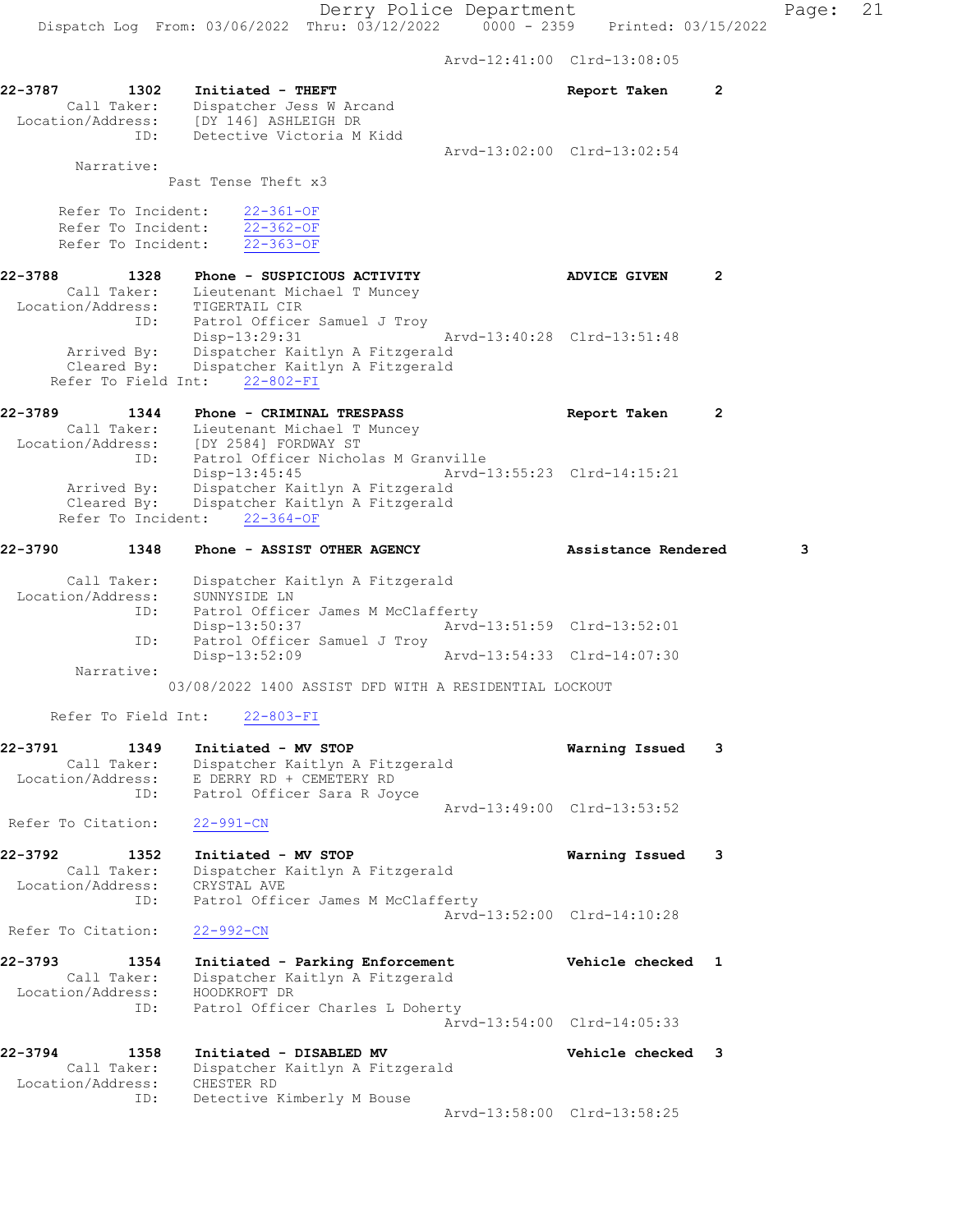Arvd-12:41:00 Clrd-13:08:05

**22-3787** 1302 **Initiated - THEFT** **Report Taken** **2**
Call Taker: Dispatcher Jess W Arcand
Location/Address: [DY 146] ASHLEIGH DR
ID: Detective Victoria M Kidd
Arvd-13:02:00 Clrd-13:02:54
Narrative:
Past Tense Theft x3

Refer To Incident: 22-361-OF
Refer To Incident: 22-362-OF
Refer To Incident: 22-363-OF

**22-3788** 1328 **Phone - SUSPICIOUS ACTIVITY** **ADVICE GIVEN** **2**
Call Taker: Lieutenant Michael T Muncey
Location/Address: TIGERTAIL CIR
ID: Patrol Officer Samuel J Troy
Disp-13:29:31 Arvd-13:40:28 Clrd-13:51:48
Arrived By: Dispatcher Kaitlyn A Fitzgerald
Cleared By: Dispatcher Kaitlyn A Fitzgerald
Refer To Field Int: 22-802-FI

**22-3789** 1344 **Phone - CRIMINAL TRESPASS** **Report Taken** **2**
Call Taker: Lieutenant Michael T Muncey
Location/Address: [DY 2584] FORDWAY ST
ID: Patrol Officer Nicholas M Granville
Disp-13:45:45 Arvd-13:55:23 Clrd-14:15:21
Arrived By: Dispatcher Kaitlyn A Fitzgerald
Cleared By: Dispatcher Kaitlyn A Fitzgerald
Refer To Incident: 22-364-OF

**22-3790** 1348 **Phone - ASSIST OTHER AGENCY** **Assistance Rendered** **3**
Call Taker: Dispatcher Kaitlyn A Fitzgerald
Location/Address: SUNNYSIDE LN
ID: Patrol Officer James M McClafferty
Disp-13:50:37 Arvd-13:51:59 Clrd-13:52:01
ID: Patrol Officer Samuel J Troy
Disp-13:52:09 Arvd-13:54:33 Clrd-14:07:30
Narrative:
03/08/2022 1400 ASSIST DFD WITH A RESIDENTIAL LOCKOUT

Refer To Field Int: 22-803-FI

**22-3791** 1349 **Initiated - MV STOP** **Warning Issued** **3**
Call Taker: Dispatcher Kaitlyn A Fitzgerald
Location/Address: E DERRY RD + CEMETERY RD
ID: Patrol Officer Sara R Joyce
Arvd-13:49:00 Clrd-13:53:52
Refer To Citation: 22-991-CN

**22-3792** 1352 **Initiated - MV STOP** **Warning Issued** **3**
Call Taker: Dispatcher Kaitlyn A Fitzgerald
Location/Address: CRYSTAL AVE
ID: Patrol Officer James M McClafferty
Arvd-13:52:00 Clrd-14:10:28
Refer To Citation: 22-992-CN

**22-3793** 1354 **Initiated - Parking Enforcement** **Vehicle checked** **1**
Call Taker: Dispatcher Kaitlyn A Fitzgerald
Location/Address: HOODKROFT DR
ID: Patrol Officer Charles L Doherty
Arvd-13:54:00 Clrd-14:05:33

**22-3794** 1358 **Initiated - DISABLED MV** **Vehicle checked** **3**
Call Taker: Dispatcher Kaitlyn A Fitzgerald
Location/Address: CHESTER RD
ID: Detective Kimberly M Bouse
Arvd-13:58:00 Clrd-13:58:25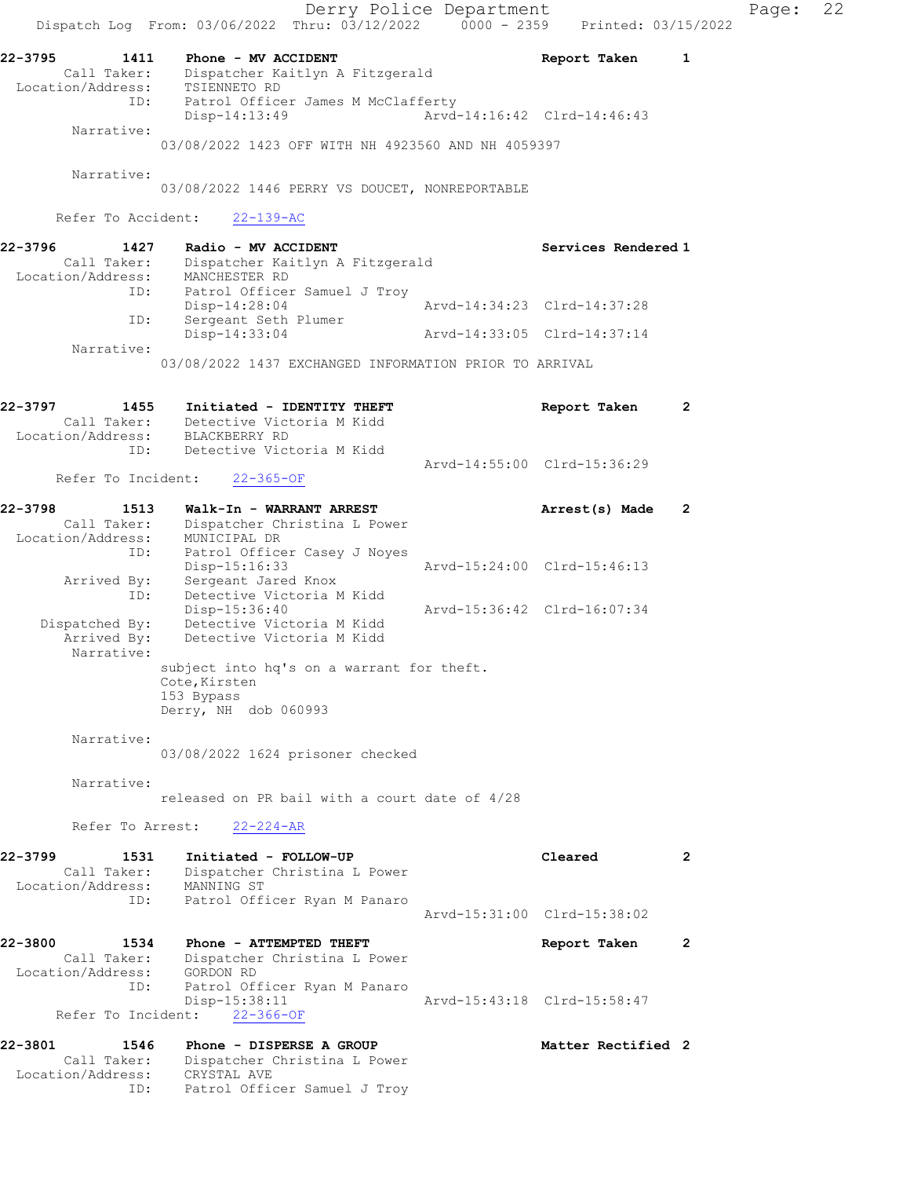```
22-3795        1411    Phone - MV ACCIDENT                          Report Taken       1
        Call Taker:    Dispatcher Kaitlyn A Fitzgerald
  Location/Address:    TSIENNETO RD
                ID:    Patrol Officer James M McClafferty
                       Disp-14:13:49                  Arvd-14:16:42  Clrd-14:46:43
         Narrative:
                      03/08/2022 1423 OFF WITH NH 4923560 AND NH 4059397

         Narrative:
                      03/08/2022 1446 PERRY VS DOUCET, NONREPORTABLE

       Refer To Accident:    22-139-AC

22-3796        1427    Radio - MV ACCIDENT                          Services Rendered 1
        Call Taker:    Dispatcher Kaitlyn A Fitzgerald
  Location/Address:    MANCHESTER RD
                ID:    Patrol Officer Samuel J Troy
                       Disp-14:28:04                  Arvd-14:34:23  Clrd-14:37:28
                ID:    Sergeant Seth Plumer
                       Disp-14:33:04                  Arvd-14:33:05  Clrd-14:37:14
         Narrative:
                      03/08/2022 1437 EXCHANGED INFORMATION PRIOR TO ARRIVAL

22-3797        1455    Initiated - IDENTITY THEFT                   Report Taken       2
        Call Taker:    Detective Victoria M Kidd
  Location/Address:    BLACKBERRY RD
                ID:    Detective Victoria M Kidd
                                                      Arvd-14:55:00  Clrd-15:36:29
       Refer To Incident:    22-365-OF

22-3798        1513    Walk-In - WARRANT ARREST                     Arrest(s) Made     2
        Call Taker:    Dispatcher Christina L Power
  Location/Address:    MUNICIPAL DR
                ID:    Patrol Officer Casey J Noyes
                       Disp-15:16:33                  Arvd-15:24:00  Clrd-15:46:13
        Arrived By:    Sergeant Jared Knox
                ID:    Detective Victoria M Kidd
                       Disp-15:36:40                  Arvd-15:36:42  Clrd-16:07:34
     Dispatched By:    Detective Victoria M Kidd
        Arrived By:    Detective Victoria M Kidd
         Narrative:
                      subject into hq's on a warrant for theft.
                      Cote,Kirsten
                      153 Bypass
                      Derry, NH  dob 060993

         Narrative:
                      03/08/2022 1624 prisoner checked

         Narrative:
                      released on PR bail with a court date of 4/28

         Refer To Arrest:    22-224-AR

22-3799        1531    Initiated - FOLLOW-UP                        Cleared            2
        Call Taker:    Dispatcher Christina L Power
  Location/Address:    MANNING ST
                ID:    Patrol Officer Ryan M Panaro
                                                      Arvd-15:31:00  Clrd-15:38:02

22-3800        1534    Phone - ATTEMPTED THEFT                      Report Taken       2
        Call Taker:    Dispatcher Christina L Power
  Location/Address:    GORDON RD
                ID:    Patrol Officer Ryan M Panaro
                       Disp-15:38:11                  Arvd-15:43:18  Clrd-15:58:47
       Refer To Incident:    22-366-OF

22-3801        1546    Phone - DISPERSE A GROUP                     Matter Rectified 2
        Call Taker:    Dispatcher Christina L Power
  Location/Address:    CRYSTAL AVE
                ID:    Patrol Officer Samuel J Troy
```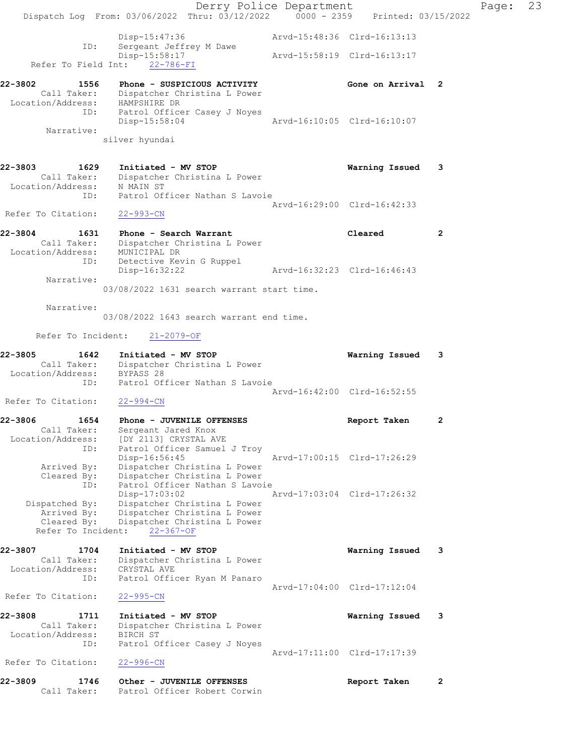```
              Disp-15:47:36              Arvd-15:48:36  Clrd-16:13:13
        ID:   Sergeant Jeffrey M Dawe
              Disp-15:58:17              Arvd-15:58:19  Clrd-16:13:17
    Refer To Field Int:    22-786-FI

22-3802        1556    Phone - SUSPICIOUS ACTIVITY              Gone on Arrival  2
      Call Taker:    Dispatcher Christina L Power
  Location/Address:    HAMPSHIRE DR
               ID:    Patrol Officer Casey J Noyes
                      Disp-15:58:04              Arvd-16:10:05  Clrd-16:10:07
       Narrative:
                 silver hyundai

22-3803        1629    Initiated - MV STOP                      Warning Issued   3
      Call Taker:    Dispatcher Christina L Power
  Location/Address:    N MAIN ST
               ID:    Patrol Officer Nathan S Lavoie
                                                 Arvd-16:29:00  Clrd-16:42:33
 Refer To Citation:    22-993-CN

22-3804        1631    Phone - Search Warrant                   Cleared          2
      Call Taker:    Dispatcher Christina L Power
  Location/Address:    MUNICIPAL DR
               ID:    Detective Kevin G Ruppel
                      Disp-16:32:22              Arvd-16:32:23  Clrd-16:46:43
       Narrative:
                 03/08/2022 1631 search warrant start time.

       Narrative:
                 03/08/2022 1643 search warrant end time.

      Refer To Incident:    21-2079-OF

22-3805        1642    Initiated - MV STOP                      Warning Issued   3
      Call Taker:    Dispatcher Christina L Power
  Location/Address:    BYPASS 28
               ID:    Patrol Officer Nathan S Lavoie
                                                 Arvd-16:42:00  Clrd-16:52:55
 Refer To Citation:    22-994-CN

22-3806        1654    Phone - JUVENILE OFFENSES                Report Taken     2
      Call Taker:    Sergeant Jared Knox
  Location/Address:    [DY 2113] CRYSTAL AVE
               ID:    Patrol Officer Samuel J Troy
                      Disp-16:56:45              Arvd-17:00:15  Clrd-17:26:29
       Arrived By:    Dispatcher Christina L Power
       Cleared By:    Dispatcher Christina L Power
               ID:    Patrol Officer Nathan S Lavoie
                      Disp-17:03:02              Arvd-17:03:04  Clrd-17:26:32
    Dispatched By:    Dispatcher Christina L Power
       Arrived By:    Dispatcher Christina L Power
       Cleared By:    Dispatcher Christina L Power
      Refer To Incident:    22-367-OF

22-3807        1704    Initiated - MV STOP                      Warning Issued   3
      Call Taker:    Dispatcher Christina L Power
  Location/Address:    CRYSTAL AVE
               ID:    Patrol Officer Ryan M Panaro
                                                 Arvd-17:04:00  Clrd-17:12:04
 Refer To Citation:    22-995-CN

22-3808        1711    Initiated - MV STOP                      Warning Issued   3
      Call Taker:    Dispatcher Christina L Power
  Location/Address:    BIRCH ST
               ID:    Patrol Officer Casey J Noyes
                                                 Arvd-17:11:00  Clrd-17:17:39
 Refer To Citation:    22-996-CN

22-3809        1746    Other - JUVENILE OFFENSES                Report Taken     2
      Call Taker:    Patrol Officer Robert Corwin
```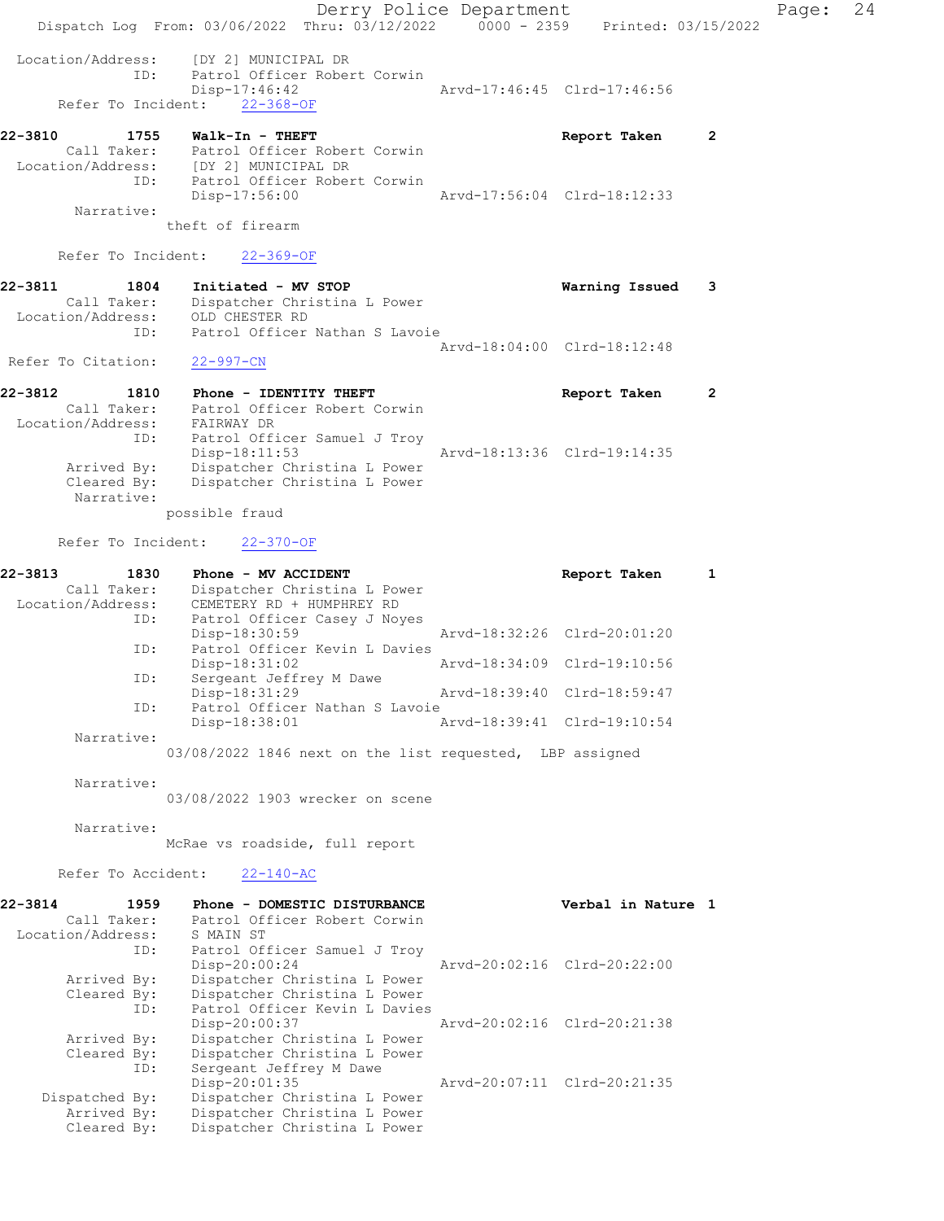Location/Address: [DY 2] MUNICIPAL DR
ID: Patrol Officer Robert Corwin
Disp-17:46:42 Arvd-17:46:45 Clrd-17:46:56
Refer To Incident: 22-368-OF

**22-3810 1755 Walk-In - THEFT** Report Taken 2
Call Taker: Patrol Officer Robert Corwin
Location/Address: [DY 2] MUNICIPAL DR
ID: Patrol Officer Robert Corwin
Disp-17:56:00 Arvd-17:56:04 Clrd-18:12:33
Narrative:
theft of firearm

Refer To Incident: 22-369-OF

**22-3811 1804 Initiated - MV STOP** Warning Issued 3
Call Taker: Dispatcher Christina L Power
Location/Address: OLD CHESTER RD
ID: Patrol Officer Nathan S Lavoie
Arvd-18:04:00 Clrd-18:12:48
Refer To Citation: 22-997-CN

**22-3812 1810 Phone - IDENTITY THEFT** Report Taken 2
Call Taker: Patrol Officer Robert Corwin
Location/Address: FAIRWAY DR
ID: Patrol Officer Samuel J Troy
Disp-18:11:53 Arvd-18:13:36 Clrd-19:14:35
Arrived By: Dispatcher Christina L Power
Cleared By: Dispatcher Christina L Power
Narrative:
possible fraud

Refer To Incident: 22-370-OF

**22-3813 1830 Phone - MV ACCIDENT** Report Taken 1
Call Taker: Dispatcher Christina L Power
Location/Address: CEMETERY RD + HUMPHREY RD
ID: Patrol Officer Casey J Noyes
Disp-18:30:59 Arvd-18:32:26 Clrd-20:01:20
ID: Patrol Officer Kevin L Davies
Disp-18:31:02 Arvd-18:34:09 Clrd-19:10:56
ID: Sergeant Jeffrey M Dawe
Disp-18:31:29 Arvd-18:39:40 Clrd-18:59:47
ID: Patrol Officer Nathan S Lavoie
Disp-18:38:01 Arvd-18:39:41 Clrd-19:10:54
Narrative:
03/08/2022 1846 next on the list requested, LBP assigned

Narrative:
03/08/2022 1903 wrecker on scene

Narrative:
McRae vs roadside, full report

Refer To Accident: 22-140-AC

**22-3814 1959 Phone - DOMESTIC DISTURBANCE** Verbal in Nature 1
Call Taker: Patrol Officer Robert Corwin
Location/Address: S MAIN ST
ID: Patrol Officer Samuel J Troy
Disp-20:00:24 Arvd-20:02:16 Clrd-20:22:00
Arrived By: Dispatcher Christina L Power
Cleared By: Dispatcher Christina L Power
ID: Patrol Officer Kevin L Davies
Disp-20:00:37 Arvd-20:02:16 Clrd-20:21:38
Arrived By: Dispatcher Christina L Power
Cleared By: Dispatcher Christina L Power
ID: Sergeant Jeffrey M Dawe
Disp-20:01:35 Arvd-20:07:11 Clrd-20:21:35
Dispatched By: Dispatcher Christina L Power
Arrived By: Dispatcher Christina L Power
Cleared By: Dispatcher Christina L Power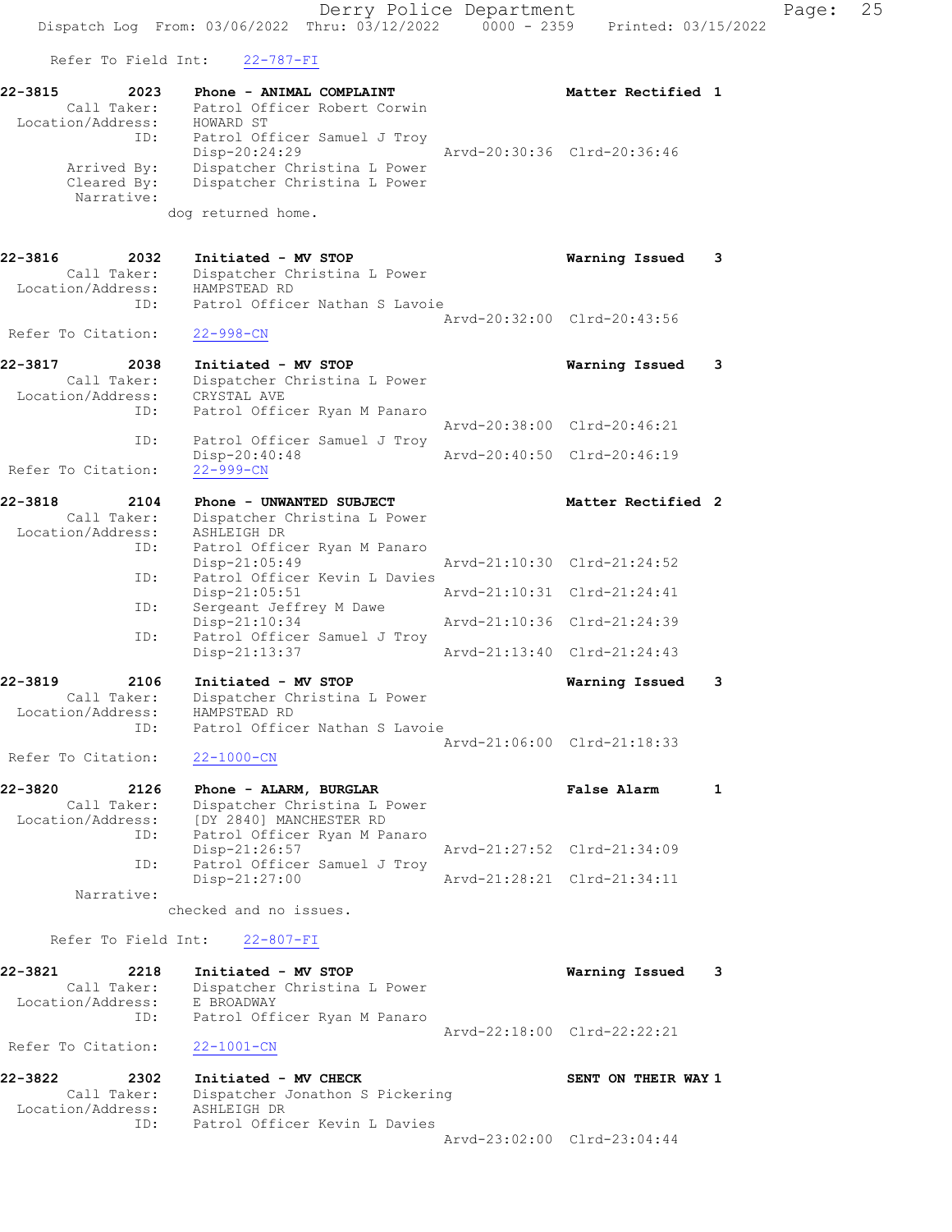Refer To Field Int: 22-787-FI

**22-3815** 2023 **Phone - ANIMAL COMPLAINT** **Matter Rectified 1**
Call Taker: Patrol Officer Robert Corwin
Location/Address: HOWARD ST
ID: Patrol Officer Samuel J Troy
Disp-20:24:29 Arvd-20:30:36 Clrd-20:36:46
Arrived By: Dispatcher Christina L Power
Cleared By: Dispatcher Christina L Power
Narrative:
dog returned home.

**22-3816** 2032 **Initiated - MV STOP** **Warning Issued 3**
Call Taker: Dispatcher Christina L Power
Location/Address: HAMPSTEAD RD
ID: Patrol Officer Nathan S Lavoie
Arvd-20:32:00 Clrd-20:43:56
Refer To Citation: 22-998-CN

**22-3817** 2038 **Initiated - MV STOP** **Warning Issued 3**
Call Taker: Dispatcher Christina L Power
Location/Address: CRYSTAL AVE
ID: Patrol Officer Ryan M Panaro
Arvd-20:38:00 Clrd-20:46:21
ID: Patrol Officer Samuel J Troy
Disp-20:40:48 Arvd-20:40:50 Clrd-20:46:19
Refer To Citation: 22-999-CN

**22-3818** 2104 **Phone - UNWANTED SUBJECT** **Matter Rectified 2**
Call Taker: Dispatcher Christina L Power
Location/Address: ASHLEIGH DR
ID: Patrol Officer Ryan M Panaro
Disp-21:05:49 Arvd-21:10:30 Clrd-21:24:52
ID: Patrol Officer Kevin L Davies
Disp-21:05:51 Arvd-21:10:31 Clrd-21:24:41
ID: Sergeant Jeffrey M Dawe
Disp-21:10:34 Arvd-21:10:36 Clrd-21:24:39
ID: Patrol Officer Samuel J Troy
Disp-21:13:37 Arvd-21:13:40 Clrd-21:24:43

**22-3819** 2106 **Initiated - MV STOP** **Warning Issued 3**
Call Taker: Dispatcher Christina L Power
Location/Address: HAMPSTEAD RD
ID: Patrol Officer Nathan S Lavoie
Arvd-21:06:00 Clrd-21:18:33
Refer To Citation: 22-1000-CN

**22-3820** 2126 **Phone - ALARM, BURGLAR** **False Alarm 1**
Call Taker: Dispatcher Christina L Power
Location/Address: [DY 2840] MANCHESTER RD
ID: Patrol Officer Ryan M Panaro
Disp-21:26:57 Arvd-21:27:52 Clrd-21:34:09
ID: Patrol Officer Samuel J Troy
Disp-21:27:00 Arvd-21:28:21 Clrd-21:34:11
Narrative:
checked and no issues.

Refer To Field Int: 22-807-FI

**22-3821** 2218 **Initiated - MV STOP** **Warning Issued 3**
Call Taker: Dispatcher Christina L Power
Location/Address: E BROADWAY
ID: Patrol Officer Ryan M Panaro
Arvd-22:18:00 Clrd-22:22:21
Refer To Citation: 22-1001-CN

**22-3822** 2302 **Initiated - MV CHECK** **SENT ON THEIR WAY 1**
Call Taker: Dispatcher Jonathon S Pickering
Location/Address: ASHLEIGH DR
ID: Patrol Officer Kevin L Davies
Arvd-23:02:00 Clrd-23:04:44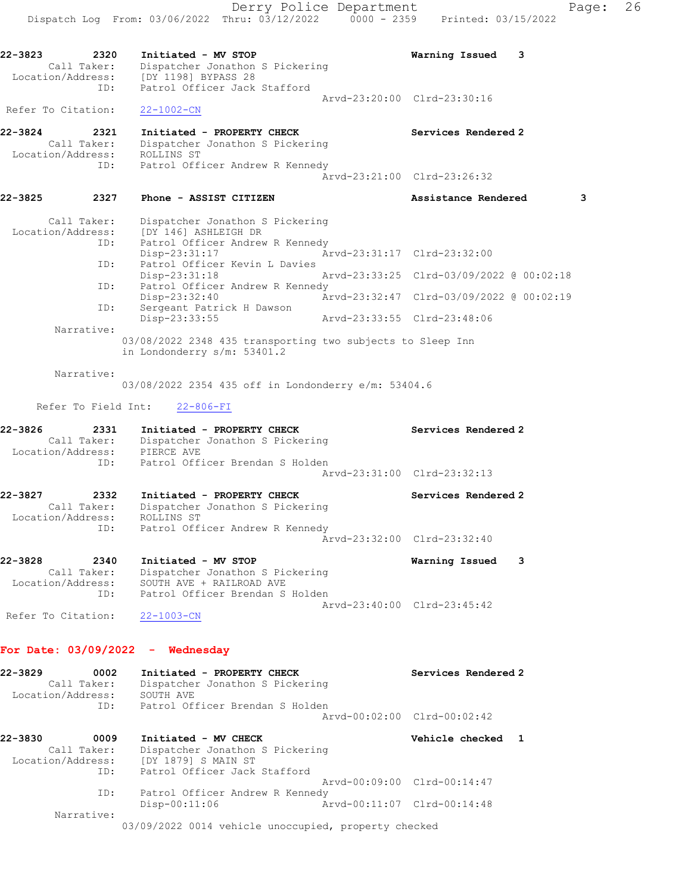**22-3823** 2320 **Initiated - MV STOP** **Warning Issued 3**
Call Taker: Dispatcher Jonathon S Pickering
Location/Address: [DY 1198] BYPASS 28
ID: Patrol Officer Jack Stafford
Arvd-23:20:00 Clrd-23:30:16
Refer To Citation: 22-1002-CN

**22-3824** 2321 **Initiated - PROPERTY CHECK** **Services Rendered 2**
Call Taker: Dispatcher Jonathon S Pickering
Location/Address: ROLLINS ST
ID: Patrol Officer Andrew R Kennedy
Arvd-23:21:00 Clrd-23:26:32

**22-3825** 2327 **Phone - ASSIST CITIZEN** **Assistance Rendered 3**
Call Taker: Dispatcher Jonathon S Pickering
Location/Address: [DY 146] ASHLEIGH DR
ID: Patrol Officer Andrew R Kennedy
Disp-23:31:17 Arvd-23:31:17 Clrd-23:32:00
ID: Patrol Officer Kevin L Davies
Disp-23:31:18 Arvd-23:33:25 Clrd-03/09/2022 @ 00:02:18
ID: Patrol Officer Andrew R Kennedy
Disp-23:32:40 Arvd-23:32:47 Clrd-03/09/2022 @ 00:02:19
ID: Sergeant Patrick H Dawson
Disp-23:33:55 Arvd-23:33:55 Clrd-23:48:06
Narrative:
03/08/2022 2348 435 transporting two subjects to Sleep Inn in Londonderry s/m: 53401.2

Narrative:
03/08/2022 2354 435 off in Londonderry e/m: 53404.6

Refer To Field Int: 22-806-FI

**22-3826** 2331 **Initiated - PROPERTY CHECK** **Services Rendered 2**
Call Taker: Dispatcher Jonathon S Pickering
Location/Address: PIERCE AVE
ID: Patrol Officer Brendan S Holden
Arvd-23:31:00 Clrd-23:32:13

**22-3827** 2332 **Initiated - PROPERTY CHECK** **Services Rendered 2**
Call Taker: Dispatcher Jonathon S Pickering
Location/Address: ROLLINS ST
ID: Patrol Officer Andrew R Kennedy
Arvd-23:32:00 Clrd-23:32:40

**22-3828** 2340 **Initiated - MV STOP** **Warning Issued 3**
Call Taker: Dispatcher Jonathon S Pickering
Location/Address: SOUTH AVE + RAILROAD AVE
ID: Patrol Officer Brendan S Holden
Arvd-23:40:00 Clrd-23:45:42
Refer To Citation: 22-1003-CN

## For Date: 03/09/2022 - Wednesday

**22-3829** 0002 **Initiated - PROPERTY CHECK** **Services Rendered 2**
Call Taker: Dispatcher Jonathon S Pickering
Location/Address: SOUTH AVE
ID: Patrol Officer Brendan S Holden
Arvd-00:02:00 Clrd-00:02:42

**22-3830** 0009 **Initiated - MV CHECK** **Vehicle checked 1**
Call Taker: Dispatcher Jonathon S Pickering
Location/Address: [DY 1879] S MAIN ST
ID: Patrol Officer Jack Stafford
Arvd-00:09:00 Clrd-00:14:47
ID: Patrol Officer Andrew R Kennedy
Disp-00:11:06 Arvd-00:11:07 Clrd-00:14:48
Narrative:
03/09/2022 0014 vehicle unoccupied, property checked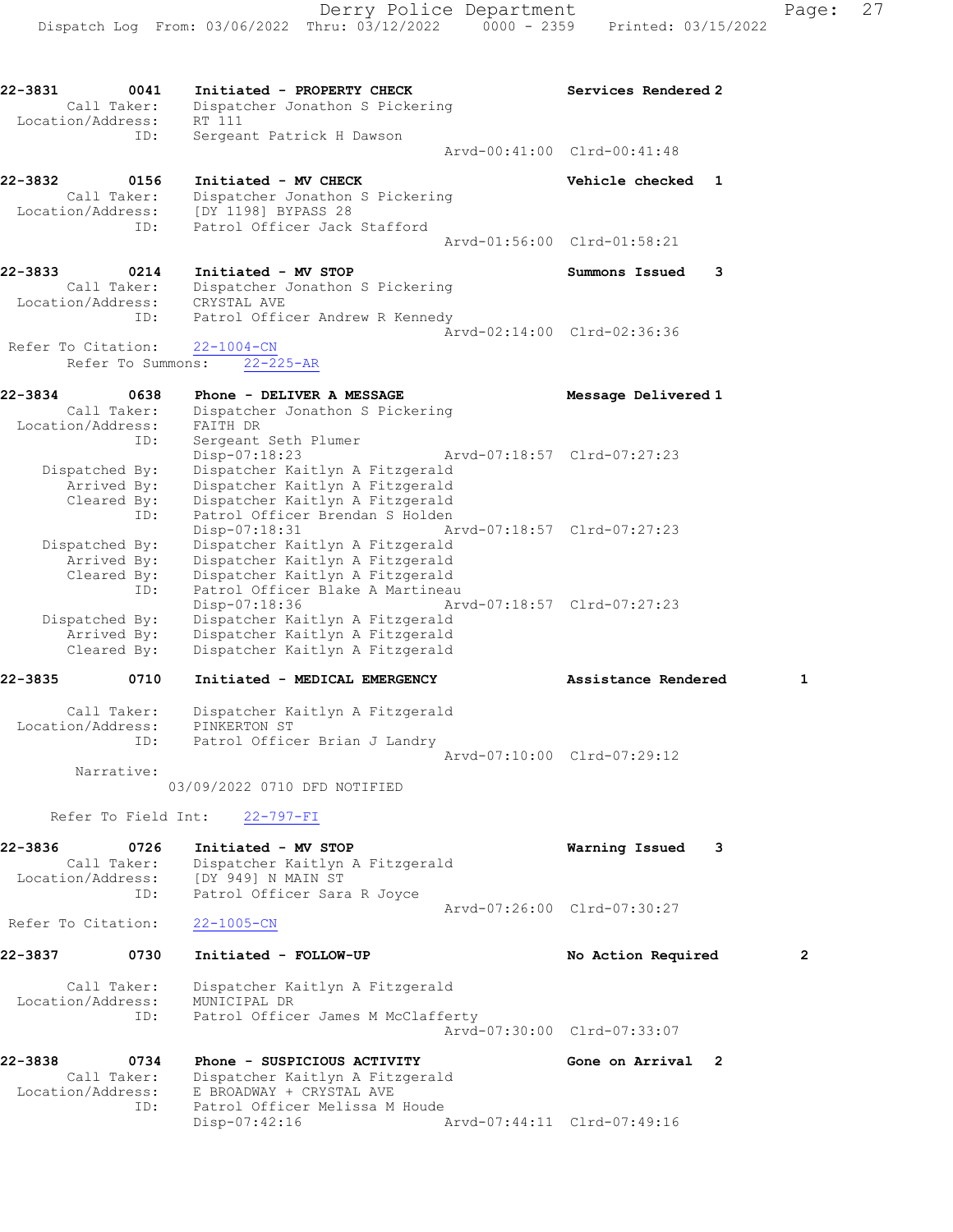22-3831 0041 Initiated - PROPERTY CHECK Services Rendered 2
Call Taker: Dispatcher Jonathon S Pickering
Location/Address: RT 111
ID: Sergeant Patrick H Dawson
Arvd-00:41:00 Clrd-00:41:48

22-3832 0156 Initiated - MV CHECK Vehicle checked 1
Call Taker: Dispatcher Jonathon S Pickering
Location/Address: [DY 1198] BYPASS 28
ID: Patrol Officer Jack Stafford
Arvd-01:56:00 Clrd-01:58:21

22-3833 0214 Initiated - MV STOP Summons Issued 3
Call Taker: Dispatcher Jonathon S Pickering
Location/Address: CRYSTAL AVE
ID: Patrol Officer Andrew R Kennedy
Arvd-02:14:00 Clrd-02:36:36
Refer To Citation: 22-1004-CN
Refer To Summons: 22-225-AR

22-3834 0638 Phone - DELIVER A MESSAGE Message Delivered 1
Call Taker: Dispatcher Jonathon S Pickering
Location/Address: FAITH DR
ID: Sergeant Seth Plumer
Disp-07:18:23 Arvd-07:18:57 Clrd-07:27:23
Dispatched By: Dispatcher Kaitlyn A Fitzgerald
Arrived By: Dispatcher Kaitlyn A Fitzgerald
Cleared By: Dispatcher Kaitlyn A Fitzgerald
ID: Patrol Officer Brendan S Holden
Disp-07:18:31 Arvd-07:18:57 Clrd-07:27:23
Dispatched By: Dispatcher Kaitlyn A Fitzgerald
Arrived By: Dispatcher Kaitlyn A Fitzgerald
Cleared By: Dispatcher Kaitlyn A Fitzgerald
ID: Patrol Officer Blake A Martineau
Disp-07:18:36 Arvd-07:18:57 Clrd-07:27:23
Dispatched By: Dispatcher Kaitlyn A Fitzgerald
Arrived By: Dispatcher Kaitlyn A Fitzgerald
Cleared By: Dispatcher Kaitlyn A Fitzgerald

22-3835 0710 Initiated - MEDICAL EMERGENCY Assistance Rendered 1
Call Taker: Dispatcher Kaitlyn A Fitzgerald
Location/Address: PINKERTON ST
ID: Patrol Officer Brian J Landry
Arvd-07:10:00 Clrd-07:29:12
Narrative:
03/09/2022 0710 DFD NOTIFIED
Refer To Field Int: 22-797-FI

22-3836 0726 Initiated - MV STOP Warning Issued 3
Call Taker: Dispatcher Kaitlyn A Fitzgerald
Location/Address: [DY 949] N MAIN ST
ID: Patrol Officer Sara R Joyce
Arvd-07:26:00 Clrd-07:30:27
Refer To Citation: 22-1005-CN

22-3837 0730 Initiated - FOLLOW-UP No Action Required 2
Call Taker: Dispatcher Kaitlyn A Fitzgerald
Location/Address: MUNICIPAL DR
ID: Patrol Officer James M McClafferty
Arvd-07:30:00 Clrd-07:33:07

22-3838 0734 Phone - SUSPICIOUS ACTIVITY Gone on Arrival 2
Call Taker: Dispatcher Kaitlyn A Fitzgerald
Location/Address: E BROADWAY + CRYSTAL AVE
ID: Patrol Officer Melissa M Houde
Disp-07:42:16 Arvd-07:44:11 Clrd-07:49:16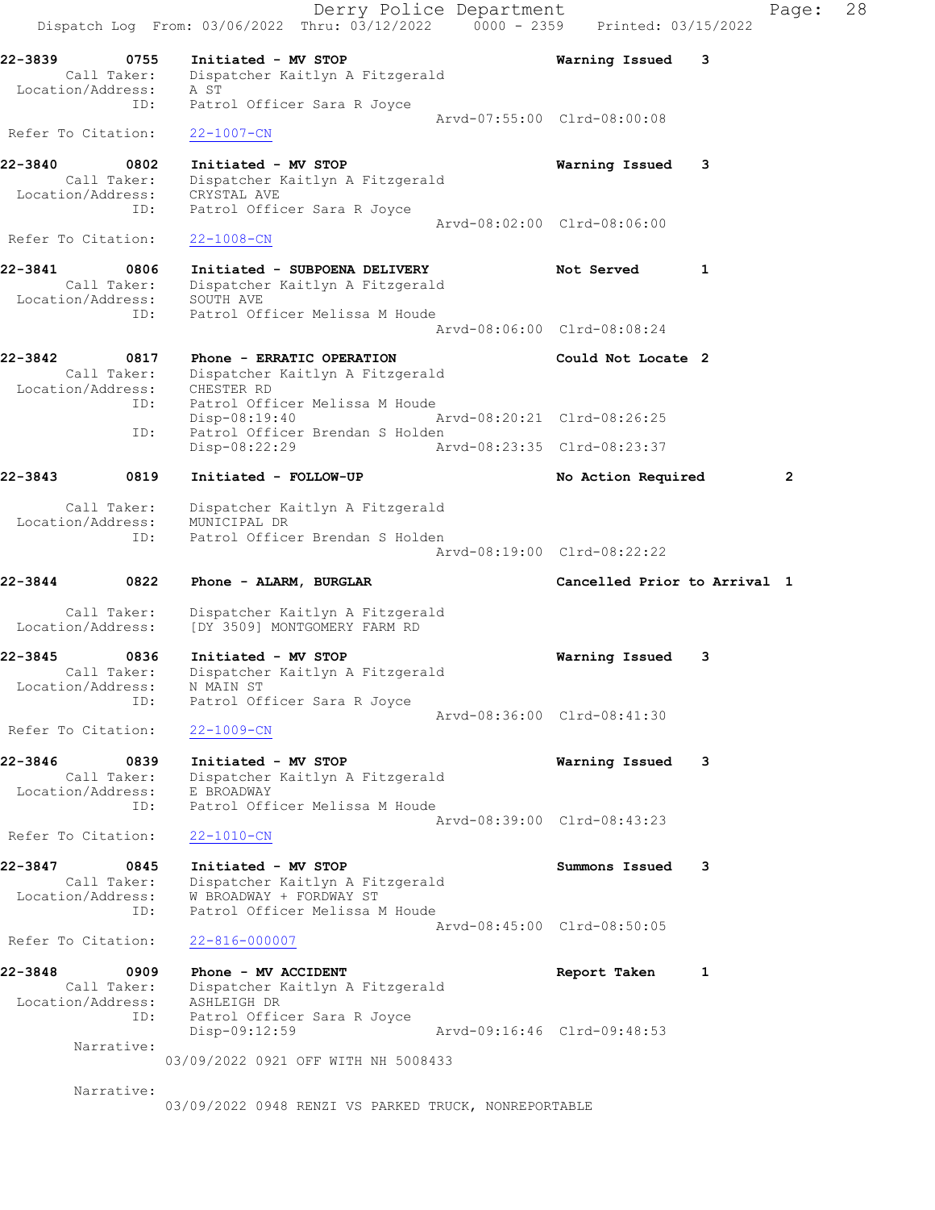Dispatch Log From: 03/06/2022 Thru: 03/12/2022 0000 - 2359 Printed: 03/15/2022

**22-3839 0755 Initiated - MV STOP** Warning Issued 3
Call Taker: Dispatcher Kaitlyn A Fitzgerald
Location/Address: A ST
ID: Patrol Officer Sara R Joyce
Arvd-07:55:00 Clrd-08:00:08
Refer To Citation: 22-1007-CN

**22-3840 0802 Initiated - MV STOP** Warning Issued 3
Call Taker: Dispatcher Kaitlyn A Fitzgerald
Location/Address: CRYSTAL AVE
ID: Patrol Officer Sara R Joyce
Arvd-08:02:00 Clrd-08:06:00
Refer To Citation: 22-1008-CN

**22-3841 0806 Initiated - SUBPOENA DELIVERY** Not Served 1
Call Taker: Dispatcher Kaitlyn A Fitzgerald
Location/Address: SOUTH AVE
ID: Patrol Officer Melissa M Houde
Arvd-08:06:00 Clrd-08:08:24

**22-3842 0817 Phone - ERRATIC OPERATION** Could Not Locate 2
Call Taker: Dispatcher Kaitlyn A Fitzgerald
Location/Address: CHESTER RD
ID: Patrol Officer Melissa M Houde
Disp-08:19:40 Arvd-08:20:21 Clrd-08:26:25
ID: Patrol Officer Brendan S Holden
Disp-08:22:29 Arvd-08:23:35 Clrd-08:23:37

**22-3843 0819 Initiated - FOLLOW-UP** No Action Required 2
Call Taker: Dispatcher Kaitlyn A Fitzgerald
Location/Address: MUNICIPAL DR
ID: Patrol Officer Brendan S Holden
Arvd-08:19:00 Clrd-08:22:22

**22-3844 0822 Phone - ALARM, BURGLAR** Cancelled Prior to Arrival 1
Call Taker: Dispatcher Kaitlyn A Fitzgerald
Location/Address: [DY 3509] MONTGOMERY FARM RD

**22-3845 0836 Initiated - MV STOP** Warning Issued 3
Call Taker: Dispatcher Kaitlyn A Fitzgerald
Location/Address: N MAIN ST
ID: Patrol Officer Sara R Joyce
Arvd-08:36:00 Clrd-08:41:30
Refer To Citation: 22-1009-CN

**22-3846 0839 Initiated - MV STOP** Warning Issued 3
Call Taker: Dispatcher Kaitlyn A Fitzgerald
Location/Address: E BROADWAY
ID: Patrol Officer Melissa M Houde
Arvd-08:39:00 Clrd-08:43:23
Refer To Citation: 22-1010-CN

**22-3847 0845 Initiated - MV STOP** Summons Issued 3
Call Taker: Dispatcher Kaitlyn A Fitzgerald
Location/Address: W BROADWAY + FORDWAY ST
ID: Patrol Officer Melissa M Houde
Arvd-08:45:00 Clrd-08:50:05
Refer To Citation: 22-816-000007

**22-3848 0909 Phone - MV ACCIDENT** Report Taken 1
Call Taker: Dispatcher Kaitlyn A Fitzgerald
Location/Address: ASHLEIGH DR
ID: Patrol Officer Sara R Joyce
Disp-09:12:59 Arvd-09:16:46 Clrd-09:48:53
Narrative:
03/09/2022 0921 OFF WITH NH 5008433

Narrative:
03/09/2022 0948 RENZI VS PARKED TRUCK, NONREPORTABLE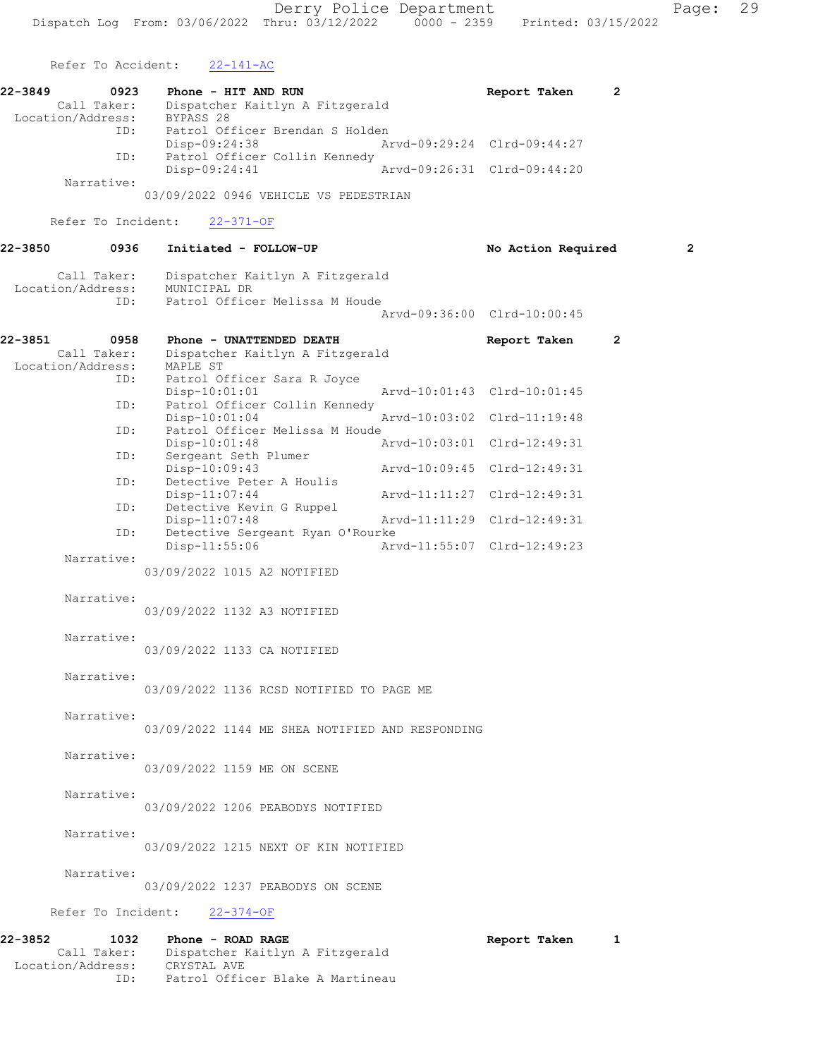Refer To Accident: 22-141-AC

**22-3849** 0923 **Phone - HIT AND RUN** **Report Taken** 2
Call Taker: Dispatcher Kaitlyn A Fitzgerald
Location/Address: BYPASS 28
ID: Patrol Officer Brendan S Holden
Disp-09:24:38 Arvd-09:29:24 Clrd-09:44:27
ID: Patrol Officer Collin Kennedy
Disp-09:24:41 Arvd-09:26:31 Clrd-09:44:20
Narrative:
03/09/2022 0946 VEHICLE VS PEDESTRIAN

Refer To Incident: 22-371-OF

**22-3850** 0936 **Initiated - FOLLOW-UP** **No Action Required** 2

Call Taker: Dispatcher Kaitlyn A Fitzgerald
Location/Address: MUNICIPAL DR
ID: Patrol Officer Melissa M Houde
Arvd-09:36:00 Clrd-10:00:45

**22-3851** 0958 **Phone - UNATTENDED DEATH** **Report Taken** 2
Call Taker: Dispatcher Kaitlyn A Fitzgerald
Location/Address: MAPLE ST
ID: Patrol Officer Sara R Joyce
Disp-10:01:01 Arvd-10:01:43 Clrd-10:01:45
ID: Patrol Officer Collin Kennedy
Disp-10:01:04 Arvd-10:03:02 Clrd-11:19:48
ID: Patrol Officer Melissa M Houde
Disp-10:01:48 Arvd-10:03:01 Clrd-12:49:31
ID: Sergeant Seth Plumer
Disp-10:09:43 Arvd-10:09:45 Clrd-12:49:31
ID: Detective Peter A Houlis
Disp-11:07:44 Arvd-11:11:27 Clrd-12:49:31
ID: Detective Kevin G Ruppel
Disp-11:07:48 Arvd-11:11:29 Clrd-12:49:31
ID: Detective Sergeant Ryan O'Rourke
Disp-11:55:06 Arvd-11:55:07 Clrd-12:49:23
Narrative:
03/09/2022 1015 A2 NOTIFIED

Narrative:
03/09/2022 1132 A3 NOTIFIED

Narrative:
03/09/2022 1133 CA NOTIFIED

Narrative:
03/09/2022 1136 RCSD NOTIFIED TO PAGE ME

Narrative:
03/09/2022 1144 ME SHEA NOTIFIED AND RESPONDING

Narrative:
03/09/2022 1159 ME ON SCENE

Narrative:
03/09/2022 1206 PEABODYS NOTIFIED

Narrative:
03/09/2022 1215 NEXT OF KIN NOTIFIED

Narrative:
03/09/2022 1237 PEABODYS ON SCENE

Refer To Incident: 22-374-OF

**22-3852** 1032 **Phone - ROAD RAGE** **Report Taken** 1
Call Taker: Dispatcher Kaitlyn A Fitzgerald
Location/Address: CRYSTAL AVE
ID: Patrol Officer Blake A Martineau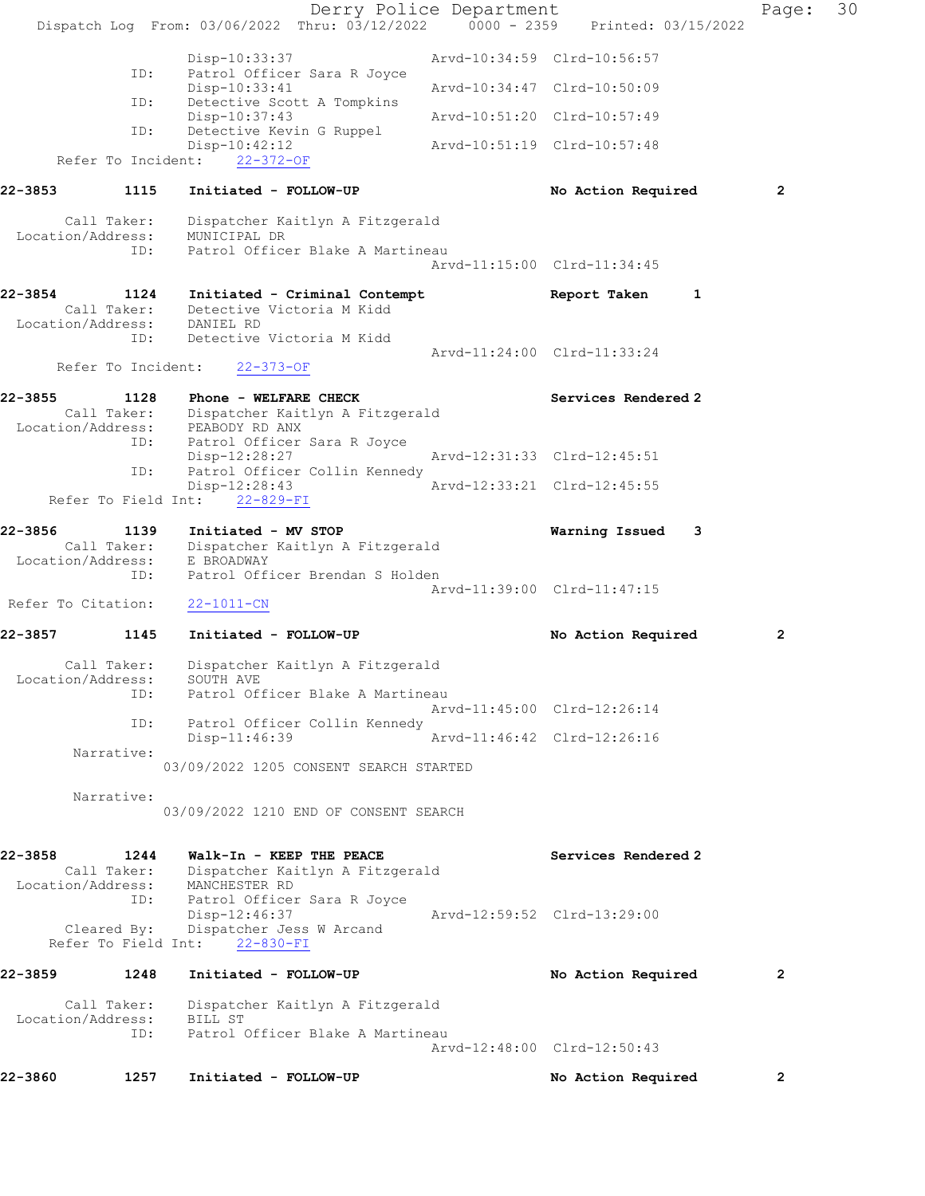```
                Disp-10:33:37                  Arvd-10:34:59  Clrd-10:56:57
          ID:   Patrol Officer Sara R Joyce
                Disp-10:33:41                  Arvd-10:34:47  Clrd-10:50:09
          ID:   Detective Scott A Tompkins
                Disp-10:37:43                  Arvd-10:51:20  Clrd-10:57:49
          ID:   Detective Kevin G Ruppel
                Disp-10:42:12                  Arvd-10:51:19  Clrd-10:57:48
    Refer To Incident:    22-372-OF

22-3853        1115    Initiated - FOLLOW-UP                    No Action Required        2

      Call Taker:    Dispatcher Kaitlyn A Fitzgerald
  Location/Address:   MUNICIPAL DR
             ID:    Patrol Officer Blake A Martineau
                                               Arvd-11:15:00  Clrd-11:34:45

22-3854        1124    Initiated - Criminal Contempt            Report Taken       1
      Call Taker:    Detective Victoria M Kidd
  Location/Address:   DANIEL RD
             ID:    Detective Victoria M Kidd
                                               Arvd-11:24:00  Clrd-11:33:24
    Refer To Incident:    22-373-OF

22-3855        1128    Phone - WELFARE CHECK                    Services Rendered 2
      Call Taker:    Dispatcher Kaitlyn A Fitzgerald
  Location/Address:   PEABODY RD ANX
             ID:    Patrol Officer Sara R Joyce
                    Disp-12:28:27              Arvd-12:31:33  Clrd-12:45:51
             ID:    Patrol Officer Collin Kennedy
                    Disp-12:28:43              Arvd-12:33:21  Clrd-12:45:55
    Refer To Field Int:    22-829-FI

22-3856        1139    Initiated - MV STOP                      Warning Issued     3
      Call Taker:    Dispatcher Kaitlyn A Fitzgerald
  Location/Address:   E BROADWAY
             ID:    Patrol Officer Brendan S Holden
                                               Arvd-11:39:00  Clrd-11:47:15
 Refer To Citation:    22-1011-CN

22-3857        1145    Initiated - FOLLOW-UP                    No Action Required        2

      Call Taker:    Dispatcher Kaitlyn A Fitzgerald
  Location/Address:   SOUTH AVE
             ID:    Patrol Officer Blake A Martineau
                                               Arvd-11:45:00  Clrd-12:26:14
             ID:    Patrol Officer Collin Kennedy
                    Disp-11:46:39              Arvd-11:46:42  Clrd-12:26:16
         Narrative:
                03/09/2022 1205 CONSENT SEARCH STARTED

         Narrative:
                03/09/2022 1210 END OF CONSENT SEARCH

22-3858        1244    Walk-In - KEEP THE PEACE                 Services Rendered 2
      Call Taker:    Dispatcher Kaitlyn A Fitzgerald
  Location/Address:   MANCHESTER RD
             ID:    Patrol Officer Sara R Joyce
                    Disp-12:46:37              Arvd-12:59:52  Clrd-13:29:00
      Cleared By:    Dispatcher Jess W Arcand
    Refer To Field Int:    22-830-FI

22-3859        1248    Initiated - FOLLOW-UP                    No Action Required        2

      Call Taker:    Dispatcher Kaitlyn A Fitzgerald
  Location/Address:   BILL ST
             ID:    Patrol Officer Blake A Martineau
                                               Arvd-12:48:00  Clrd-12:50:43

22-3860        1257    Initiated - FOLLOW-UP                    No Action Required        2
```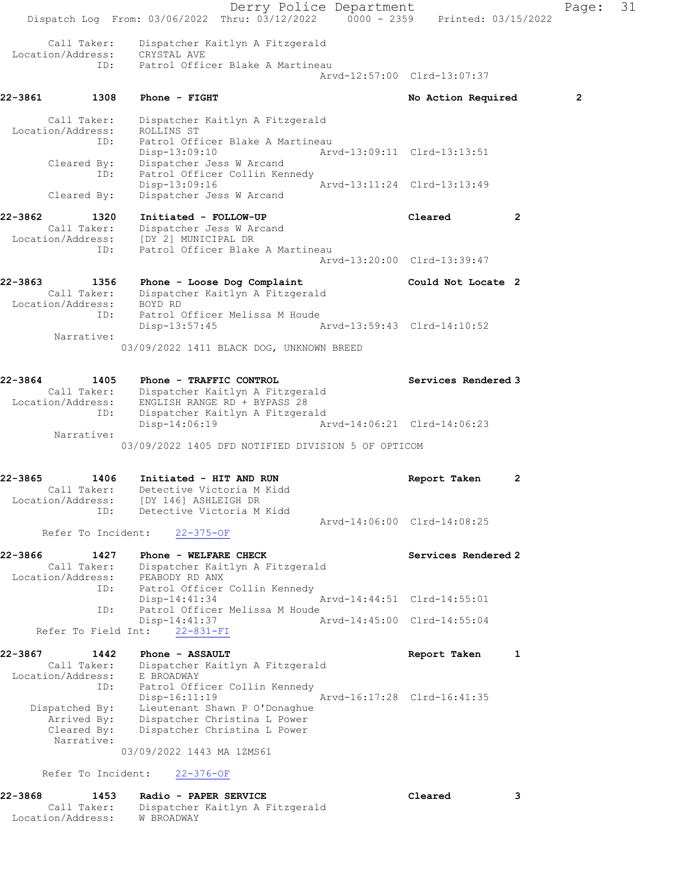```
Call Taker:    Dispatcher Kaitlyn A Fitzgerald
Location/Address:    CRYSTAL AVE
ID:    Patrol Officer Blake A Martineau
                                Arvd-12:57:00  Clrd-13:07:37

22-3861        1308    Phone - FIGHT                          No Action Required         2

Call Taker:    Dispatcher Kaitlyn A Fitzgerald
Location/Address:    ROLLINS ST
ID:    Patrol Officer Blake A Martineau
       Disp-13:09:10              Arvd-13:09:11  Clrd-13:13:51
Cleared By:    Dispatcher Jess W Arcand
ID:    Patrol Officer Collin Kennedy
       Disp-13:09:16              Arvd-13:11:24  Clrd-13:13:49
Cleared By:    Dispatcher Jess W Arcand

22-3862        1320    Initiated - FOLLOW-UP                  Cleared            2
Call Taker:    Dispatcher Jess W Arcand
Location/Address:    [DY 2] MUNICIPAL DR
ID:    Patrol Officer Blake A Martineau
                                Arvd-13:20:00  Clrd-13:39:47

22-3863        1356    Phone - Loose Dog Complaint            Could Not Locate  2
Call Taker:    Dispatcher Kaitlyn A Fitzgerald
Location/Address:    BOYD RD
ID:    Patrol Officer Melissa M Houde
       Disp-13:57:45              Arvd-13:59:43  Clrd-14:10:52
Narrative:
       03/09/2022 1411 BLACK DOG, UNKNOWN BREED

22-3864        1405    Phone - TRAFFIC CONTROL                Services Rendered 3
Call Taker:    Dispatcher Kaitlyn A Fitzgerald
Location/Address:    ENGLISH RANGE RD + BYPASS 28
ID:    Dispatcher Kaitlyn A Fitzgerald
       Disp-14:06:19              Arvd-14:06:21  Clrd-14:06:23
Narrative:
       03/09/2022 1405 DFD NOTIFIED DIVISION 5 OF OPTICOM

22-3865        1406    Initiated - HIT AND RUN                Report Taken       2
Call Taker:    Detective Victoria M Kidd
Location/Address:    [DY 146] ASHLEIGH DR
ID:    Detective Victoria M Kidd
                                Arvd-14:06:00  Clrd-14:08:25
Refer To Incident:    22-375-OF

22-3866        1427    Phone - WELFARE CHECK                  Services Rendered 2
Call Taker:    Dispatcher Kaitlyn A Fitzgerald
Location/Address:    PEABODY RD ANX
ID:    Patrol Officer Collin Kennedy
       Disp-14:41:34              Arvd-14:44:51  Clrd-14:55:01
ID:    Patrol Officer Melissa M Houde
       Disp-14:41:37              Arvd-14:45:00  Clrd-14:55:04
Refer To Field Int:    22-831-FI

22-3867        1442    Phone - ASSAULT                        Report Taken       1
Call Taker:    Dispatcher Kaitlyn A Fitzgerald
Location/Address:    E BROADWAY
ID:    Patrol Officer Collin Kennedy
       Disp-16:11:19              Arvd-16:17:28  Clrd-16:41:35
Dispatched By:    Lieutenant Shawn P O'Donaghue
Arrived By:    Dispatcher Christina L Power
Cleared By:    Dispatcher Christina L Power
Narrative:
       03/09/2022 1443 MA 1ZMS61

Refer To Incident:    22-376-OF

22-3868        1453    Radio - PAPER SERVICE                  Cleared            3
Call Taker:    Dispatcher Kaitlyn A Fitzgerald
Location/Address:    W BROADWAY
```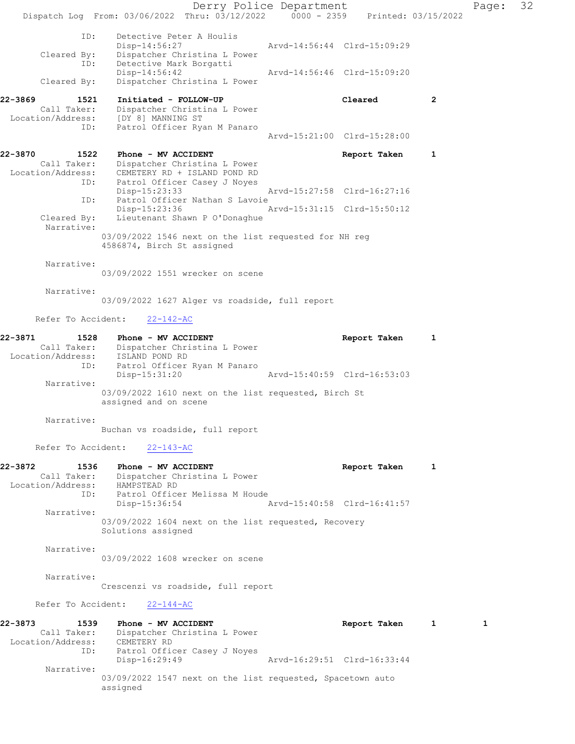```
            ID:      Detective Peter A Houlis
                     Disp-14:56:27                 Arvd-14:56:44  Clrd-15:09:29
    Cleared By:      Dispatcher Christina L Power
            ID:      Detective Mark Borgatti
                     Disp-14:56:42                 Arvd-14:56:46  Clrd-15:09:20
    Cleared By:      Dispatcher Christina L Power

22-3869        1521    Initiated - FOLLOW-UP                      Cleared         2
    Call Taker:      Dispatcher Christina L Power
 Location/Address:   [DY 8] MANNING ST
            ID:      Patrol Officer Ryan M Panaro
                                                   Arvd-15:21:00  Clrd-15:28:00

22-3870        1522    Phone - MV ACCIDENT                        Report Taken    1
    Call Taker:      Dispatcher Christina L Power
 Location/Address:   CEMETERY RD + ISLAND POND RD
            ID:      Patrol Officer Casey J Noyes
                     Disp-15:23:33                 Arvd-15:27:58  Clrd-16:27:16
            ID:      Patrol Officer Nathan S Lavoie
                     Disp-15:23:36                 Arvd-15:31:15  Clrd-15:50:12
    Cleared By:      Lieutenant Shawn P O'Donaghue
     Narrative:
                   03/09/2022 1546 next on the list requested for NH reg
                   4586874, Birch St assigned

     Narrative:
                   03/09/2022 1551 wrecker on scene

     Narrative:
                   03/09/2022 1627 Alger vs roadside, full report

   Refer To Accident:    22-142-AC

22-3871        1528    Phone - MV ACCIDENT                        Report Taken    1
    Call Taker:      Dispatcher Christina L Power
 Location/Address:   ISLAND POND RD
            ID:      Patrol Officer Ryan M Panaro
                     Disp-15:31:20                 Arvd-15:40:59  Clrd-16:53:03
     Narrative:
                   03/09/2022 1610 next on the list requested, Birch St
                   assigned and on scene

     Narrative:
                   Buchan vs roadside, full report

   Refer To Accident:    22-143-AC

22-3872        1536    Phone - MV ACCIDENT                        Report Taken    1
    Call Taker:      Dispatcher Christina L Power
 Location/Address:   HAMPSTEAD RD
            ID:      Patrol Officer Melissa M Houde
                     Disp-15:36:54                 Arvd-15:40:58  Clrd-16:41:57
     Narrative:
                   03/09/2022 1604 next on the list requested, Recovery
                   Solutions assigned

     Narrative:
                   03/09/2022 1608 wrecker on scene

     Narrative:
                   Crescenzi vs roadside, full report

   Refer To Accident:    22-144-AC

22-3873        1539    Phone - MV ACCIDENT                        Report Taken    1       1
    Call Taker:      Dispatcher Christina L Power
 Location/Address:   CEMETERY RD
            ID:      Patrol Officer Casey J Noyes
                     Disp-16:29:49                 Arvd-16:29:51  Clrd-16:33:44
     Narrative:
                   03/09/2022 1547 next on the list requested, Spacetown auto
                   assigned
```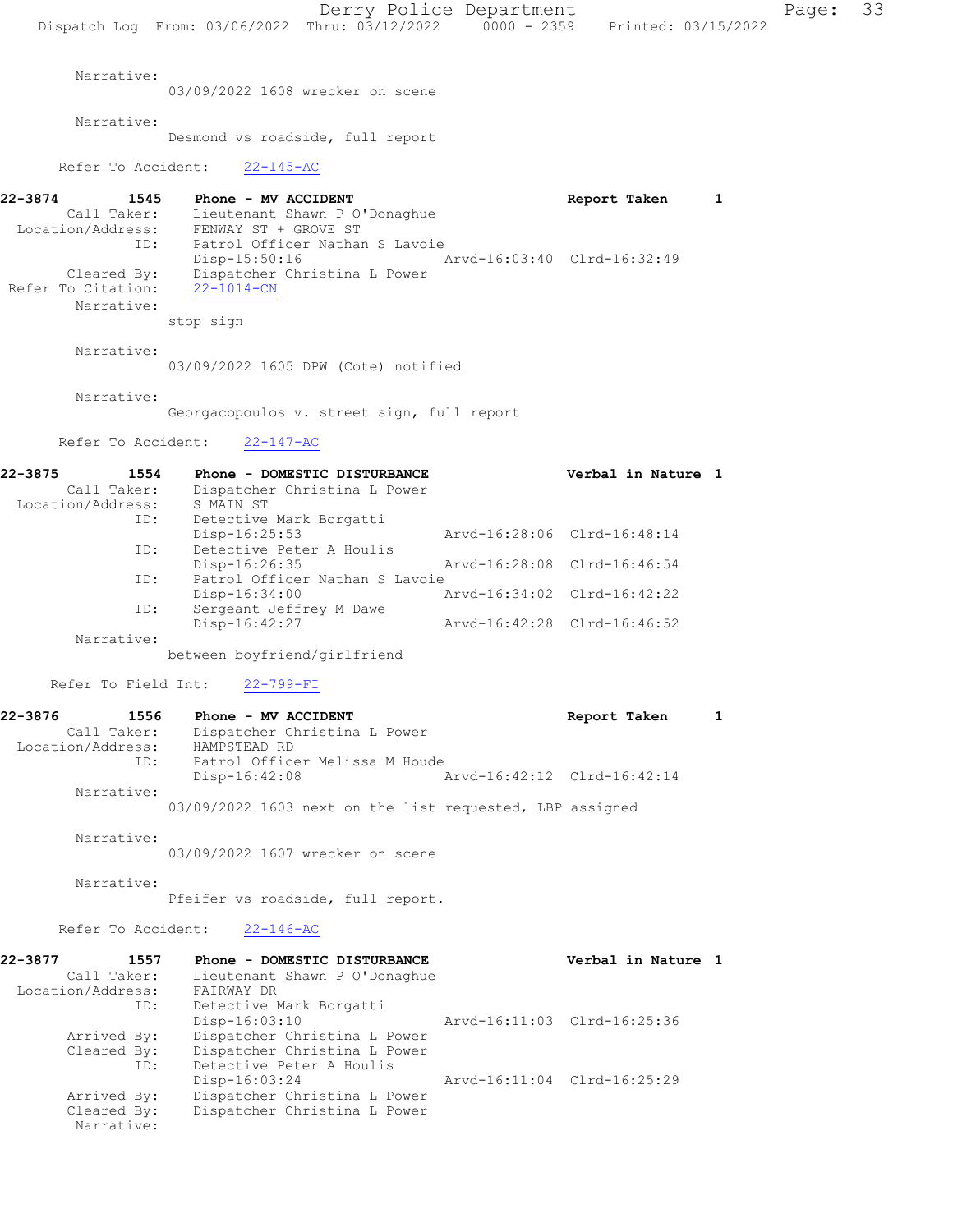Narrative:
03/09/2022 1608 wrecker on scene

Narrative:
Desmond vs roadside, full report

Refer To Accident: 22-145-AC

**22-3874 1545 Phone - MV ACCIDENT Report Taken 1**
Call Taker: Lieutenant Shawn P O'Donaghue
Location/Address: FENWAY ST + GROVE ST
ID: Patrol Officer Nathan S Lavoie
Disp-15:50:16 Arvd-16:03:40 Clrd-16:32:49
Cleared By: Dispatcher Christina L Power
Refer To Citation: 22-1014-CN
Narrative:
stop sign

Narrative:
03/09/2022 1605 DPW (Cote) notified

Narrative:
Georgacopoulos v. street sign, full report

Refer To Accident: 22-147-AC

**22-3875 1554 Phone - DOMESTIC DISTURBANCE Verbal in Nature 1**
Call Taker: Dispatcher Christina L Power
Location/Address: S MAIN ST
ID: Detective Mark Borgatti
Disp-16:25:53 Arvd-16:28:06 Clrd-16:48:14
ID: Detective Peter A Houlis
Disp-16:26:35 Arvd-16:28:08 Clrd-16:46:54
ID: Patrol Officer Nathan S Lavoie
Disp-16:34:00 Arvd-16:34:02 Clrd-16:42:22
ID: Sergeant Jeffrey M Dawe
Disp-16:42:27 Arvd-16:42:28 Clrd-16:46:52
Narrative:
between boyfriend/girlfriend

Refer To Field Int: 22-799-FI

**22-3876 1556 Phone - MV ACCIDENT Report Taken 1**
Call Taker: Dispatcher Christina L Power
Location/Address: HAMPSTEAD RD
ID: Patrol Officer Melissa M Houde
Disp-16:42:08 Arvd-16:42:12 Clrd-16:42:14
Narrative:
03/09/2022 1603 next on the list requested, LBP assigned

Narrative:
03/09/2022 1607 wrecker on scene

Narrative:
Pfeifer vs roadside, full report.

Refer To Accident: 22-146-AC

**22-3877 1557 Phone - DOMESTIC DISTURBANCE Verbal in Nature 1**
Call Taker: Lieutenant Shawn P O'Donaghue
Location/Address: FAIRWAY DR
ID: Detective Mark Borgatti
Disp-16:03:10 Arvd-16:11:03 Clrd-16:25:36
Arrived By: Dispatcher Christina L Power
Cleared By: Dispatcher Christina L Power
ID: Detective Peter A Houlis
Disp-16:03:24 Arvd-16:11:04 Clrd-16:25:29
Arrived By: Dispatcher Christina L Power
Cleared By: Dispatcher Christina L Power
Narrative: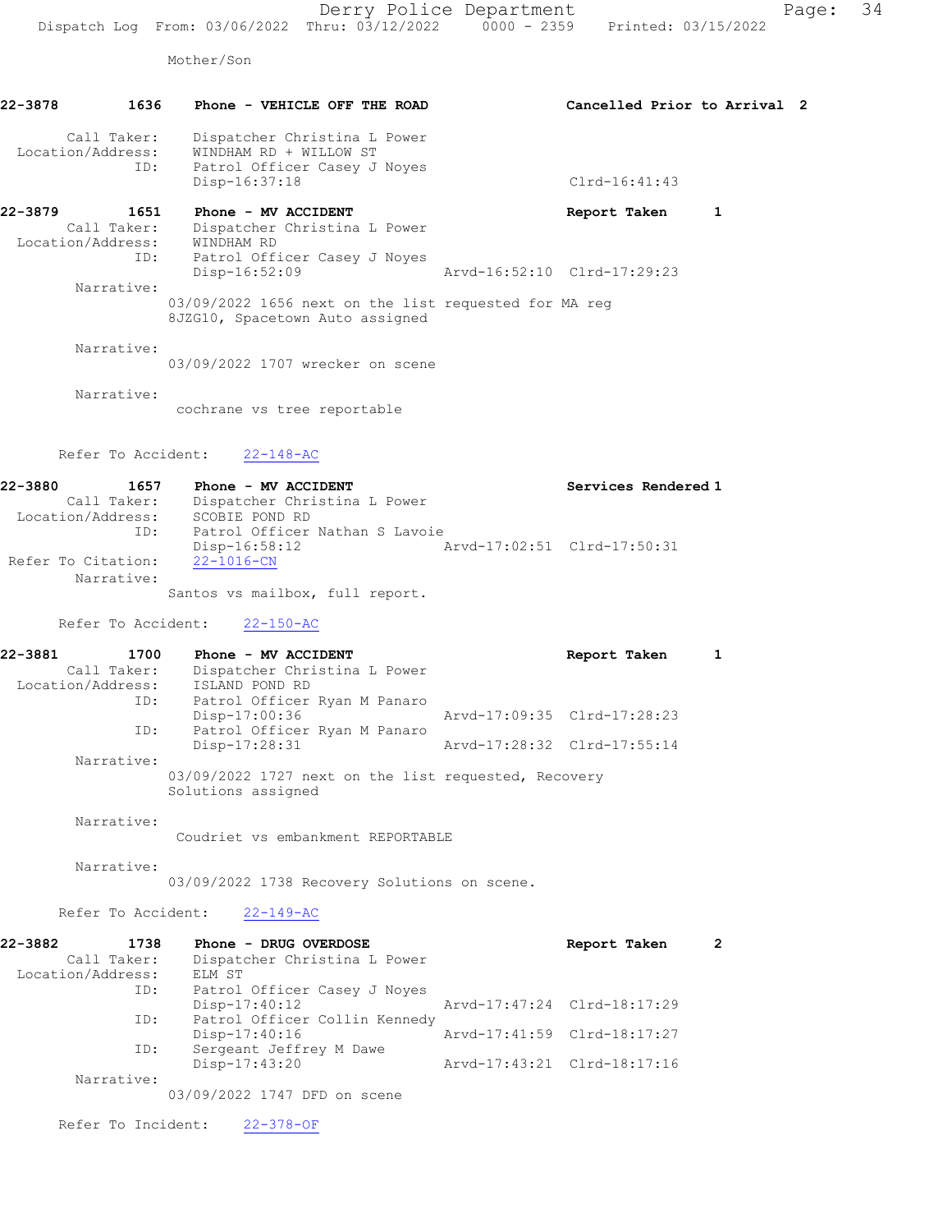Mother/Son

**22-3878** 1636 **Phone - VEHICLE OFF THE ROAD** **Cancelled Prior to Arrival 2**

Call Taker: Dispatcher Christina L Power
Location/Address: WINDHAM RD + WILLOW ST
ID: Patrol Officer Casey J Noyes
Disp-16:37:18 Clrd-16:41:43

**22-3879** 1651 **Phone - MV ACCIDENT** **Report Taken 1**

Call Taker: Dispatcher Christina L Power
Location/Address: WINDHAM RD
ID: Patrol Officer Casey J Noyes
Disp-16:52:09 Arvd-16:52:10 Clrd-17:29:23

Narrative:
03/09/2022 1656 next on the list requested for MA reg 8JZG10, Spacetown Auto assigned

Narrative:
03/09/2022 1707 wrecker on scene

Narrative:
cochrane vs tree reportable

Refer To Accident: 22-148-AC

**22-3880** 1657 **Phone - MV ACCIDENT** **Services Rendered 1**

Call Taker: Dispatcher Christina L Power
Location/Address: SCOBIE POND RD
ID: Patrol Officer Nathan S Lavoie
Disp-16:58:12 Arvd-17:02:51 Clrd-17:50:31
Refer To Citation: 22-1016-CN

Narrative:
Santos vs mailbox, full report.

Refer To Accident: 22-150-AC

**22-3881** 1700 **Phone - MV ACCIDENT** **Report Taken 1**

Call Taker: Dispatcher Christina L Power
Location/Address: ISLAND POND RD
ID: Patrol Officer Ryan M Panaro
Disp-17:00:36 Arvd-17:09:35 Clrd-17:28:23
ID: Patrol Officer Ryan M Panaro
Disp-17:28:31 Arvd-17:28:32 Clrd-17:55:14

Narrative:
03/09/2022 1727 next on the list requested, Recovery Solutions assigned

Narrative:
Coudriet vs embankment REPORTABLE

Narrative:
03/09/2022 1738 Recovery Solutions on scene.

Refer To Accident: 22-149-AC

**22-3882** 1738 **Phone - DRUG OVERDOSE** **Report Taken 2**

Call Taker: Dispatcher Christina L Power
Location/Address: ELM ST
ID: Patrol Officer Casey J Noyes
Disp-17:40:12 Arvd-17:47:24 Clrd-18:17:29
ID: Patrol Officer Collin Kennedy
Disp-17:40:16 Arvd-17:41:59 Clrd-18:17:27
ID: Sergeant Jeffrey M Dawe
Disp-17:43:20 Arvd-17:43:21 Clrd-18:17:16

Narrative:
03/09/2022 1747 DFD on scene

Refer To Incident: 22-378-OF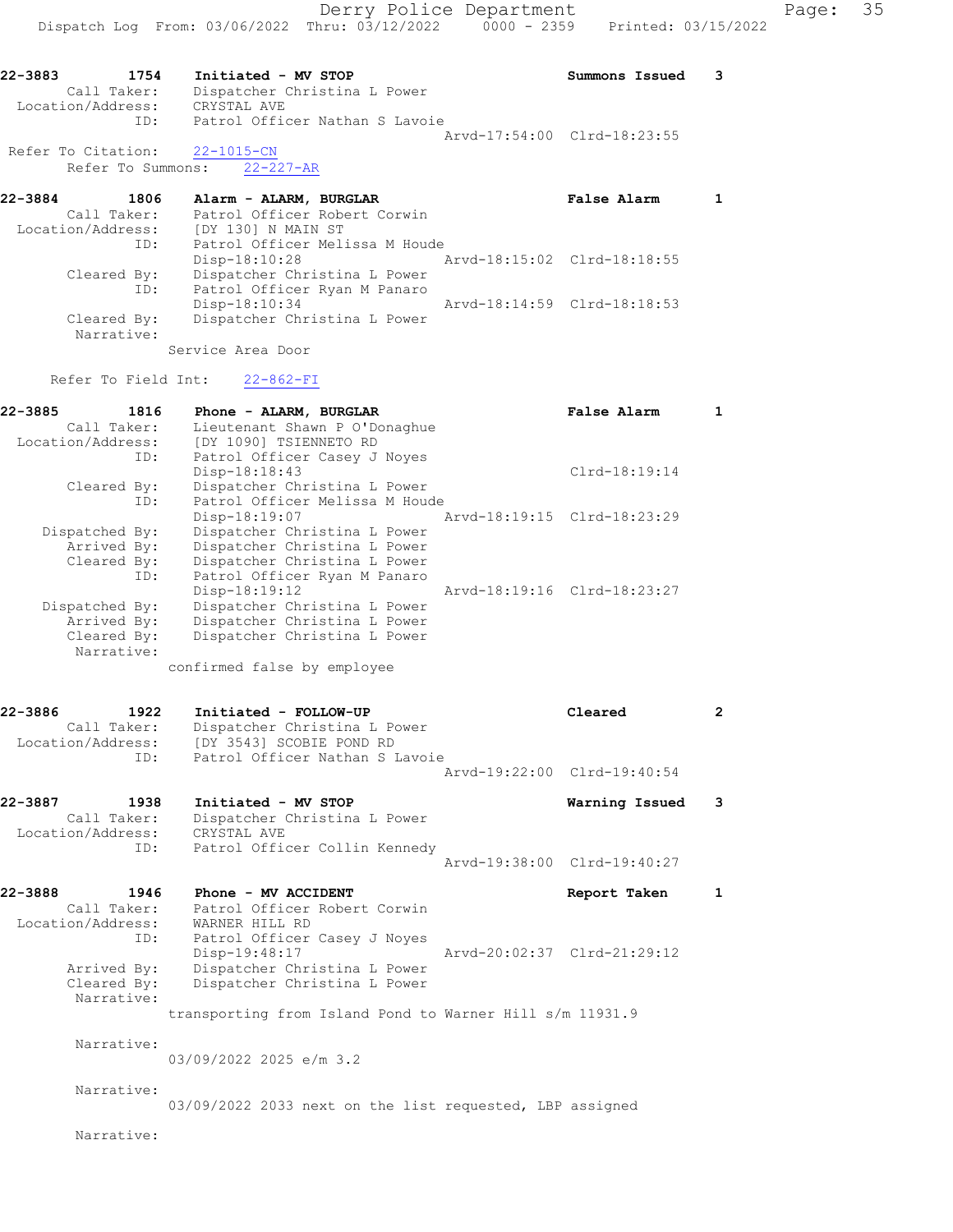22-3883 1754 Initiated - MV STOP Summons Issued 3
Call Taker: Dispatcher Christina L Power
Location/Address: CRYSTAL AVE
ID: Patrol Officer Nathan S Lavoie
Arvd-17:54:00 Clrd-18:23:55
Refer To Citation: 22-1015-CN
Refer To Summons: 22-227-AR

22-3884 1806 Alarm - ALARM, BURGLAR False Alarm 1
Call Taker: Patrol Officer Robert Corwin
Location/Address: [DY 130] N MAIN ST
ID: Patrol Officer Melissa M Houde
Disp-18:10:28 Arvd-18:15:02 Clrd-18:18:55
Cleared By: Dispatcher Christina L Power
ID: Patrol Officer Ryan M Panaro
Disp-18:10:34 Arvd-18:14:59 Clrd-18:18:53
Cleared By: Dispatcher Christina L Power
Narrative:
Service Area Door

Refer To Field Int: 22-862-FI

22-3885 1816 Phone - ALARM, BURGLAR False Alarm 1
Call Taker: Lieutenant Shawn P O'Donaghue
Location/Address: [DY 1090] TSIENNETO RD
ID: Patrol Officer Casey J Noyes
Disp-18:18:43 Clrd-18:19:14
Cleared By: Dispatcher Christina L Power
ID: Patrol Officer Melissa M Houde
Disp-18:19:07 Arvd-18:19:15 Clrd-18:23:29
Dispatched By: Dispatcher Christina L Power
Arrived By: Dispatcher Christina L Power
Cleared By: Dispatcher Christina L Power
ID: Patrol Officer Ryan M Panaro
Disp-18:19:12 Arvd-18:19:16 Clrd-18:23:27
Dispatched By: Dispatcher Christina L Power
Arrived By: Dispatcher Christina L Power
Cleared By: Dispatcher Christina L Power
Narrative:
confirmed false by employee

22-3886 1922 Initiated - FOLLOW-UP Cleared 2
Call Taker: Dispatcher Christina L Power
Location/Address: [DY 3543] SCOBIE POND RD
ID: Patrol Officer Nathan S Lavoie
Arvd-19:22:00 Clrd-19:40:54

22-3887 1938 Initiated - MV STOP Warning Issued 3
Call Taker: Dispatcher Christina L Power
Location/Address: CRYSTAL AVE
ID: Patrol Officer Collin Kennedy
Arvd-19:38:00 Clrd-19:40:27

22-3888 1946 Phone - MV ACCIDENT Report Taken 1
Call Taker: Patrol Officer Robert Corwin
Location/Address: WARNER HILL RD
ID: Patrol Officer Casey J Noyes
Disp-19:48:17 Arvd-20:02:37 Clrd-21:29:12
Arrived By: Dispatcher Christina L Power
Cleared By: Dispatcher Christina L Power
Narrative:
transporting from Island Pond to Warner Hill s/m 11931.9

Narrative:
03/09/2022 2025 e/m 3.2

Narrative:
03/09/2022 2033 next on the list requested, LBP assigned

Narrative: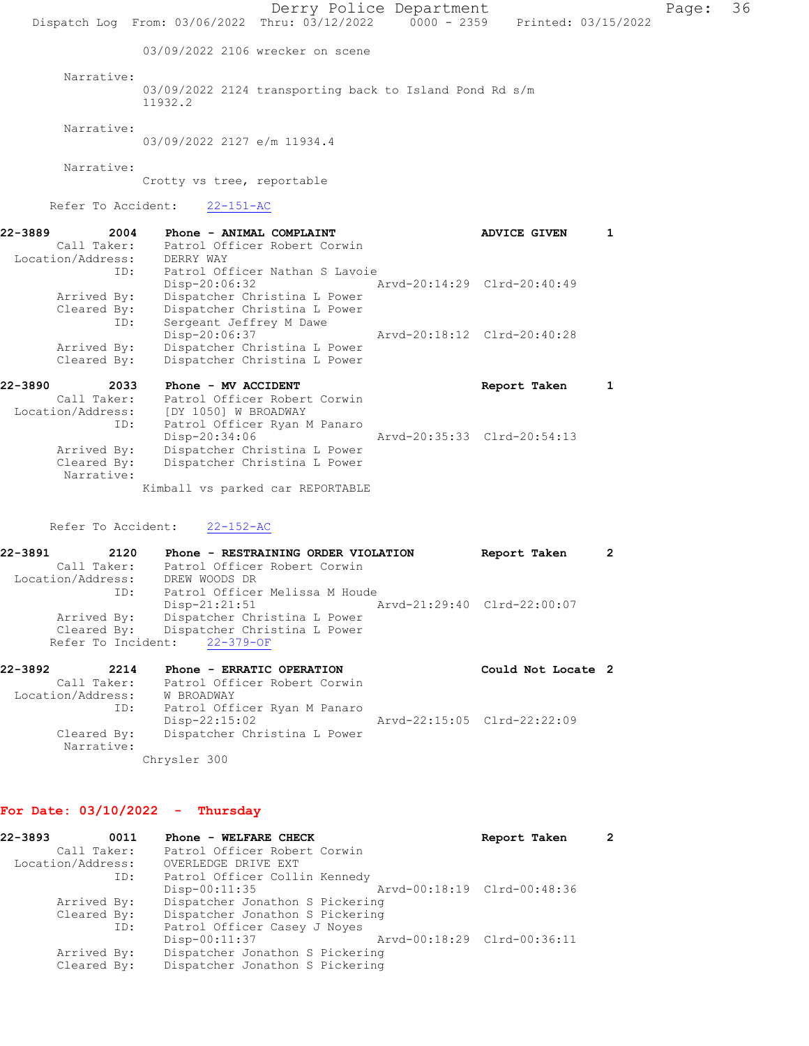03/09/2022 2106 wrecker on scene

Narrative:
03/09/2022 2124 transporting back to Island Pond Rd s/m 11932.2

Narrative:
03/09/2022 2127 e/m 11934.4

Narrative:
Crotty vs tree, reportable

Refer To Accident: 22-151-AC

**22-3889 2004 Phone - ANIMAL COMPLAINT ADVICE GIVEN 1**
Call Taker: Patrol Officer Robert Corwin
Location/Address: DERRY WAY
ID: Patrol Officer Nathan S Lavoie
Disp-20:06:32 Arvd-20:14:29 Clrd-20:40:49
Arrived By: Dispatcher Christina L Power
Cleared By: Dispatcher Christina L Power
ID: Sergeant Jeffrey M Dawe
Disp-20:06:37 Arvd-20:18:12 Clrd-20:40:28
Arrived By: Dispatcher Christina L Power
Cleared By: Dispatcher Christina L Power

**22-3890 2033 Phone - MV ACCIDENT Report Taken 1**
Call Taker: Patrol Officer Robert Corwin
Location/Address: [DY 1050] W BROADWAY
ID: Patrol Officer Ryan M Panaro
Disp-20:34:06 Arvd-20:35:33 Clrd-20:54:13
Arrived By: Dispatcher Christina L Power
Cleared By: Dispatcher Christina L Power
Narrative:
Kimball vs parked car REPORTABLE

Refer To Accident: 22-152-AC

**22-3891 2120 Phone - RESTRAINING ORDER VIOLATION Report Taken 2**
Call Taker: Patrol Officer Robert Corwin
Location/Address: DREW WOODS DR
ID: Patrol Officer Melissa M Houde
Disp-21:21:51 Arvd-21:29:40 Clrd-22:00:07
Arrived By: Dispatcher Christina L Power
Cleared By: Dispatcher Christina L Power
Refer To Incident: 22-379-OF

**22-3892 2214 Phone - ERRATIC OPERATION Could Not Locate 2**
Call Taker: Patrol Officer Robert Corwin
Location/Address: W BROADWAY
ID: Patrol Officer Ryan M Panaro
Disp-22:15:02 Arvd-22:15:05 Clrd-22:22:09
Cleared By: Dispatcher Christina L Power
Narrative:
Chrysler 300

## For Date: 03/10/2022 - Thursday

**22-3893 0011 Phone - WELFARE CHECK Report Taken 2**
Call Taker: Patrol Officer Robert Corwin
Location/Address: OVERLEDGE DRIVE EXT
ID: Patrol Officer Collin Kennedy
Disp-00:11:35 Arvd-00:18:19 Clrd-00:48:36
Arrived By: Dispatcher Jonathon S Pickering
Cleared By: Dispatcher Jonathon S Pickering
ID: Patrol Officer Casey J Noyes
Disp-00:11:37 Arvd-00:18:29 Clrd-00:36:11
Arrived By: Dispatcher Jonathon S Pickering
Cleared By: Dispatcher Jonathon S Pickering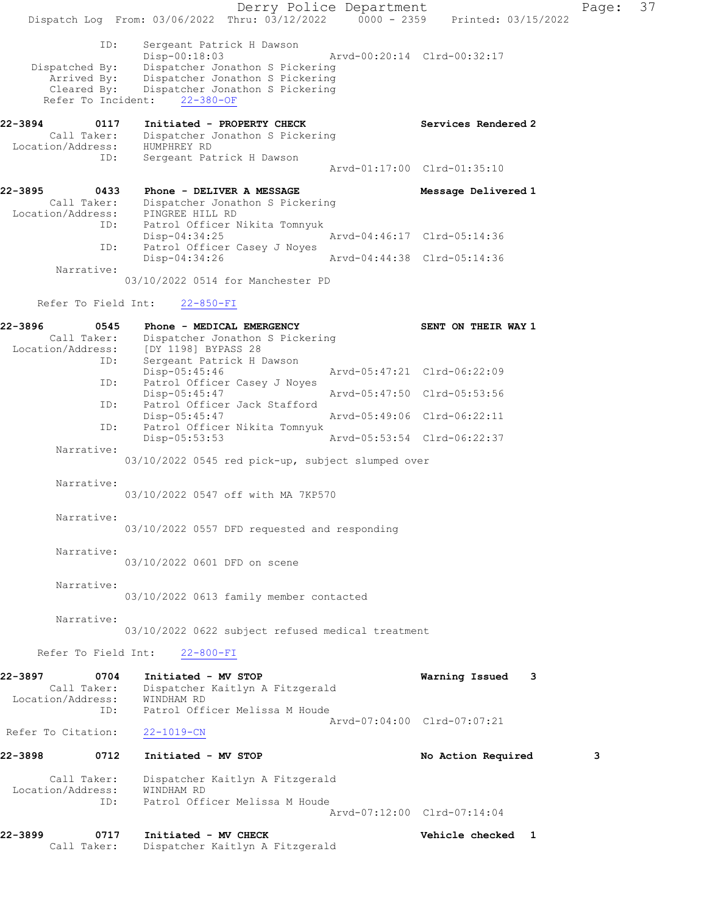ID: Sergeant Patrick H Dawson
Disp-00:18:03 Arvd-00:20:14 Clrd-00:32:17
Dispatched By: Dispatcher Jonathon S Pickering
Arrived By: Dispatcher Jonathon S Pickering
Cleared By: Dispatcher Jonathon S Pickering
Refer To Incident: 22-380-OF

**22-3894 0117 Initiated - PROPERTY CHECK — Services Rendered 2**
Call Taker: Dispatcher Jonathon S Pickering
Location/Address: HUMPHREY RD
ID: Sergeant Patrick H Dawson
Arvd-01:17:00 Clrd-01:35:10

**22-3895 0433 Phone - DELIVER A MESSAGE — Message Delivered 1**
Call Taker: Dispatcher Jonathon S Pickering
Location/Address: PINGREE HILL RD
ID: Patrol Officer Nikita Tomnyuk
Disp-04:34:25 Arvd-04:46:17 Clrd-05:14:36
ID: Patrol Officer Casey J Noyes
Disp-04:34:26 Arvd-04:44:38 Clrd-05:14:36
Narrative:
03/10/2022 0514 for Manchester PD

Refer To Field Int: 22-850-FI

**22-3896 0545 Phone - MEDICAL EMERGENCY — SENT ON THEIR WAY 1**
Call Taker: Dispatcher Jonathon S Pickering
Location/Address: [DY 1198] BYPASS 28
ID: Sergeant Patrick H Dawson
Disp-05:45:46 Arvd-05:47:21 Clrd-06:22:09
ID: Patrol Officer Casey J Noyes
Disp-05:45:47 Arvd-05:47:50 Clrd-05:53:56
ID: Patrol Officer Jack Stafford
Disp-05:45:47 Arvd-05:49:06 Clrd-06:22:11
ID: Patrol Officer Nikita Tomnyuk
Disp-05:53:53 Arvd-05:53:54 Clrd-06:22:37
Narrative:
03/10/2022 0545 red pick-up, subject slumped over

Narrative:
03/10/2022 0547 off with MA 7KP570

Narrative:
03/10/2022 0557 DFD requested and responding

Narrative:
03/10/2022 0601 DFD on scene

Narrative:
03/10/2022 0613 family member contacted

Narrative:
03/10/2022 0622 subject refused medical treatment

Refer To Field Int: 22-800-FI

**22-3897 0704 Initiated - MV STOP — Warning Issued 3**
Call Taker: Dispatcher Kaitlyn A Fitzgerald
Location/Address: WINDHAM RD
ID: Patrol Officer Melissa M Houde
Arvd-07:04:00 Clrd-07:07:21
Refer To Citation: 22-1019-CN

**22-3898 0712 Initiated - MV STOP — No Action Required 3**
Call Taker: Dispatcher Kaitlyn A Fitzgerald
Location/Address: WINDHAM RD
ID: Patrol Officer Melissa M Houde
Arvd-07:12:00 Clrd-07:14:04

**22-3899 0717 Initiated - MV CHECK — Vehicle checked 1**
Call Taker: Dispatcher Kaitlyn A Fitzgerald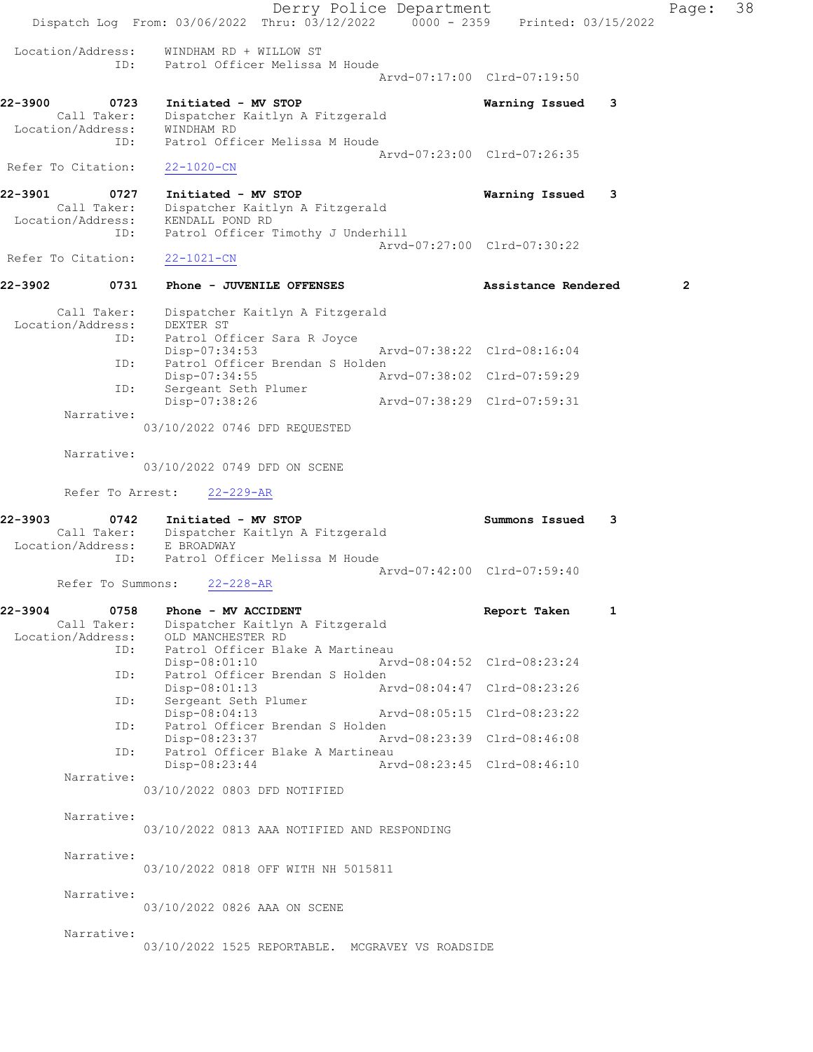Location/Address: WINDHAM RD + WILLOW ST
ID: Patrol Officer Melissa M Houde
Arvd-07:17:00 Clrd-07:19:50

**22-3900 0723 Initiated - MV STOP** — Warning Issued 3
Call Taker: Dispatcher Kaitlyn A Fitzgerald
Location/Address: WINDHAM RD
ID: Patrol Officer Melissa M Houde
Arvd-07:23:00 Clrd-07:26:35
Refer To Citation: 22-1020-CN

**22-3901 0727 Initiated - MV STOP** — Warning Issued 3
Call Taker: Dispatcher Kaitlyn A Fitzgerald
Location/Address: KENDALL POND RD
ID: Patrol Officer Timothy J Underhill
Arvd-07:27:00 Clrd-07:30:22
Refer To Citation: 22-1021-CN

**22-3902 0731 Phone - JUVENILE OFFENSES** — Assistance Rendered 2
Call Taker: Dispatcher Kaitlyn A Fitzgerald
Location/Address: DEXTER ST
ID: Patrol Officer Sara R Joyce
Disp-07:34:53 Arvd-07:38:22 Clrd-08:16:04
ID: Patrol Officer Brendan S Holden
Disp-07:34:55 Arvd-07:38:02 Clrd-07:59:29
ID: Sergeant Seth Plumer
Disp-07:38:26 Arvd-07:38:29 Clrd-07:59:31
Narrative:
03/10/2022 0746 DFD REQUESTED

Narrative:
03/10/2022 0749 DFD ON SCENE

Refer To Arrest: 22-229-AR

**22-3903 0742 Initiated - MV STOP** — Summons Issued 3
Call Taker: Dispatcher Kaitlyn A Fitzgerald
Location/Address: E BROADWAY
ID: Patrol Officer Melissa M Houde
Arvd-07:42:00 Clrd-07:59:40
Refer To Summons: 22-228-AR

**22-3904 0758 Phone - MV ACCIDENT** — Report Taken 1
Call Taker: Dispatcher Kaitlyn A Fitzgerald
Location/Address: OLD MANCHESTER RD
ID: Patrol Officer Blake A Martineau
Disp-08:01:10 Arvd-08:04:52 Clrd-08:23:24
ID: Patrol Officer Brendan S Holden
Disp-08:01:13 Arvd-08:04:47 Clrd-08:23:26
ID: Sergeant Seth Plumer
Disp-08:04:13 Arvd-08:05:15 Clrd-08:23:22
ID: Patrol Officer Brendan S Holden
Disp-08:23:37 Arvd-08:23:39 Clrd-08:46:08
ID: Patrol Officer Blake A Martineau
Disp-08:23:44 Arvd-08:23:45 Clrd-08:46:10
Narrative:
03/10/2022 0803 DFD NOTIFIED

Narrative:
03/10/2022 0813 AAA NOTIFIED AND RESPONDING

Narrative:
03/10/2022 0818 OFF WITH NH 5015811

Narrative:
03/10/2022 0826 AAA ON SCENE

Narrative:
03/10/2022 1525 REPORTABLE. MCGRAVEY VS ROADSIDE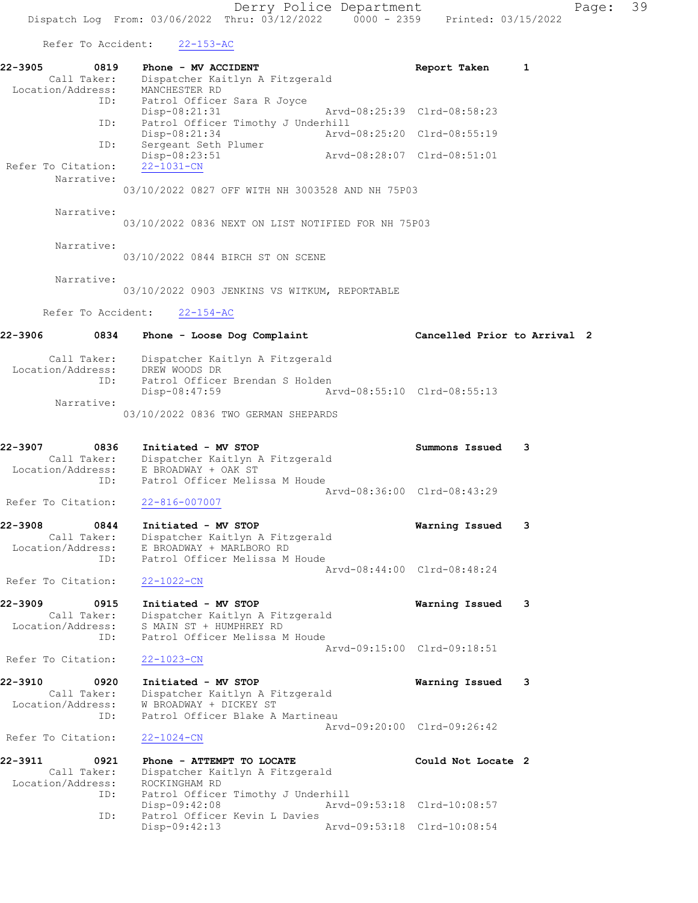Refer To Accident: 22-153-AC

**22-3905 0819 Phone - MV ACCIDENT** Report Taken 1

Call Taker: Dispatcher Kaitlyn A Fitzgerald
Location/Address: MANCHESTER RD
ID: Patrol Officer Sara R Joyce
Disp-08:21:31 Arvd-08:25:39 Clrd-08:58:23
ID: Patrol Officer Timothy J Underhill
Disp-08:21:34 Arvd-08:25:20 Clrd-08:55:19
ID: Sergeant Seth Plumer
Disp-08:23:51 Arvd-08:28:07 Clrd-08:51:01
Refer To Citation: 22-1031-CN
Narrative:
03/10/2022 0827 OFF WITH NH 3003528 AND NH 75P03

Narrative:
03/10/2022 0836 NEXT ON LIST NOTIFIED FOR NH 75P03

Narrative:
03/10/2022 0844 BIRCH ST ON SCENE

Narrative:
03/10/2022 0903 JENKINS VS WITKUM, REPORTABLE

Refer To Accident: 22-154-AC

**22-3906 0834 Phone - Loose Dog Complaint** Cancelled Prior to Arrival 2

Call Taker: Dispatcher Kaitlyn A Fitzgerald
Location/Address: DREW WOODS DR
ID: Patrol Officer Brendan S Holden
Disp-08:47:59 Arvd-08:55:10 Clrd-08:55:13
Narrative:
03/10/2022 0836 TWO GERMAN SHEPARDS

**22-3907 0836 Initiated - MV STOP** Summons Issued 3

Call Taker: Dispatcher Kaitlyn A Fitzgerald
Location/Address: E BROADWAY + OAK ST
ID: Patrol Officer Melissa M Houde
Arvd-08:36:00 Clrd-08:43:29
Refer To Citation: 22-816-007007

**22-3908 0844 Initiated - MV STOP** Warning Issued 3

Call Taker: Dispatcher Kaitlyn A Fitzgerald
Location/Address: E BROADWAY + MARLBORO RD
ID: Patrol Officer Melissa M Houde
Arvd-08:44:00 Clrd-08:48:24
Refer To Citation: 22-1022-CN

**22-3909 0915 Initiated - MV STOP** Warning Issued 3

Call Taker: Dispatcher Kaitlyn A Fitzgerald
Location/Address: S MAIN ST + HUMPHREY RD
ID: Patrol Officer Melissa M Houde
Arvd-09:15:00 Clrd-09:18:51
Refer To Citation: 22-1023-CN

**22-3910 0920 Initiated - MV STOP** Warning Issued 3

Call Taker: Dispatcher Kaitlyn A Fitzgerald
Location/Address: W BROADWAY + DICKEY ST
ID: Patrol Officer Blake A Martineau
Arvd-09:20:00 Clrd-09:26:42
Refer To Citation: 22-1024-CN

**22-3911 0921 Phone - ATTEMPT TO LOCATE** Could Not Locate 2

Call Taker: Dispatcher Kaitlyn A Fitzgerald
Location/Address: ROCKINGHAM RD
ID: Patrol Officer Timothy J Underhill
Disp-09:42:08 Arvd-09:53:18 Clrd-10:08:57
ID: Patrol Officer Kevin L Davies
Disp-09:42:13 Arvd-09:53:18 Clrd-10:08:54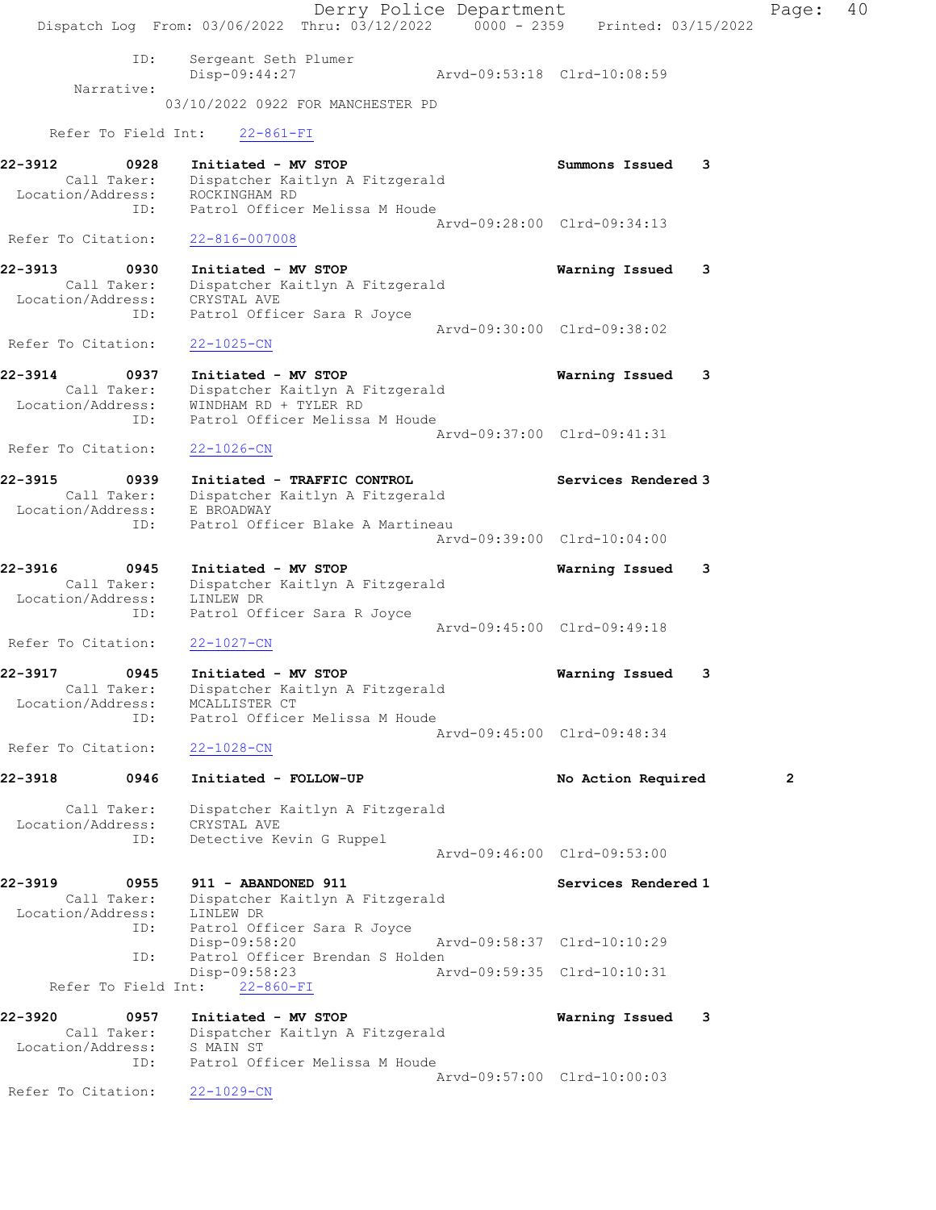```
            ID:     Sergeant Seth Plumer
                    Disp-09:44:27                Arvd-09:53:18  Clrd-10:08:59
     Narrative:
                 03/10/2022 0922 FOR MANCHESTER PD

     Refer To Field Int:    22-861-FI

22-3912        0928    Initiated - MV STOP                       Summons Issued    3
        Call Taker:    Dispatcher Kaitlyn A Fitzgerald
  Location/Address:    ROCKINGHAM RD
                ID:    Patrol Officer Melissa M Houde
                                                 Arvd-09:28:00  Clrd-09:34:13
 Refer To Citation:    22-816-007008

22-3913        0930    Initiated - MV STOP                       Warning Issued    3
        Call Taker:    Dispatcher Kaitlyn A Fitzgerald
  Location/Address:    CRYSTAL AVE
                ID:    Patrol Officer Sara R Joyce
                                                 Arvd-09:30:00  Clrd-09:38:02
 Refer To Citation:    22-1025-CN

22-3914        0937    Initiated - MV STOP                       Warning Issued    3
        Call Taker:    Dispatcher Kaitlyn A Fitzgerald
  Location/Address:    WINDHAM RD + TYLER RD
                ID:    Patrol Officer Melissa M Houde
                                                 Arvd-09:37:00  Clrd-09:41:31
 Refer To Citation:    22-1026-CN

22-3915        0939    Initiated - TRAFFIC CONTROL               Services Rendered 3
        Call Taker:    Dispatcher Kaitlyn A Fitzgerald
  Location/Address:    E BROADWAY
                ID:    Patrol Officer Blake A Martineau
                                                 Arvd-09:39:00  Clrd-10:04:00

22-3916        0945    Initiated - MV STOP                       Warning Issued    3
        Call Taker:    Dispatcher Kaitlyn A Fitzgerald
  Location/Address:    LINLEW DR
                ID:    Patrol Officer Sara R Joyce
                                                 Arvd-09:45:00  Clrd-09:49:18
 Refer To Citation:    22-1027-CN

22-3917        0945    Initiated - MV STOP                       Warning Issued    3
        Call Taker:    Dispatcher Kaitlyn A Fitzgerald
  Location/Address:    MCALLISTER CT
                ID:    Patrol Officer Melissa M Houde
                                                 Arvd-09:45:00  Clrd-09:48:34
 Refer To Citation:    22-1028-CN

22-3918        0946    Initiated - FOLLOW-UP                     No Action Required        2

        Call Taker:    Dispatcher Kaitlyn A Fitzgerald
  Location/Address:    CRYSTAL AVE
                ID:    Detective Kevin G Ruppel
                                                 Arvd-09:46:00  Clrd-09:53:00

22-3919        0955    911 - ABANDONED 911                       Services Rendered 1
        Call Taker:    Dispatcher Kaitlyn A Fitzgerald
  Location/Address:    LINLEW DR
                ID:    Patrol Officer Sara R Joyce
                       Disp-09:58:20             Arvd-09:58:37  Clrd-10:10:29
                ID:    Patrol Officer Brendan S Holden
                       Disp-09:58:23             Arvd-09:59:35  Clrd-10:10:31
     Refer To Field Int:    22-860-FI

22-3920        0957    Initiated - MV STOP                       Warning Issued    3
        Call Taker:    Dispatcher Kaitlyn A Fitzgerald
  Location/Address:    S MAIN ST
                ID:    Patrol Officer Melissa M Houde
                                                 Arvd-09:57:00  Clrd-10:00:03
 Refer To Citation:    22-1029-CN
```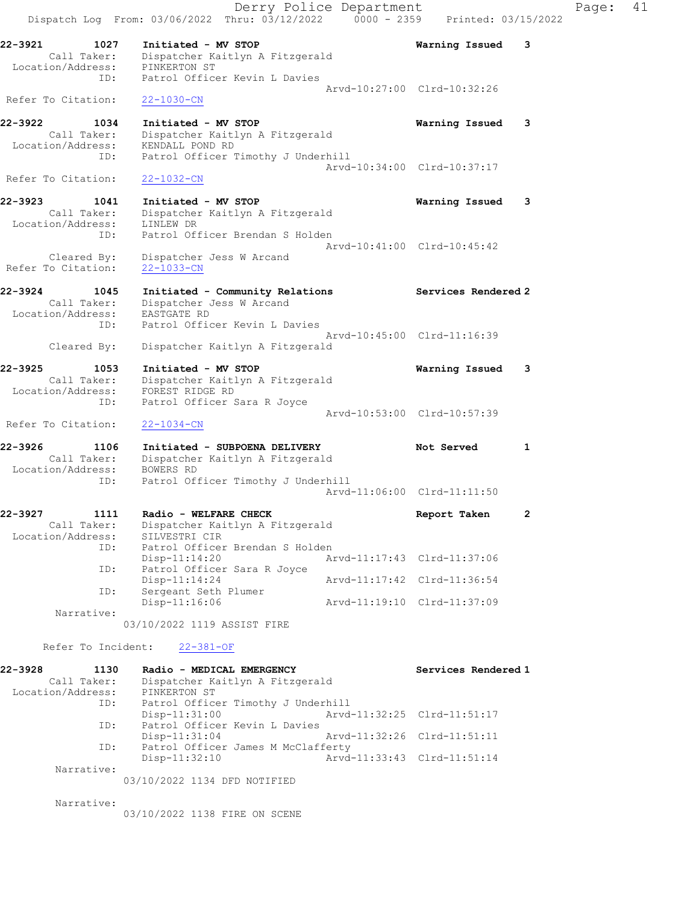22-3921 1027 **Initiated - MV STOP** **Warning Issued** 3
Call Taker: Dispatcher Kaitlyn A Fitzgerald
Location/Address: PINKERTON ST
ID: Patrol Officer Kevin L Davies
Arvd-10:27:00 Clrd-10:32:26
Refer To Citation: 22-1030-CN

22-3922 1034 **Initiated - MV STOP** **Warning Issued** 3
Call Taker: Dispatcher Kaitlyn A Fitzgerald
Location/Address: KENDALL POND RD
ID: Patrol Officer Timothy J Underhill
Arvd-10:34:00 Clrd-10:37:17
Refer To Citation: 22-1032-CN

22-3923 1041 **Initiated - MV STOP** **Warning Issued** 3
Call Taker: Dispatcher Kaitlyn A Fitzgerald
Location/Address: LINLEW DR
ID: Patrol Officer Brendan S Holden
Arvd-10:41:00 Clrd-10:45:42
Cleared By: Dispatcher Jess W Arcand
Refer To Citation: 22-1033-CN

22-3924 1045 **Initiated - Community Relations** **Services Rendered** 2
Call Taker: Dispatcher Jess W Arcand
Location/Address: EASTGATE RD
ID: Patrol Officer Kevin L Davies
Arvd-10:45:00 Clrd-11:16:39
Cleared By: Dispatcher Kaitlyn A Fitzgerald

22-3925 1053 **Initiated - MV STOP** **Warning Issued** 3
Call Taker: Dispatcher Kaitlyn A Fitzgerald
Location/Address: FOREST RIDGE RD
ID: Patrol Officer Sara R Joyce
Arvd-10:53:00 Clrd-10:57:39
Refer To Citation: 22-1034-CN

22-3926 1106 **Initiated - SUBPOENA DELIVERY** **Not Served** 1
Call Taker: Dispatcher Kaitlyn A Fitzgerald
Location/Address: BOWERS RD
ID: Patrol Officer Timothy J Underhill
Arvd-11:06:00 Clrd-11:11:50

22-3927 1111 **Radio - WELFARE CHECK** **Report Taken** 2
Call Taker: Dispatcher Kaitlyn A Fitzgerald
Location/Address: SILVESTRI CIR
ID: Patrol Officer Brendan S Holden
Disp-11:14:20 Arvd-11:17:43 Clrd-11:37:06
ID: Patrol Officer Sara R Joyce
Disp-11:14:24 Arvd-11:17:42 Clrd-11:36:54
ID: Sergeant Seth Plumer
Disp-11:16:06 Arvd-11:19:10 Clrd-11:37:09
Narrative:
03/10/2022 1119 ASSIST FIRE

Refer To Incident: 22-381-OF

22-3928 1130 **Radio - MEDICAL EMERGENCY** **Services Rendered** 1
Call Taker: Dispatcher Kaitlyn A Fitzgerald
Location/Address: PINKERTON ST
ID: Patrol Officer Timothy J Underhill
Disp-11:31:00 Arvd-11:32:25 Clrd-11:51:17
ID: Patrol Officer Kevin L Davies
Disp-11:31:04 Arvd-11:32:26 Clrd-11:51:11
ID: Patrol Officer James M McClafferty
Disp-11:32:10 Arvd-11:33:43 Clrd-11:51:14
Narrative:
03/10/2022 1134 DFD NOTIFIED

Narrative:
03/10/2022 1138 FIRE ON SCENE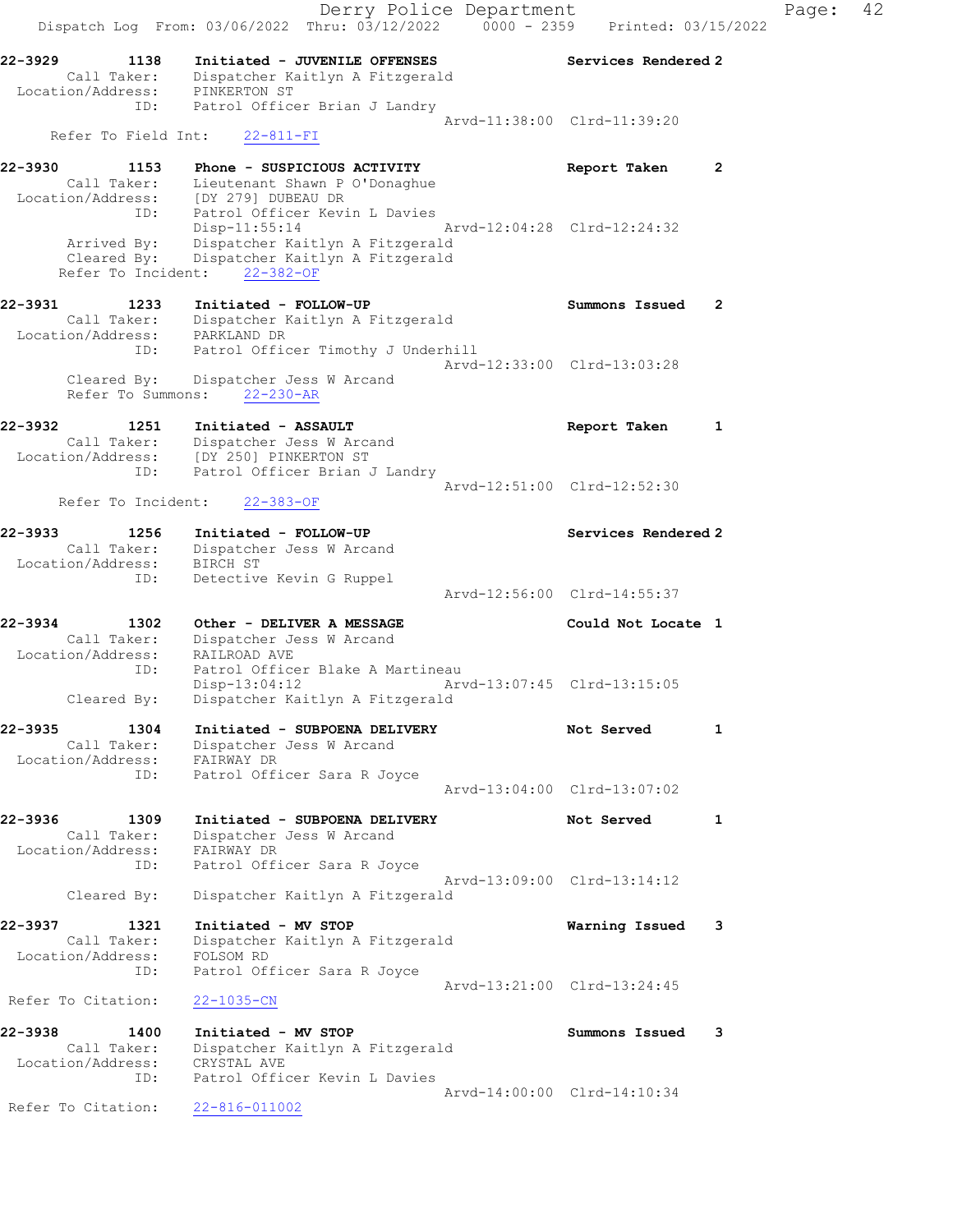22-3929 1138 Initiated - JUVENILE OFFENSES Services Rendered 2
Call Taker: Dispatcher Kaitlyn A Fitzgerald
Location/Address: PINKERTON ST
ID: Patrol Officer Brian J Landry
Arvd-11:38:00 Clrd-11:39:20
Refer To Field Int: 22-811-FI

22-3930 1153 Phone - SUSPICIOUS ACTIVITY Report Taken 2
Call Taker: Lieutenant Shawn P O'Donaghue
Location/Address: [DY 279] DUBEAU DR
ID: Patrol Officer Kevin L Davies
Disp-11:55:14 Arvd-12:04:28 Clrd-12:24:32
Arrived By: Dispatcher Kaitlyn A Fitzgerald
Cleared By: Dispatcher Kaitlyn A Fitzgerald
Refer To Incident: 22-382-OF

22-3931 1233 Initiated - FOLLOW-UP Summons Issued 2
Call Taker: Dispatcher Kaitlyn A Fitzgerald
Location/Address: PARKLAND DR
ID: Patrol Officer Timothy J Underhill
Arvd-12:33:00 Clrd-13:03:28
Cleared By: Dispatcher Jess W Arcand
Refer To Summons: 22-230-AR

22-3932 1251 Initiated - ASSAULT Report Taken 1
Call Taker: Dispatcher Jess W Arcand
Location/Address: [DY 250] PINKERTON ST
ID: Patrol Officer Brian J Landry
Arvd-12:51:00 Clrd-12:52:30
Refer To Incident: 22-383-OF

22-3933 1256 Initiated - FOLLOW-UP Services Rendered 2
Call Taker: Dispatcher Jess W Arcand
Location/Address: BIRCH ST
ID: Detective Kevin G Ruppel
Arvd-12:56:00 Clrd-14:55:37

22-3934 1302 Other - DELIVER A MESSAGE Could Not Locate 1
Call Taker: Dispatcher Jess W Arcand
Location/Address: RAILROAD AVE
ID: Patrol Officer Blake A Martineau
Disp-13:04:12 Arvd-13:07:45 Clrd-13:15:05
Cleared By: Dispatcher Kaitlyn A Fitzgerald

22-3935 1304 Initiated - SUBPOENA DELIVERY Not Served 1
Call Taker: Dispatcher Jess W Arcand
Location/Address: FAIRWAY DR
ID: Patrol Officer Sara R Joyce
Arvd-13:04:00 Clrd-13:07:02

22-3936 1309 Initiated - SUBPOENA DELIVERY Not Served 1
Call Taker: Dispatcher Jess W Arcand
Location/Address: FAIRWAY DR
ID: Patrol Officer Sara R Joyce
Arvd-13:09:00 Clrd-13:14:12
Cleared By: Dispatcher Kaitlyn A Fitzgerald

22-3937 1321 Initiated - MV STOP Warning Issued 3
Call Taker: Dispatcher Kaitlyn A Fitzgerald
Location/Address: FOLSOM RD
ID: Patrol Officer Sara R Joyce
Arvd-13:21:00 Clrd-13:24:45
Refer To Citation: 22-1035-CN

22-3938 1400 Initiated - MV STOP Summons Issued 3
Call Taker: Dispatcher Kaitlyn A Fitzgerald
Location/Address: CRYSTAL AVE
ID: Patrol Officer Kevin L Davies
Arvd-14:00:00 Clrd-14:10:34
Refer To Citation: 22-816-011002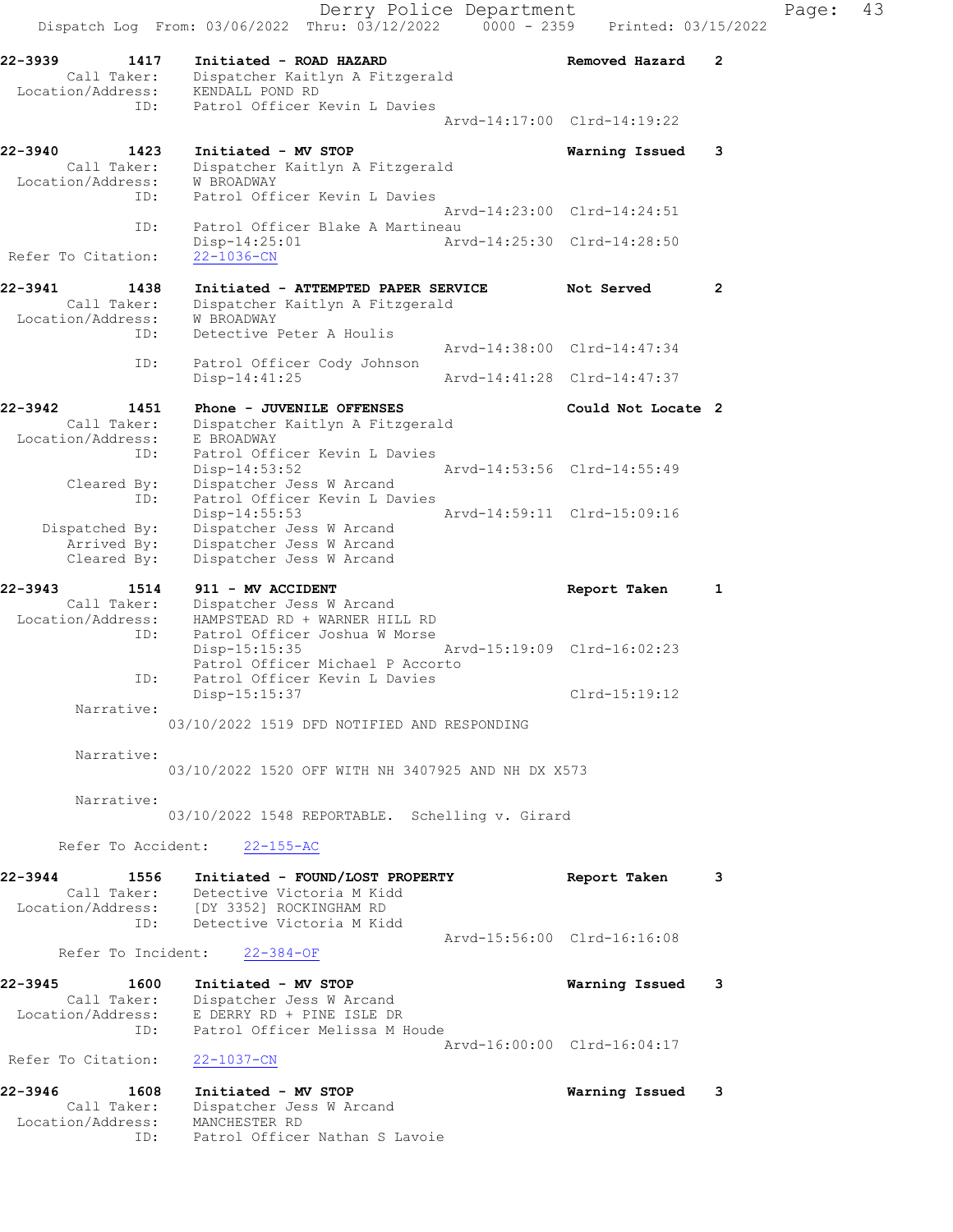```
22-3939        1417    Initiated - ROAD HAZARD                    Removed Hazard   2
        Call Taker:    Dispatcher Kaitlyn A Fitzgerald
   Location/Address:   KENDALL POND RD
                ID:    Patrol Officer Kevin L Davies
                                                   Arvd-14:17:00  Clrd-14:19:22

22-3940        1423    Initiated - MV STOP                        Warning Issued   3
        Call Taker:    Dispatcher Kaitlyn A Fitzgerald
   Location/Address:   W BROADWAY
                ID:    Patrol Officer Kevin L Davies
                                                   Arvd-14:23:00  Clrd-14:24:51
                ID:    Patrol Officer Blake A Martineau
                       Disp-14:25:01               Arvd-14:25:30  Clrd-14:28:50
 Refer To Citation:    22-1036-CN

22-3941        1438    Initiated - ATTEMPTED PAPER SERVICE        Not Served       2
        Call Taker:    Dispatcher Kaitlyn A Fitzgerald
   Location/Address:   W BROADWAY
                ID:    Detective Peter A Houlis
                                                   Arvd-14:38:00  Clrd-14:47:34
                ID:    Patrol Officer Cody Johnson
                       Disp-14:41:25               Arvd-14:41:28  Clrd-14:47:37

22-3942        1451    Phone - JUVENILE OFFENSES                  Could Not Locate 2
        Call Taker:    Dispatcher Kaitlyn A Fitzgerald
   Location/Address:   E BROADWAY
                ID:    Patrol Officer Kevin L Davies
                       Disp-14:53:52               Arvd-14:53:56  Clrd-14:55:49
        Cleared By:    Dispatcher Jess W Arcand
                ID:    Patrol Officer Kevin L Davies
                       Disp-14:55:53               Arvd-14:59:11  Clrd-15:09:16
     Dispatched By:    Dispatcher Jess W Arcand
        Arrived By:    Dispatcher Jess W Arcand
        Cleared By:    Dispatcher Jess W Arcand

22-3943        1514    911 - MV ACCIDENT                          Report Taken     1
        Call Taker:    Dispatcher Jess W Arcand
   Location/Address:   HAMPSTEAD RD + WARNER HILL RD
                ID:    Patrol Officer Joshua W Morse
                       Disp-15:15:35               Arvd-15:19:09  Clrd-16:02:23
                       Patrol Officer Michael P Accorto
                ID:    Patrol Officer Kevin L Davies
                       Disp-15:15:37                              Clrd-15:19:12
         Narrative:
                    03/10/2022 1519 DFD NOTIFIED AND RESPONDING

         Narrative:
                    03/10/2022 1520 OFF WITH NH 3407925 AND NH DX X573

         Narrative:
                    03/10/2022 1548 REPORTABLE.  Schelling v. Girard

       Refer To Accident:    22-155-AC

22-3944        1556    Initiated - FOUND/LOST PROPERTY            Report Taken     3
        Call Taker:    Detective Victoria M Kidd
   Location/Address:   [DY 3352] ROCKINGHAM RD
                ID:    Detective Victoria M Kidd
                                                   Arvd-15:56:00  Clrd-16:16:08
       Refer To Incident:    22-384-OF

22-3945        1600    Initiated - MV STOP                        Warning Issued   3
        Call Taker:    Dispatcher Jess W Arcand
   Location/Address:   E DERRY RD + PINE ISLE DR
                ID:    Patrol Officer Melissa M Houde
                                                   Arvd-16:00:00  Clrd-16:04:17
 Refer To Citation:    22-1037-CN

22-3946        1608    Initiated - MV STOP                        Warning Issued   3
        Call Taker:    Dispatcher Jess W Arcand
   Location/Address:   MANCHESTER RD
                ID:    Patrol Officer Nathan S Lavoie
```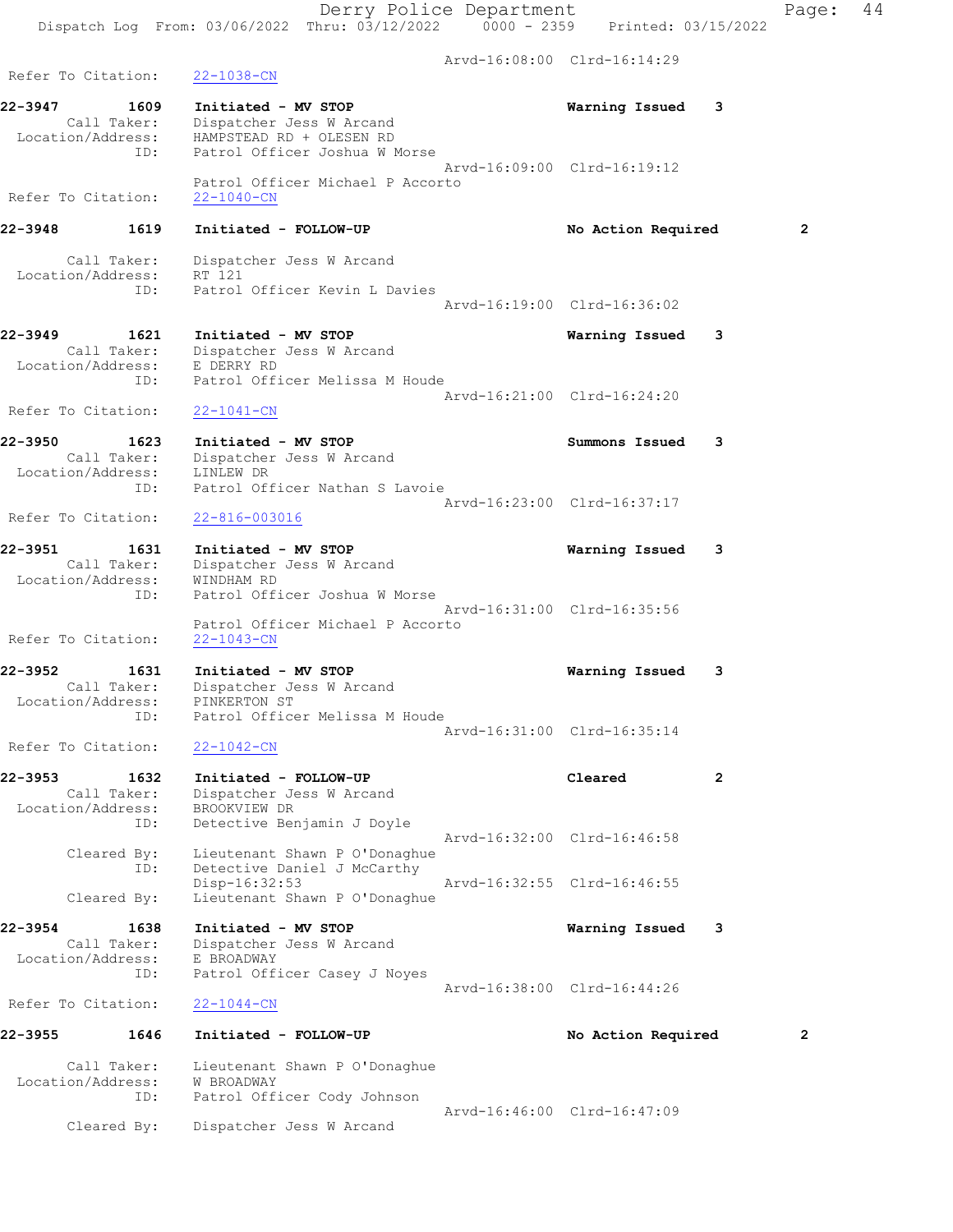Arvd-16:08:00 Clrd-16:14:29

Refer To Citation: 22-1038-CN

**22-3947 1609 Initiated - MV STOP** Warning Issued 3
Call Taker: Dispatcher Jess W Arcand
Location/Address: HAMPSTEAD RD + OLESEN RD
ID: Patrol Officer Joshua W Morse
Arvd-16:09:00 Clrd-16:19:12
Patrol Officer Michael P Accorto
Refer To Citation: 22-1040-CN

**22-3948 1619 Initiated - FOLLOW-UP** No Action Required 2
Call Taker: Dispatcher Jess W Arcand
Location/Address: RT 121
ID: Patrol Officer Kevin L Davies
Arvd-16:19:00 Clrd-16:36:02

**22-3949 1621 Initiated - MV STOP** Warning Issued 3
Call Taker: Dispatcher Jess W Arcand
Location/Address: E DERRY RD
ID: Patrol Officer Melissa M Houde
Arvd-16:21:00 Clrd-16:24:20
Refer To Citation: 22-1041-CN

**22-3950 1623 Initiated - MV STOP** Summons Issued 3
Call Taker: Dispatcher Jess W Arcand
Location/Address: LINLEW DR
ID: Patrol Officer Nathan S Lavoie
Arvd-16:23:00 Clrd-16:37:17
Refer To Citation: 22-816-003016

**22-3951 1631 Initiated - MV STOP** Warning Issued 3
Call Taker: Dispatcher Jess W Arcand
Location/Address: WINDHAM RD
ID: Patrol Officer Joshua W Morse
Arvd-16:31:00 Clrd-16:35:56
Patrol Officer Michael P Accorto
Refer To Citation: 22-1043-CN

**22-3952 1631 Initiated - MV STOP** Warning Issued 3
Call Taker: Dispatcher Jess W Arcand
Location/Address: PINKERTON ST
ID: Patrol Officer Melissa M Houde
Arvd-16:31:00 Clrd-16:35:14
Refer To Citation: 22-1042-CN

**22-3953 1632 Initiated - FOLLOW-UP** Cleared 2
Call Taker: Dispatcher Jess W Arcand
Location/Address: BROOKVIEW DR
ID: Detective Benjamin J Doyle
Arvd-16:32:00 Clrd-16:46:58
Cleared By: Lieutenant Shawn P O'Donaghue
ID: Detective Daniel J McCarthy
Disp-16:32:53 Arvd-16:32:55 Clrd-16:46:55
Cleared By: Lieutenant Shawn P O'Donaghue

**22-3954 1638 Initiated - MV STOP** Warning Issued 3
Call Taker: Dispatcher Jess W Arcand
Location/Address: E BROADWAY
ID: Patrol Officer Casey J Noyes
Arvd-16:38:00 Clrd-16:44:26
Refer To Citation: 22-1044-CN

**22-3955 1646 Initiated - FOLLOW-UP** No Action Required 2
Call Taker: Lieutenant Shawn P O'Donaghue
Location/Address: W BROADWAY
ID: Patrol Officer Cody Johnson
Arvd-16:46:00 Clrd-16:47:09
Cleared By: Dispatcher Jess W Arcand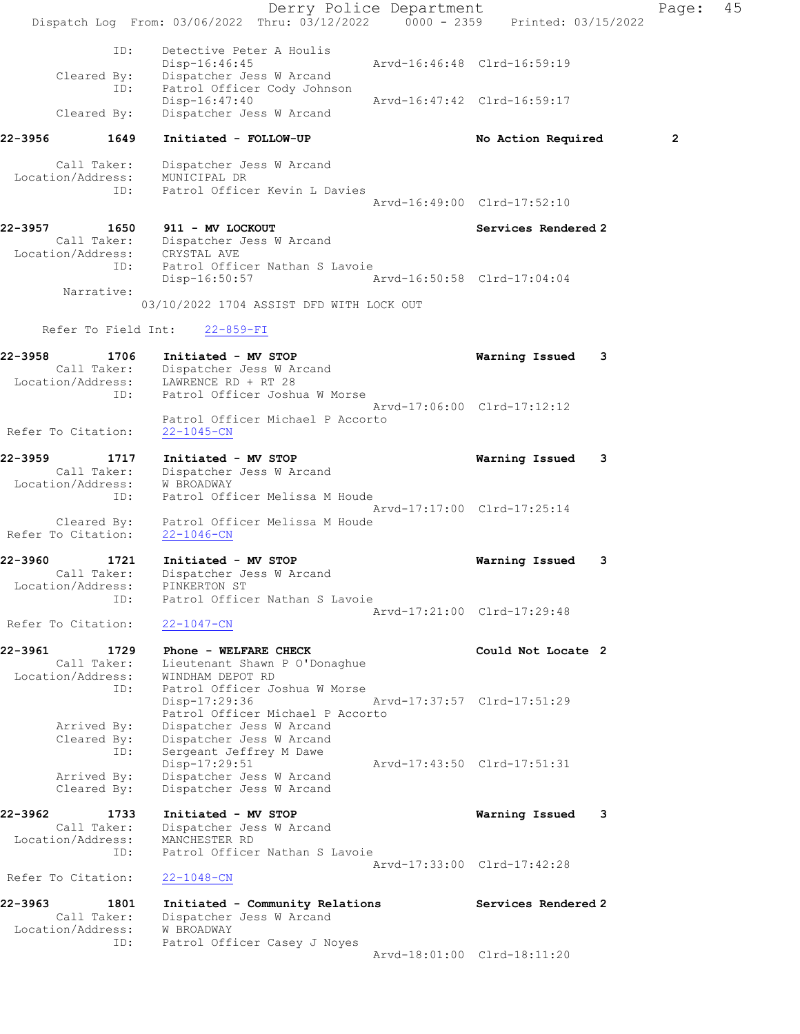```
            ID:     Detective Peter A Houlis
                    Disp-16:46:45              Arvd-16:46:48  Clrd-16:59:19
    Cleared By:     Dispatcher Jess W Arcand
            ID:     Patrol Officer Cody Johnson
                    Disp-16:47:40              Arvd-16:47:42  Clrd-16:59:17
    Cleared By:     Dispatcher Jess W Arcand

22-3956        1649    Initiated - FOLLOW-UP                  No Action Required        2

    Call Taker:     Dispatcher Jess W Arcand
  Location/Address: MUNICIPAL DR
            ID:     Patrol Officer Kevin L Davies
                                               Arvd-16:49:00  Clrd-17:52:10

22-3957        1650    911 - MV LOCKOUT                       Services Rendered 2
    Call Taker:     Dispatcher Jess W Arcand
  Location/Address: CRYSTAL AVE
            ID:     Patrol Officer Nathan S Lavoie
                    Disp-16:50:57              Arvd-16:50:58  Clrd-17:04:04
     Narrative:
                03/10/2022 1704 ASSIST DFD WITH LOCK OUT

    Refer To Field Int:    22-859-FI

22-3958        1706    Initiated - MV STOP                    Warning Issued    3
    Call Taker:     Dispatcher Jess W Arcand
  Location/Address: LAWRENCE RD + RT 28
            ID:     Patrol Officer Joshua W Morse
                                               Arvd-17:06:00  Clrd-17:12:12
                    Patrol Officer Michael P Accorto
 Refer To Citation:  22-1045-CN

22-3959        1717    Initiated - MV STOP                    Warning Issued    3
    Call Taker:     Dispatcher Jess W Arcand
  Location/Address: W BROADWAY
            ID:     Patrol Officer Melissa M Houde
                                               Arvd-17:17:00  Clrd-17:25:14
    Cleared By:     Patrol Officer Melissa M Houde
 Refer To Citation:  22-1046-CN

22-3960        1721    Initiated - MV STOP                    Warning Issued    3
    Call Taker:     Dispatcher Jess W Arcand
  Location/Address: PINKERTON ST
            ID:     Patrol Officer Nathan S Lavoie
                                               Arvd-17:21:00  Clrd-17:29:48
 Refer To Citation:  22-1047-CN

22-3961        1729    Phone - WELFARE CHECK                  Could Not Locate 2
    Call Taker:     Lieutenant Shawn P O'Donaghue
  Location/Address: WINDHAM DEPOT RD
            ID:     Patrol Officer Joshua W Morse
                    Disp-17:29:36              Arvd-17:37:57  Clrd-17:51:29
                    Patrol Officer Michael P Accorto
    Arrived By:     Dispatcher Jess W Arcand
    Cleared By:     Dispatcher Jess W Arcand
            ID:     Sergeant Jeffrey M Dawe
                    Disp-17:29:51              Arvd-17:43:50  Clrd-17:51:31
    Arrived By:     Dispatcher Jess W Arcand
    Cleared By:     Dispatcher Jess W Arcand

22-3962        1733    Initiated - MV STOP                    Warning Issued    3
    Call Taker:     Dispatcher Jess W Arcand
  Location/Address: MANCHESTER RD
            ID:     Patrol Officer Nathan S Lavoie
                                               Arvd-17:33:00  Clrd-17:42:28
 Refer To Citation:  22-1048-CN

22-3963        1801    Initiated - Community Relations        Services Rendered 2
    Call Taker:     Dispatcher Jess W Arcand
  Location/Address: W BROADWAY
            ID:     Patrol Officer Casey J Noyes
                                               Arvd-18:01:00  Clrd-18:11:20
```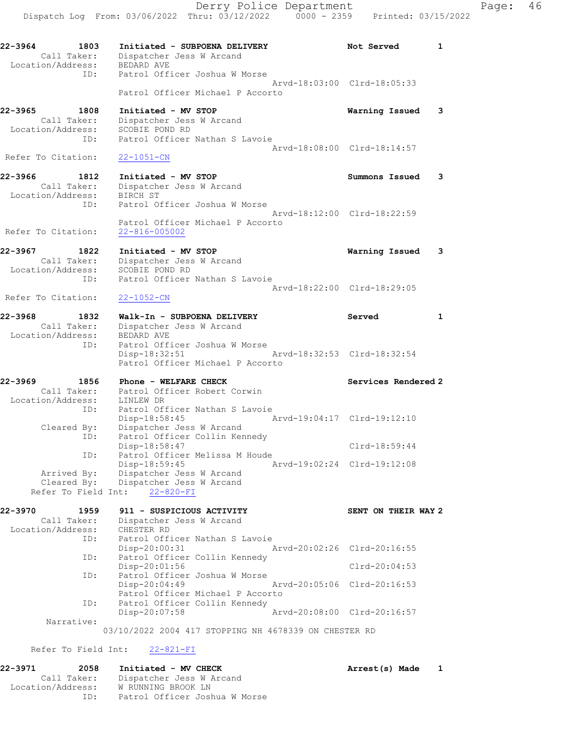22-3964 1803 **Initiated - SUBPOENA DELIVERY** **Not Served** 1
Call Taker: Dispatcher Jess W Arcand
Location/Address: BEDARD AVE
ID: Patrol Officer Joshua W Morse
Arvd-18:03:00 Clrd-18:05:33
Patrol Officer Michael P Accorto

22-3965 1808 **Initiated - MV STOP** **Warning Issued** 3
Call Taker: Dispatcher Jess W Arcand
Location/Address: SCOBIE POND RD
ID: Patrol Officer Nathan S Lavoie
Arvd-18:08:00 Clrd-18:14:57
Refer To Citation: 22-1051-CN

22-3966 1812 **Initiated - MV STOP** **Summons Issued** 3
Call Taker: Dispatcher Jess W Arcand
Location/Address: BIRCH ST
ID: Patrol Officer Joshua W Morse
Arvd-18:12:00 Clrd-18:22:59
Patrol Officer Michael P Accorto
Refer To Citation: 22-816-005002

22-3967 1822 **Initiated - MV STOP** **Warning Issued** 3
Call Taker: Dispatcher Jess W Arcand
Location/Address: SCOBIE POND RD
ID: Patrol Officer Nathan S Lavoie
Arvd-18:22:00 Clrd-18:29:05
Refer To Citation: 22-1052-CN

22-3968 1832 **Walk-In - SUBPOENA DELIVERY** **Served** 1
Call Taker: Dispatcher Jess W Arcand
Location/Address: BEDARD AVE
ID: Patrol Officer Joshua W Morse
Disp-18:32:51 Arvd-18:32:53 Clrd-18:32:54
Patrol Officer Michael P Accorto

22-3969 1856 **Phone - WELFARE CHECK** **Services Rendered** 2
Call Taker: Patrol Officer Robert Corwin
Location/Address: LINLEW DR
ID: Patrol Officer Nathan S Lavoie
Disp-18:58:45 Arvd-19:04:17 Clrd-19:12:10
Cleared By: Dispatcher Jess W Arcand
ID: Patrol Officer Collin Kennedy
Disp-18:58:47 Clrd-18:59:44
ID: Patrol Officer Melissa M Houde
Disp-18:59:45 Arvd-19:02:24 Clrd-19:12:08
Arrived By: Dispatcher Jess W Arcand
Cleared By: Dispatcher Jess W Arcand
Refer To Field Int: 22-820-FI

22-3970 1959 **911 - SUSPICIOUS ACTIVITY** **SENT ON THEIR WAY** 2
Call Taker: Dispatcher Jess W Arcand
Location/Address: CHESTER RD
ID: Patrol Officer Nathan S Lavoie
Disp-20:00:31 Arvd-20:02:26 Clrd-20:16:55
ID: Patrol Officer Collin Kennedy
Disp-20:01:56 Clrd-20:04:53
ID: Patrol Officer Joshua W Morse
Disp-20:04:49 Arvd-20:05:06 Clrd-20:16:53
Patrol Officer Michael P Accorto
ID: Patrol Officer Collin Kennedy
Disp-20:07:58 Arvd-20:08:00 Clrd-20:16:57
Narrative:
03/10/2022 2004 417 STOPPING NH 4678339 ON CHESTER RD

Refer To Field Int: 22-821-FI

22-3971 2058 **Initiated - MV CHECK** **Arrest(s) Made** 1
Call Taker: Dispatcher Jess W Arcand
Location/Address: W RUNNING BROOK LN
ID: Patrol Officer Joshua W Morse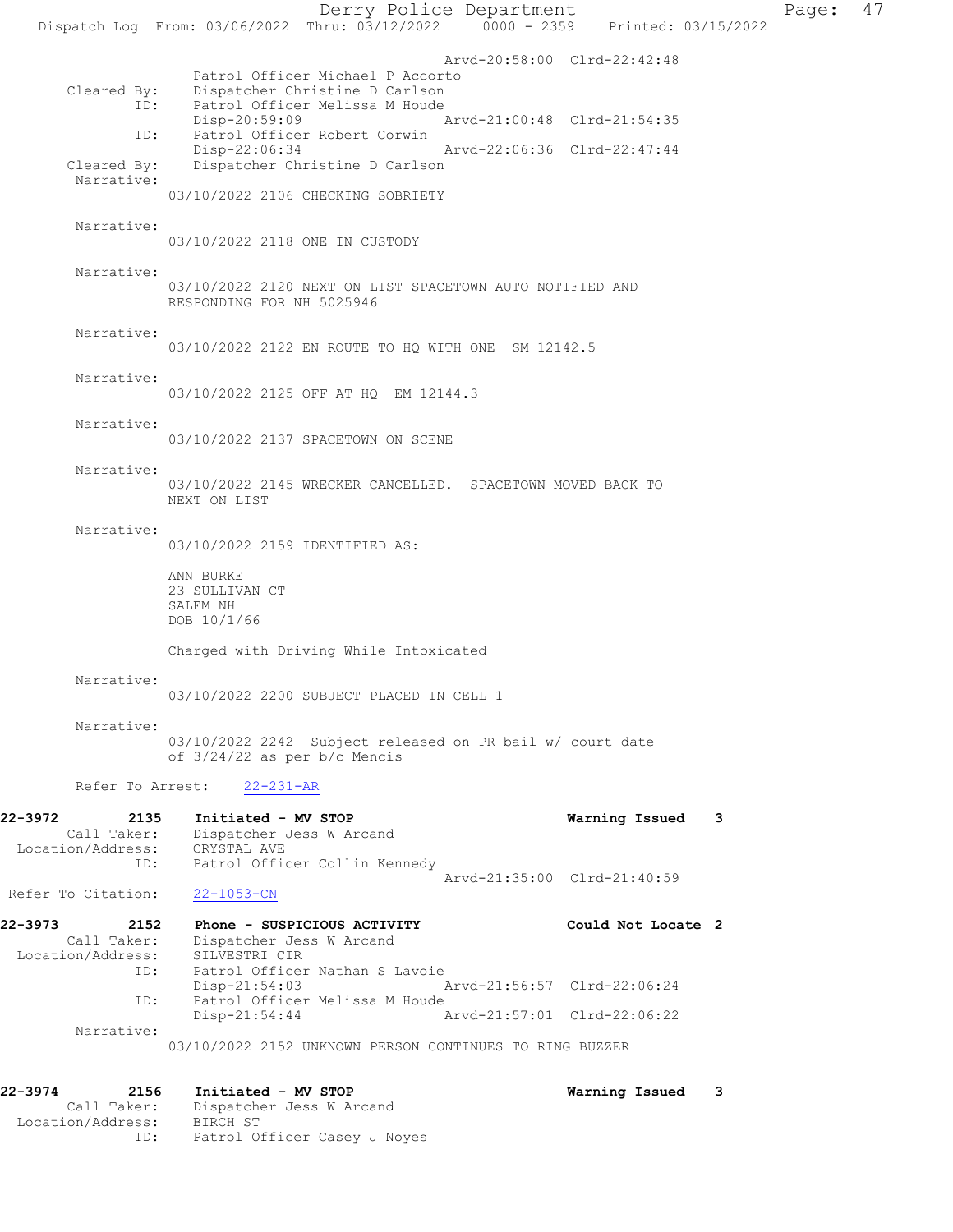Arvd-20:58:00 Clrd-22:42:48
Patrol Officer Michael P Accorto
Cleared By: Dispatcher Christine D Carlson
ID: Patrol Officer Melissa M Houde
Disp-20:59:09 Arvd-21:00:48 Clrd-21:54:35
ID: Patrol Officer Robert Corwin
Disp-22:06:34 Arvd-22:06:36 Clrd-22:47:44
Cleared By: Dispatcher Christine D Carlson
Narrative:
03/10/2022 2106 CHECKING SOBRIETY

Narrative:
03/10/2022 2118 ONE IN CUSTODY

Narrative:
03/10/2022 2120 NEXT ON LIST SPACETOWN AUTO NOTIFIED AND RESPONDING FOR NH 5025946

Narrative:
03/10/2022 2122 EN ROUTE TO HQ WITH ONE SM 12142.5

Narrative:
03/10/2022 2125 OFF AT HQ EM 12144.3

Narrative:
03/10/2022 2137 SPACETOWN ON SCENE

Narrative:
03/10/2022 2145 WRECKER CANCELLED. SPACETOWN MOVED BACK TO NEXT ON LIST

Narrative:
03/10/2022 2159 IDENTIFIED AS:

ANN BURKE
23 SULLIVAN CT
SALEM NH
DOB 10/1/66

Charged with Driving While Intoxicated

Narrative:
03/10/2022 2200 SUBJECT PLACED IN CELL 1

Narrative:
03/10/2022 2242 Subject released on PR bail w/ court date of 3/24/22 as per b/c Mencis

Refer To Arrest: 22-231-AR

**22-3972 2135 Initiated - MV STOP Warning Issued 3**
Call Taker: Dispatcher Jess W Arcand
Location/Address: CRYSTAL AVE
ID: Patrol Officer Collin Kennedy
Arvd-21:35:00 Clrd-21:40:59
Refer To Citation: 22-1053-CN

**22-3973 2152 Phone - SUSPICIOUS ACTIVITY Could Not Locate 2**
Call Taker: Dispatcher Jess W Arcand
Location/Address: SILVESTRI CIR
ID: Patrol Officer Nathan S Lavoie
Disp-21:54:03 Arvd-21:56:57 Clrd-22:06:24
ID: Patrol Officer Melissa M Houde
Disp-21:54:44 Arvd-21:57:01 Clrd-22:06:22
Narrative:
03/10/2022 2152 UNKNOWN PERSON CONTINUES TO RING BUZZER

**22-3974 2156 Initiated - MV STOP Warning Issued 3**
Call Taker: Dispatcher Jess W Arcand
Location/Address: BIRCH ST
ID: Patrol Officer Casey J Noyes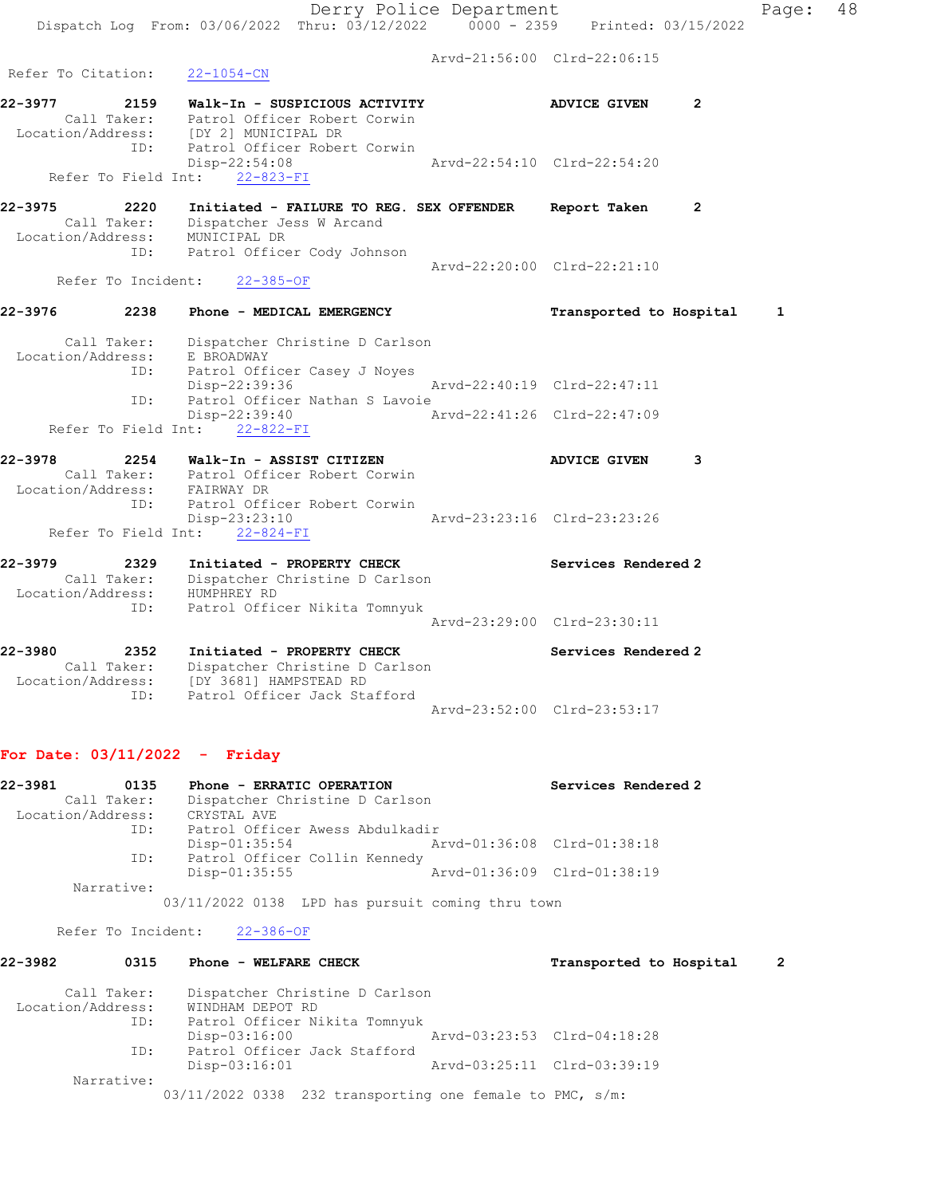Arvd-21:56:00 Clrd-22:06:15

Refer To Citation: 22-1054-CN

**22-3977 2159 Walk-In - SUSPICIOUS ACTIVITY ADVICE GIVEN 2**
Call Taker: Patrol Officer Robert Corwin
Location/Address: [DY 2] MUNICIPAL DR
ID: Patrol Officer Robert Corwin
Disp-22:54:08 Arvd-22:54:10 Clrd-22:54:20
Refer To Field Int: 22-823-FI

**22-3975 2220 Initiated - FAILURE TO REG. SEX OFFENDER Report Taken 2**
Call Taker: Dispatcher Jess W Arcand
Location/Address: MUNICIPAL DR
ID: Patrol Officer Cody Johnson
Arvd-22:20:00 Clrd-22:21:10
Refer To Incident: 22-385-OF

**22-3976 2238 Phone - MEDICAL EMERGENCY Transported to Hospital 1**
Call Taker: Dispatcher Christine D Carlson
Location/Address: E BROADWAY
ID: Patrol Officer Casey J Noyes
Disp-22:39:36 Arvd-22:40:19 Clrd-22:47:11
ID: Patrol Officer Nathan S Lavoie
Disp-22:39:40 Arvd-22:41:26 Clrd-22:47:09
Refer To Field Int: 22-822-FI

**22-3978 2254 Walk-In - ASSIST CITIZEN ADVICE GIVEN 3**
Call Taker: Patrol Officer Robert Corwin
Location/Address: FAIRWAY DR
ID: Patrol Officer Robert Corwin
Disp-23:23:10 Arvd-23:23:16 Clrd-23:23:26
Refer To Field Int: 22-824-FI

**22-3979 2329 Initiated - PROPERTY CHECK Services Rendered 2**
Call Taker: Dispatcher Christine D Carlson
Location/Address: HUMPHREY RD
ID: Patrol Officer Nikita Tomnyuk
Arvd-23:29:00 Clrd-23:30:11

**22-3980 2352 Initiated - PROPERTY CHECK Services Rendered 2**
Call Taker: Dispatcher Christine D Carlson
Location/Address: [DY 3681] HAMPSTEAD RD
ID: Patrol Officer Jack Stafford
Arvd-23:52:00 Clrd-23:53:17

## For Date: 03/11/2022 - Friday

**22-3981 0135 Phone - ERRATIC OPERATION Services Rendered 2**
Call Taker: Dispatcher Christine D Carlson
Location/Address: CRYSTAL AVE
ID: Patrol Officer Awess Abdulkadir
Disp-01:35:54 Arvd-01:36:08 Clrd-01:38:18
ID: Patrol Officer Collin Kennedy
Disp-01:35:55 Arvd-01:36:09 Clrd-01:38:19
Narrative:
03/11/2022 0138 LPD has pursuit coming thru town

Refer To Incident: 22-386-OF

**22-3982 0315 Phone - WELFARE CHECK Transported to Hospital 2**
Call Taker: Dispatcher Christine D Carlson
Location/Address: WINDHAM DEPOT RD
ID: Patrol Officer Nikita Tomnyuk
Disp-03:16:00 Arvd-03:23:53 Clrd-04:18:28
ID: Patrol Officer Jack Stafford
Disp-03:16:01 Arvd-03:25:11 Clrd-03:39:19
Narrative:
03/11/2022 0338 232 transporting one female to PMC, s/m: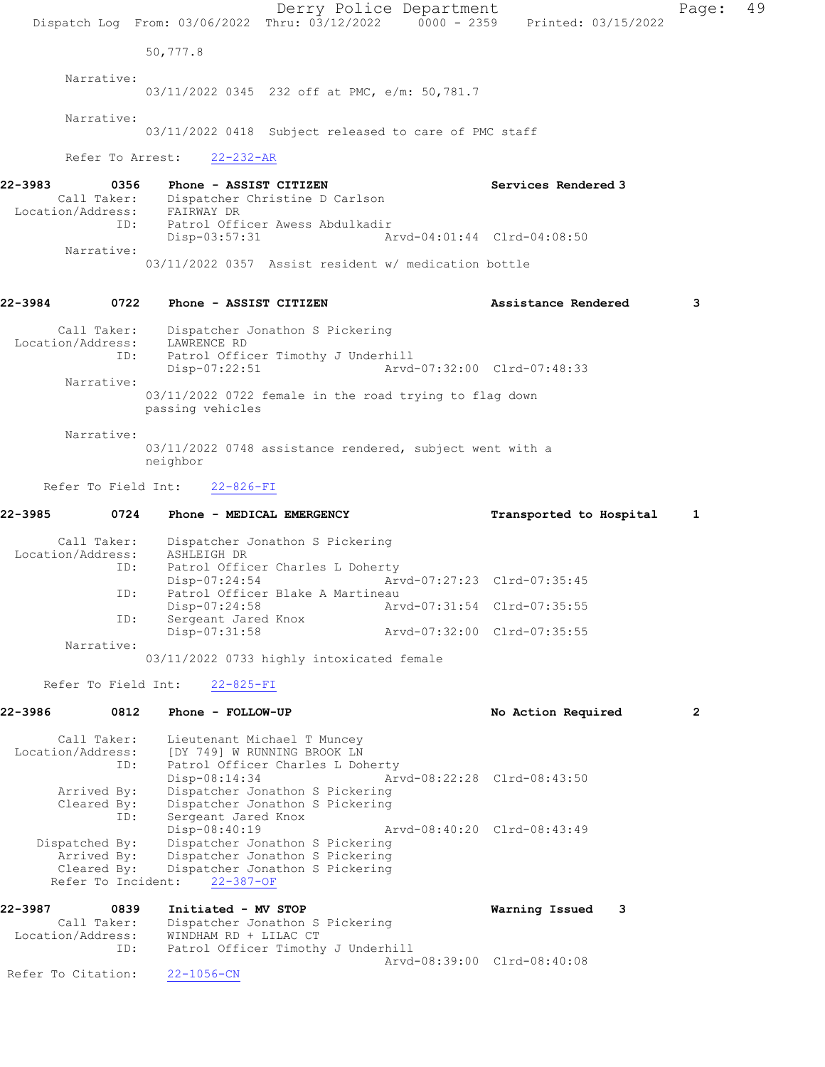50,777.8

Narrative:
03/11/2022 0345 232 off at PMC, e/m: 50,781.7

Narrative:
03/11/2022 0418 Subject released to care of PMC staff

Refer To Arrest: 22-232-AR

**22-3983 0356 Phone - ASSIST CITIZEN — Services Rendered 3**

Call Taker: Dispatcher Christine D Carlson
Location/Address: FAIRWAY DR
ID: Patrol Officer Awess Abdulkadir
Disp-03:57:31 Arvd-04:01:44 Clrd-04:08:50

Narrative:
03/11/2022 0357 Assist resident w/ medication bottle

**22-3984 0722 Phone - ASSIST CITIZEN — Assistance Rendered 3**

Call Taker: Dispatcher Jonathon S Pickering
Location/Address: LAWRENCE RD
ID: Patrol Officer Timothy J Underhill
Disp-07:22:51 Arvd-07:32:00 Clrd-07:48:33

Narrative:
03/11/2022 0722 female in the road trying to flag down passing vehicles

Narrative:
03/11/2022 0748 assistance rendered, subject went with a neighbor

Refer To Field Int: 22-826-FI

**22-3985 0724 Phone - MEDICAL EMERGENCY — Transported to Hospital 1**

Call Taker: Dispatcher Jonathon S Pickering
Location/Address: ASHLEIGH DR
ID: Patrol Officer Charles L Doherty
Disp-07:24:54 Arvd-07:27:23 Clrd-07:35:45
ID: Patrol Officer Blake A Martineau
Disp-07:24:58 Arvd-07:31:54 Clrd-07:35:55
ID: Sergeant Jared Knox
Disp-07:31:58 Arvd-07:32:00 Clrd-07:35:55

Narrative:
03/11/2022 0733 highly intoxicated female

Refer To Field Int: 22-825-FI

**22-3986 0812 Phone - FOLLOW-UP — No Action Required 2**

Call Taker: Lieutenant Michael T Muncey
Location/Address: [DY 749] W RUNNING BROOK LN
ID: Patrol Officer Charles L Doherty
Disp-08:14:34 Arvd-08:22:28 Clrd-08:43:50
Arrived By: Dispatcher Jonathon S Pickering
Cleared By: Dispatcher Jonathon S Pickering
ID: Sergeant Jared Knox
Disp-08:40:19 Arvd-08:40:20 Clrd-08:43:49
Dispatched By: Dispatcher Jonathon S Pickering
Arrived By: Dispatcher Jonathon S Pickering
Cleared By: Dispatcher Jonathon S Pickering
Refer To Incident: 22-387-OF

**22-3987 0839 Initiated - MV STOP — Warning Issued 3**

Call Taker: Dispatcher Jonathon S Pickering
Location/Address: WINDHAM RD + LILAC CT
ID: Patrol Officer Timothy J Underhill
Arvd-08:39:00 Clrd-08:40:08
Refer To Citation: 22-1056-CN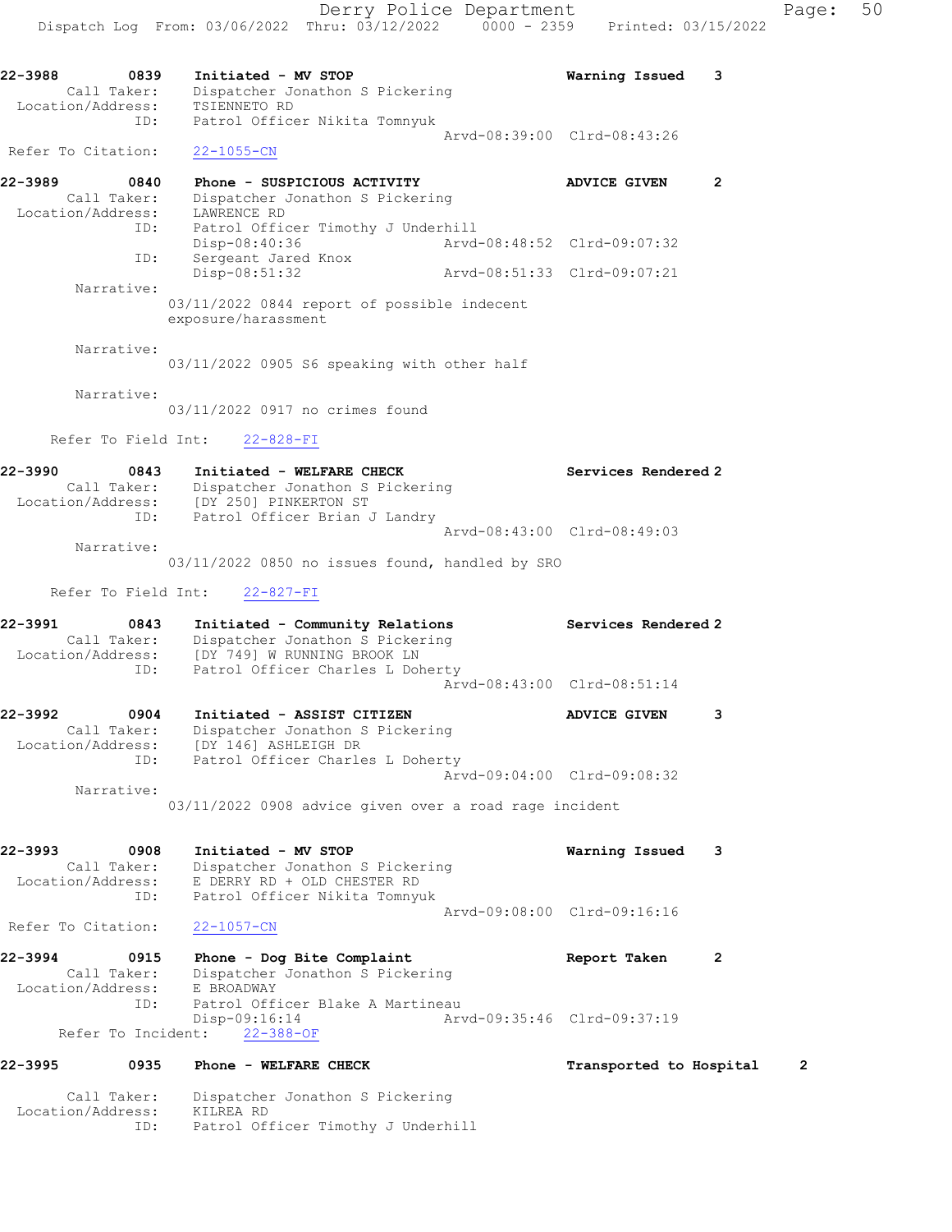22-3988 0839 Initiated - MV STOP Warning Issued 3
Call Taker: Dispatcher Jonathon S Pickering
Location/Address: TSIENNETO RD
ID: Patrol Officer Nikita Tomnyuk
Arvd-08:39:00 Clrd-08:43:26
Refer To Citation: 22-1055-CN

22-3989 0840 Phone - SUSPICIOUS ACTIVITY ADVICE GIVEN 2
Call Taker: Dispatcher Jonathon S Pickering
Location/Address: LAWRENCE RD
ID: Patrol Officer Timothy J Underhill
Disp-08:40:36 Arvd-08:48:52 Clrd-09:07:32
ID: Sergeant Jared Knox
Disp-08:51:32 Arvd-08:51:33 Clrd-09:07:21
Narrative:
03/11/2022 0844 report of possible indecent exposure/harassment

Narrative:
03/11/2022 0905 S6 speaking with other half

Narrative:
03/11/2022 0917 no crimes found

Refer To Field Int: 22-828-FI

22-3990 0843 Initiated - WELFARE CHECK Services Rendered 2
Call Taker: Dispatcher Jonathon S Pickering
Location/Address: [DY 250] PINKERTON ST
ID: Patrol Officer Brian J Landry
Arvd-08:43:00 Clrd-08:49:03
Narrative:
03/11/2022 0850 no issues found, handled by SRO

Refer To Field Int: 22-827-FI

22-3991 0843 Initiated - Community Relations Services Rendered 2
Call Taker: Dispatcher Jonathon S Pickering
Location/Address: [DY 749] W RUNNING BROOK LN
ID: Patrol Officer Charles L Doherty
Arvd-08:43:00 Clrd-08:51:14

22-3992 0904 Initiated - ASSIST CITIZEN ADVICE GIVEN 3
Call Taker: Dispatcher Jonathon S Pickering
Location/Address: [DY 146] ASHLEIGH DR
ID: Patrol Officer Charles L Doherty
Arvd-09:04:00 Clrd-09:08:32
Narrative:
03/11/2022 0908 advice given over a road rage incident

22-3993 0908 Initiated - MV STOP Warning Issued 3
Call Taker: Dispatcher Jonathon S Pickering
Location/Address: E DERRY RD + OLD CHESTER RD
ID: Patrol Officer Nikita Tomnyuk
Arvd-09:08:00 Clrd-09:16:16
Refer To Citation: 22-1057-CN

22-3994 0915 Phone - Dog Bite Complaint Report Taken 2
Call Taker: Dispatcher Jonathon S Pickering
Location/Address: E BROADWAY
ID: Patrol Officer Blake A Martineau
Disp-09:16:14 Arvd-09:35:46 Clrd-09:37:19
Refer To Incident: 22-388-OF

22-3995 0935 Phone - WELFARE CHECK Transported to Hospital 2
Call Taker: Dispatcher Jonathon S Pickering
Location/Address: KILREA RD
ID: Patrol Officer Timothy J Underhill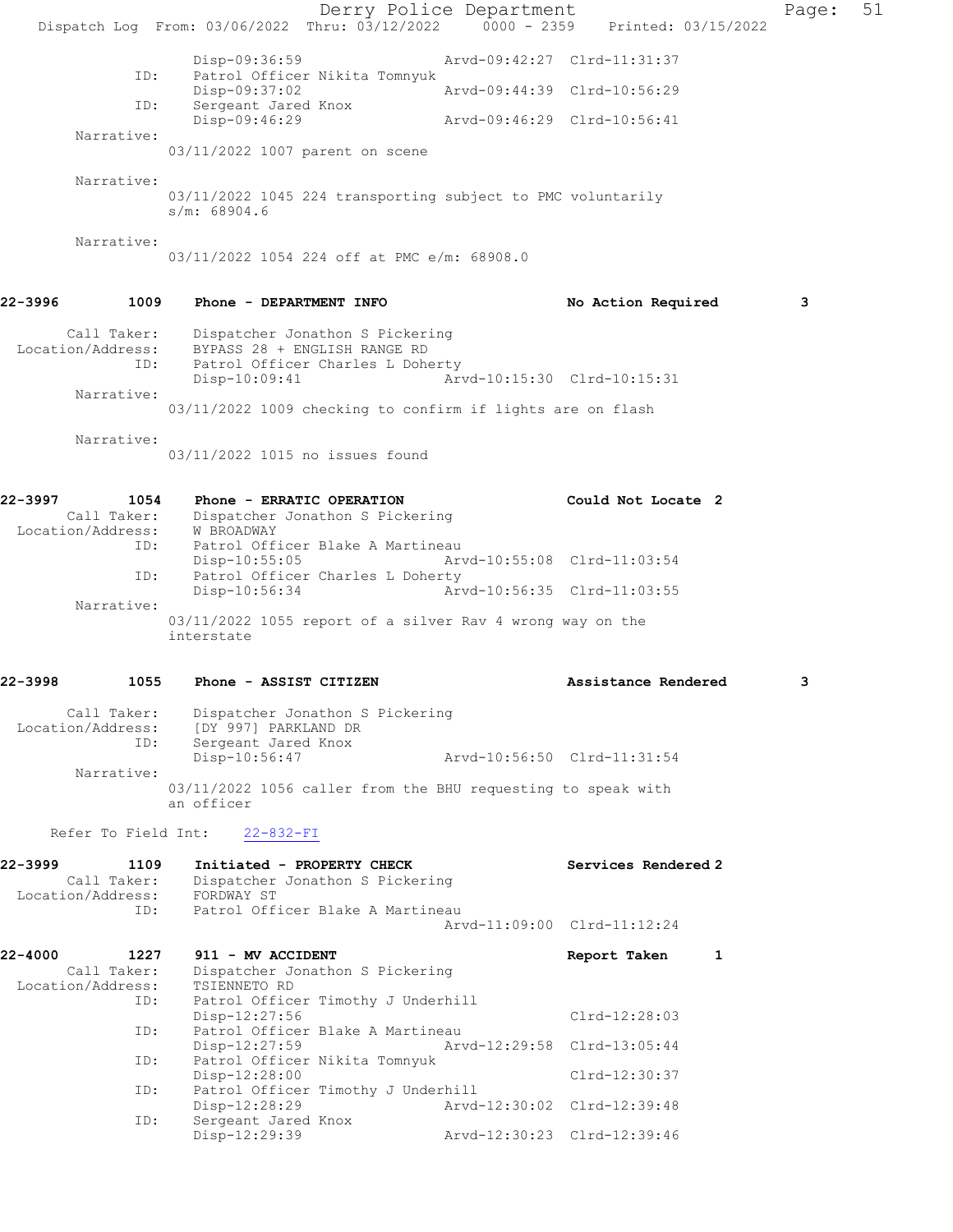```
              Disp-09:36:59                    Arvd-09:42:27  Clrd-11:31:37
         ID:  Patrol Officer Nikita Tomnyuk
              Disp-09:37:02                    Arvd-09:44:39  Clrd-10:56:29
         ID:  Sergeant Jared Knox
              Disp-09:46:29                    Arvd-09:46:29  Clrd-10:56:41
  Narrative:
             03/11/2022 1007 parent on scene

  Narrative:
             03/11/2022 1045 224 transporting subject to PMC voluntarily
             s/m: 68904.6

  Narrative:
             03/11/2022 1054 224 off at PMC e/m: 68908.0


22-3996        1009    Phone - DEPARTMENT INFO                 No Action Required        3

    Call Taker:   Dispatcher Jonathon S Pickering
Location/Address:   BYPASS 28 + ENGLISH RANGE RD
            ID:   Patrol Officer Charles L Doherty
                  Disp-10:09:41                   Arvd-10:15:30  Clrd-10:15:31
     Narrative:
             03/11/2022 1009 checking to confirm if lights are on flash

     Narrative:
             03/11/2022 1015 no issues found


22-3997        1054    Phone - ERRATIC OPERATION               Could Not Locate  2
    Call Taker:   Dispatcher Jonathon S Pickering
Location/Address:   W BROADWAY
            ID:   Patrol Officer Blake A Martineau
                  Disp-10:55:05                   Arvd-10:55:08  Clrd-11:03:54
            ID:   Patrol Officer Charles L Doherty
                  Disp-10:56:34                   Arvd-10:56:35  Clrd-11:03:55
     Narrative:
             03/11/2022 1055 report of a silver Rav 4 wrong way on the
             interstate


22-3998        1055    Phone - ASSIST CITIZEN                  Assistance Rendered        3

    Call Taker:   Dispatcher Jonathon S Pickering
Location/Address:   [DY 997] PARKLAND DR
            ID:   Sergeant Jared Knox
                  Disp-10:56:47                   Arvd-10:56:50  Clrd-11:31:54
     Narrative:
             03/11/2022 1056 caller from the BHU requesting to speak with
             an officer

   Refer To Field Int:    22-832-FI

22-3999        1109    Initiated - PROPERTY CHECK              Services Rendered 2
    Call Taker:   Dispatcher Jonathon S Pickering
Location/Address:   FORDWAY ST
            ID:   Patrol Officer Blake A Martineau
                                                  Arvd-11:09:00  Clrd-11:12:24

22-4000        1227    911 - MV ACCIDENT                       Report Taken        1
    Call Taker:   Dispatcher Jonathon S Pickering
Location/Address:   TSIENNETO RD
            ID:   Patrol Officer Timothy J Underhill
                  Disp-12:27:56                                  Clrd-12:28:03
            ID:   Patrol Officer Blake A Martineau
                  Disp-12:27:59                   Arvd-12:29:58  Clrd-13:05:44
            ID:   Patrol Officer Nikita Tomnyuk
                  Disp-12:28:00                                  Clrd-12:30:37
            ID:   Patrol Officer Timothy J Underhill
                  Disp-12:28:29                   Arvd-12:30:02  Clrd-12:39:48
            ID:   Sergeant Jared Knox
                  Disp-12:29:39                   Arvd-12:30:23  Clrd-12:39:46
```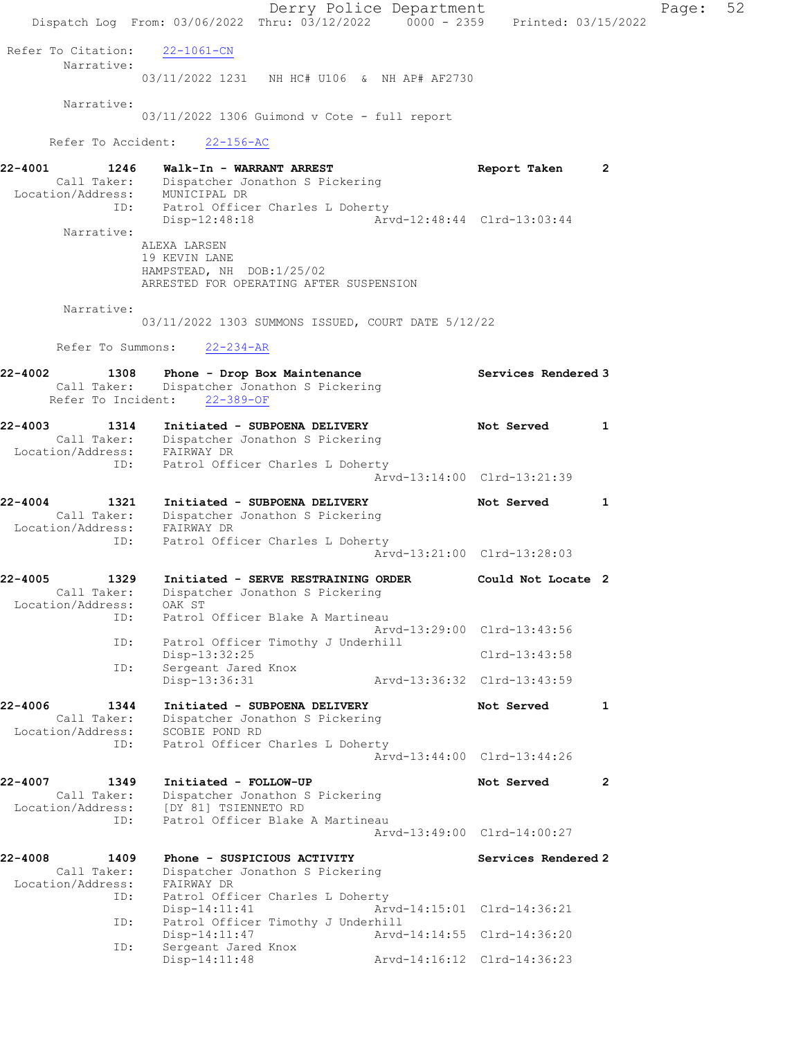Refer To Citation: 22-1061-CN

Narrative:
03/11/2022 1231 NH HC# U106 & NH AP# AF2730

Narrative:
03/11/2022 1306 Guimond v Cote - full report

Refer To Accident: 22-156-AC

**22-4001 1246 Walk-In - WARRANT ARREST — Report Taken 2**

Call Taker: Dispatcher Jonathon S Pickering
Location/Address: MUNICIPAL DR
ID: Patrol Officer Charles L Doherty
Disp-12:48:18 Arvd-12:48:44 Clrd-13:03:44

Narrative:
ALEXA LARSEN
19 KEVIN LANE
HAMPSTEAD, NH DOB:1/25/02
ARRESTED FOR OPERATING AFTER SUSPENSION

Narrative:
03/11/2022 1303 SUMMONS ISSUED, COURT DATE 5/12/22

Refer To Summons: 22-234-AR

**22-4002 1308 Phone - Drop Box Maintenance — Services Rendered 3**

Call Taker: Dispatcher Jonathon S Pickering
Refer To Incident: 22-389-OF

**22-4003 1314 Initiated - SUBPOENA DELIVERY — Not Served 1**

Call Taker: Dispatcher Jonathon S Pickering
Location/Address: FAIRWAY DR
ID: Patrol Officer Charles L Doherty
Arvd-13:14:00 Clrd-13:21:39

**22-4004 1321 Initiated - SUBPOENA DELIVERY — Not Served 1**

Call Taker: Dispatcher Jonathon S Pickering
Location/Address: FAIRWAY DR
ID: Patrol Officer Charles L Doherty
Arvd-13:21:00 Clrd-13:28:03

**22-4005 1329 Initiated - SERVE RESTRAINING ORDER — Could Not Locate 2**

Call Taker: Dispatcher Jonathon S Pickering
Location/Address: OAK ST
ID: Patrol Officer Blake A Martineau
Arvd-13:29:00 Clrd-13:43:56
ID: Patrol Officer Timothy J Underhill
Disp-13:32:25 Clrd-13:43:58
ID: Sergeant Jared Knox
Disp-13:36:31 Arvd-13:36:32 Clrd-13:43:59

**22-4006 1344 Initiated - SUBPOENA DELIVERY — Not Served 1**

Call Taker: Dispatcher Jonathon S Pickering
Location/Address: SCOBIE POND RD
ID: Patrol Officer Charles L Doherty
Arvd-13:44:00 Clrd-13:44:26

**22-4007 1349 Initiated - FOLLOW-UP — Not Served 2**

Call Taker: Dispatcher Jonathon S Pickering
Location/Address: [DY 81] TSIENNETO RD
ID: Patrol Officer Blake A Martineau
Arvd-13:49:00 Clrd-14:00:27

**22-4008 1409 Phone - SUSPICIOUS ACTIVITY — Services Rendered 2**

Call Taker: Dispatcher Jonathon S Pickering
Location/Address: FAIRWAY DR
ID: Patrol Officer Charles L Doherty
Disp-14:11:41 Arvd-14:15:01 Clrd-14:36:21
ID: Patrol Officer Timothy J Underhill
Disp-14:11:47 Arvd-14:14:55 Clrd-14:36:20
ID: Sergeant Jared Knox
Disp-14:11:48 Arvd-14:16:12 Clrd-14:36:23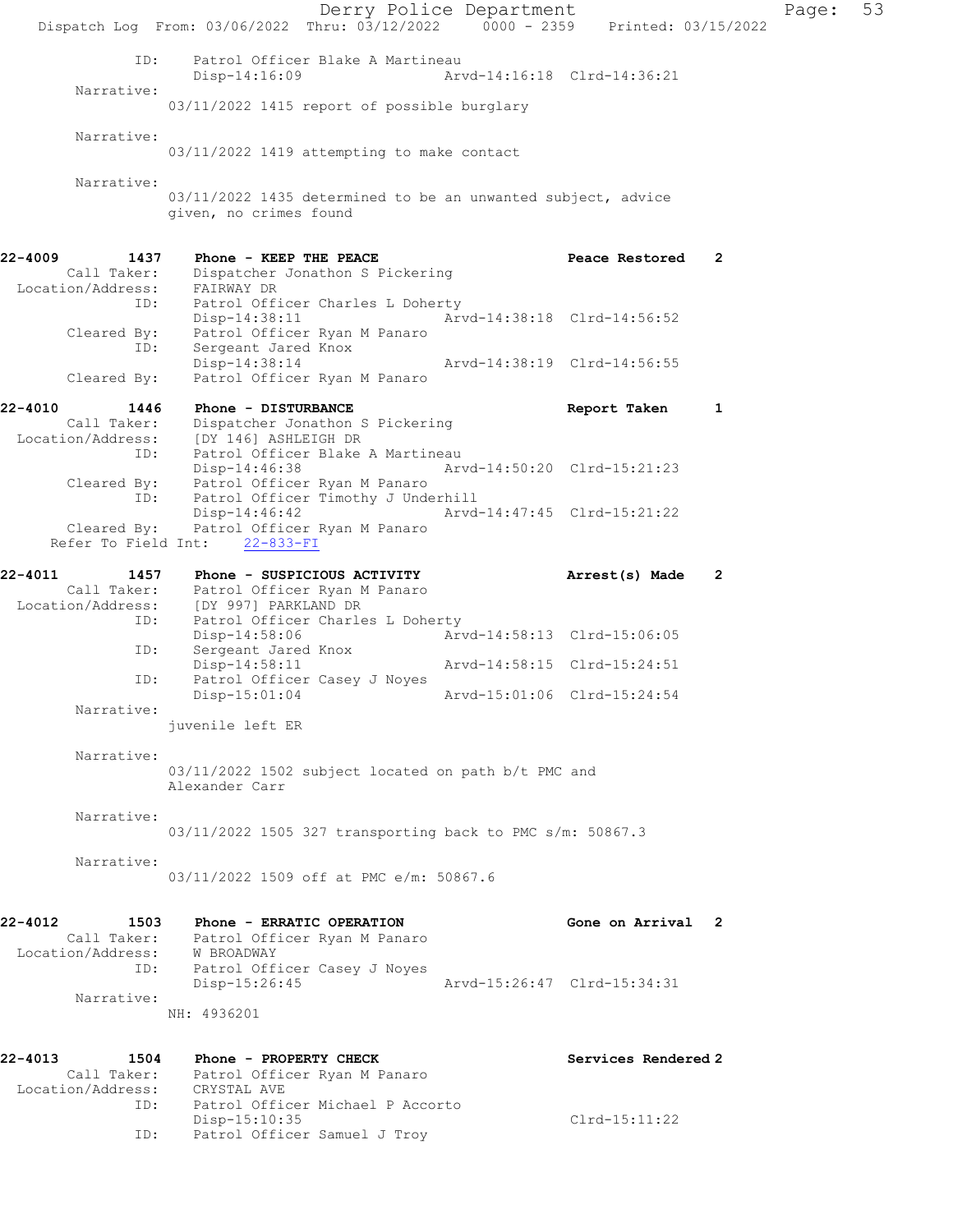ID: Patrol Officer Blake A Martineau
Disp-14:16:09 Arvd-14:16:18 Clrd-14:36:21

Narrative:
03/11/2022 1415 report of possible burglary

Narrative:
03/11/2022 1419 attempting to make contact

Narrative:
03/11/2022 1435 determined to be an unwanted subject, advice given, no crimes found

**22-4009 1437 Phone - KEEP THE PEACE — Peace Restored 2**

Call Taker: Dispatcher Jonathon S Pickering
Location/Address: FAIRWAY DR
ID: Patrol Officer Charles L Doherty
Disp-14:38:11 Arvd-14:38:18 Clrd-14:56:52
Cleared By: Patrol Officer Ryan M Panaro
ID: Sergeant Jared Knox
Disp-14:38:14 Arvd-14:38:19 Clrd-14:56:55
Cleared By: Patrol Officer Ryan M Panaro

**22-4010 1446 Phone - DISTURBANCE — Report Taken 1**

Call Taker: Dispatcher Jonathon S Pickering
Location/Address: [DY 146] ASHLEIGH DR
ID: Patrol Officer Blake A Martineau
Disp-14:46:38 Arvd-14:50:20 Clrd-15:21:23
Cleared By: Patrol Officer Ryan M Panaro
ID: Patrol Officer Timothy J Underhill
Disp-14:46:42 Arvd-14:47:45 Clrd-15:21:22
Cleared By: Patrol Officer Ryan M Panaro
Refer To Field Int: 22-833-FI

**22-4011 1457 Phone - SUSPICIOUS ACTIVITY — Arrest(s) Made 2**

Call Taker: Patrol Officer Ryan M Panaro
Location/Address: [DY 997] PARKLAND DR
ID: Patrol Officer Charles L Doherty
Disp-14:58:06 Arvd-14:58:13 Clrd-15:06:05
ID: Sergeant Jared Knox
Disp-14:58:11 Arvd-14:58:15 Clrd-15:24:51
ID: Patrol Officer Casey J Noyes
Disp-15:01:04 Arvd-15:01:06 Clrd-15:24:54

Narrative:
juvenile left ER

Narrative:
03/11/2022 1502 subject located on path b/t PMC and Alexander Carr

Narrative:
03/11/2022 1505 327 transporting back to PMC s/m: 50867.3

Narrative:
03/11/2022 1509 off at PMC e/m: 50867.6

**22-4012 1503 Phone - ERRATIC OPERATION — Gone on Arrival 2**

Call Taker: Patrol Officer Ryan M Panaro
Location/Address: W BROADWAY
ID: Patrol Officer Casey J Noyes
Disp-15:26:45 Arvd-15:26:47 Clrd-15:34:31

Narrative:
NH: 4936201

**22-4013 1504 Phone - PROPERTY CHECK — Services Rendered 2**

Call Taker: Patrol Officer Ryan M Panaro
Location/Address: CRYSTAL AVE
ID: Patrol Officer Michael P Accorto
Disp-15:10:35 Clrd-15:11:22
ID: Patrol Officer Samuel J Troy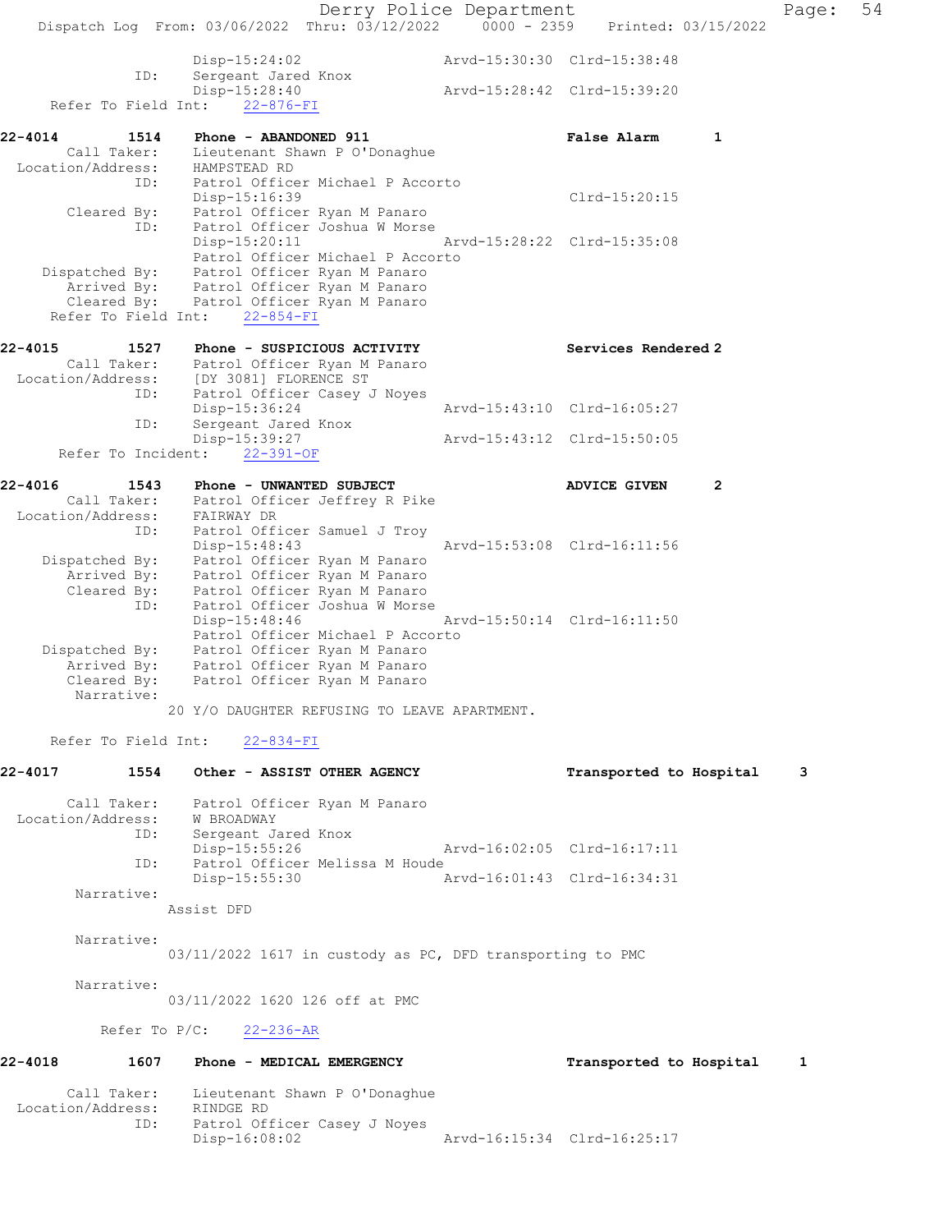```
            Disp-15:24:02                Arvd-15:30:30  Clrd-15:38:48
        ID:    Sergeant Jared Knox
            Disp-15:28:40                Arvd-15:28:42  Clrd-15:39:20
    Refer To Field Int:    22-876-FI

22-4014        1514    Phone - ABANDONED 911                    False Alarm        1
     Call Taker:    Lieutenant Shawn P O'Donaghue
  Location/Address:    HAMPSTEAD RD
            ID:    Patrol Officer Michael P Accorto
            Disp-15:16:39                              Clrd-15:20:15
     Cleared By:    Patrol Officer Ryan M Panaro
            ID:    Patrol Officer Joshua W Morse
            Disp-15:20:11                Arvd-15:28:22  Clrd-15:35:08
                   Patrol Officer Michael P Accorto
  Dispatched By:    Patrol Officer Ryan M Panaro
     Arrived By:    Patrol Officer Ryan M Panaro
     Cleared By:    Patrol Officer Ryan M Panaro
    Refer To Field Int:    22-854-FI

22-4015        1527    Phone - SUSPICIOUS ACTIVITY              Services Rendered 2
     Call Taker:    Patrol Officer Ryan M Panaro
  Location/Address:    [DY 3081] FLORENCE ST
            ID:    Patrol Officer Casey J Noyes
            Disp-15:36:24                Arvd-15:43:10  Clrd-16:05:27
            ID:    Sergeant Jared Knox
            Disp-15:39:27                Arvd-15:43:12  Clrd-15:50:05
     Refer To Incident:    22-391-OF

22-4016        1543    Phone - UNWANTED SUBJECT                 ADVICE GIVEN       2
     Call Taker:    Patrol Officer Jeffrey R Pike
  Location/Address:    FAIRWAY DR
            ID:    Patrol Officer Samuel J Troy
            Disp-15:48:43                Arvd-15:53:08  Clrd-16:11:56
  Dispatched By:    Patrol Officer Ryan M Panaro
     Arrived By:    Patrol Officer Ryan M Panaro
     Cleared By:    Patrol Officer Ryan M Panaro
            ID:    Patrol Officer Joshua W Morse
            Disp-15:48:46                Arvd-15:50:14  Clrd-16:11:50
                   Patrol Officer Michael P Accorto
  Dispatched By:    Patrol Officer Ryan M Panaro
     Arrived By:    Patrol Officer Ryan M Panaro
     Cleared By:    Patrol Officer Ryan M Panaro
      Narrative:
                20 Y/O DAUGHTER REFUSING TO LEAVE APARTMENT.

    Refer To Field Int:    22-834-FI

22-4017        1554    Other - ASSIST OTHER AGENCY              Transported to Hospital     3

     Call Taker:    Patrol Officer Ryan M Panaro
  Location/Address:    W BROADWAY
            ID:    Sergeant Jared Knox
            Disp-15:55:26                Arvd-16:02:05  Clrd-16:17:11
            ID:    Patrol Officer Melissa M Houde
            Disp-15:55:30                Arvd-16:01:43  Clrd-16:34:31
      Narrative:
                Assist DFD

      Narrative:
                03/11/2022 1617 in custody as PC, DFD transporting to PMC

      Narrative:
                03/11/2022 1620 126 off at PMC

        Refer To P/C:    22-236-AR

22-4018        1607    Phone - MEDICAL EMERGENCY                Transported to Hospital     1

     Call Taker:    Lieutenant Shawn P O'Donaghue
  Location/Address:    RINDGE RD
            ID:    Patrol Officer Casey J Noyes
            Disp-16:08:02                Arvd-16:15:34  Clrd-16:25:17
```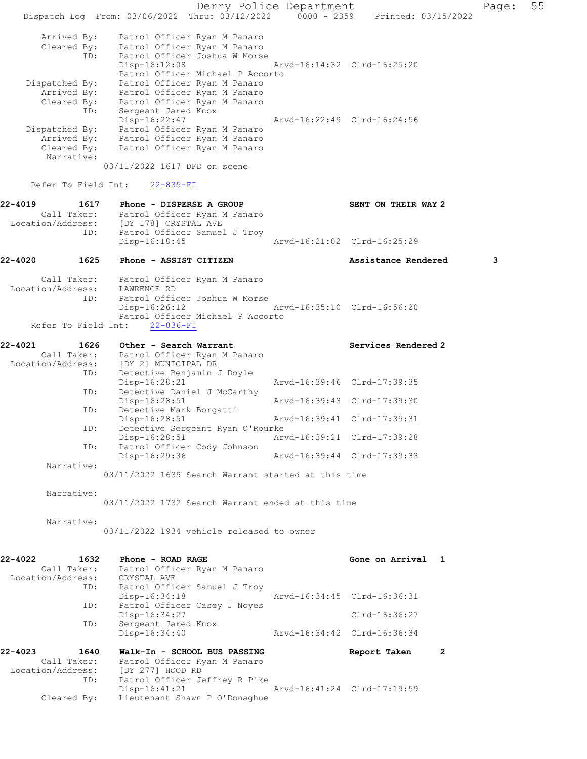```
      Arrived By:    Patrol Officer Ryan M Panaro
      Cleared By:    Patrol Officer Ryan M Panaro
             ID:     Patrol Officer Joshua W Morse
                     Disp-16:12:08                 Arvd-16:14:32  Clrd-16:25:20
                     Patrol Officer Michael P Accorto
   Dispatched By:    Patrol Officer Ryan M Panaro
      Arrived By:    Patrol Officer Ryan M Panaro
      Cleared By:    Patrol Officer Ryan M Panaro
             ID:     Sergeant Jared Knox
                     Disp-16:22:47                 Arvd-16:22:49  Clrd-16:24:56
   Dispatched By:    Patrol Officer Ryan M Panaro
      Arrived By:    Patrol Officer Ryan M Panaro
      Cleared By:    Patrol Officer Ryan M Panaro
       Narrative:
                   03/11/2022 1617 DFD on scene

    Refer To Field Int:    22-835-FI

22-4019        1617    Phone - DISPERSE A GROUP                    SENT ON THEIR WAY 2
      Call Taker:      Patrol Officer Ryan M Panaro
 Location/Address:     [DY 178] CRYSTAL AVE
             ID:       Patrol Officer Samuel J Troy
                       Disp-16:18:45               Arvd-16:21:02  Clrd-16:25:29

22-4020        1625    Phone - ASSIST CITIZEN                      Assistance Rendered      3

      Call Taker:      Patrol Officer Ryan M Panaro
 Location/Address:     LAWRENCE RD
             ID:       Patrol Officer Joshua W Morse
                       Disp-16:26:12               Arvd-16:35:10  Clrd-16:56:20
                       Patrol Officer Michael P Accorto
    Refer To Field Int:    22-836-FI

22-4021        1626    Other - Search Warrant                      Services Rendered 2
      Call Taker:      Patrol Officer Ryan M Panaro
 Location/Address:     [DY 2] MUNICIPAL DR
             ID:       Detective Benjamin J Doyle
                       Disp-16:28:21               Arvd-16:39:46  Clrd-17:39:35
             ID:       Detective Daniel J McCarthy
                       Disp-16:28:51               Arvd-16:39:43  Clrd-17:39:30
             ID:       Detective Mark Borgatti
                       Disp-16:28:51               Arvd-16:39:41  Clrd-17:39:31
             ID:       Detective Sergeant Ryan O'Rourke
                       Disp-16:28:51               Arvd-16:39:21  Clrd-17:39:28
             ID:       Patrol Officer Cody Johnson
                       Disp-16:29:36               Arvd-16:39:44  Clrd-17:39:33
       Narrative:
                   03/11/2022 1639 Search Warrant started at this time

       Narrative:
                   03/11/2022 1732 Search Warrant ended at this time

       Narrative:
                   03/11/2022 1934 vehicle released to owner


22-4022        1632    Phone - ROAD RAGE                           Gone on Arrival  1
      Call Taker:      Patrol Officer Ryan M Panaro
 Location/Address:     CRYSTAL AVE
             ID:       Patrol Officer Samuel J Troy
                       Disp-16:34:18               Arvd-16:34:45  Clrd-16:36:31
             ID:       Patrol Officer Casey J Noyes
                       Disp-16:34:27                              Clrd-16:36:27
             ID:       Sergeant Jared Knox
                       Disp-16:34:40               Arvd-16:34:42  Clrd-16:36:34

22-4023        1640    Walk-In - SCHOOL BUS PASSING                Report Taken     2
      Call Taker:      Patrol Officer Ryan M Panaro
 Location/Address:     [DY 277] HOOD RD
             ID:       Patrol Officer Jeffrey R Pike
                       Disp-16:41:21               Arvd-16:41:24  Clrd-17:19:59
      Cleared By:      Lieutenant Shawn P O'Donaghue
```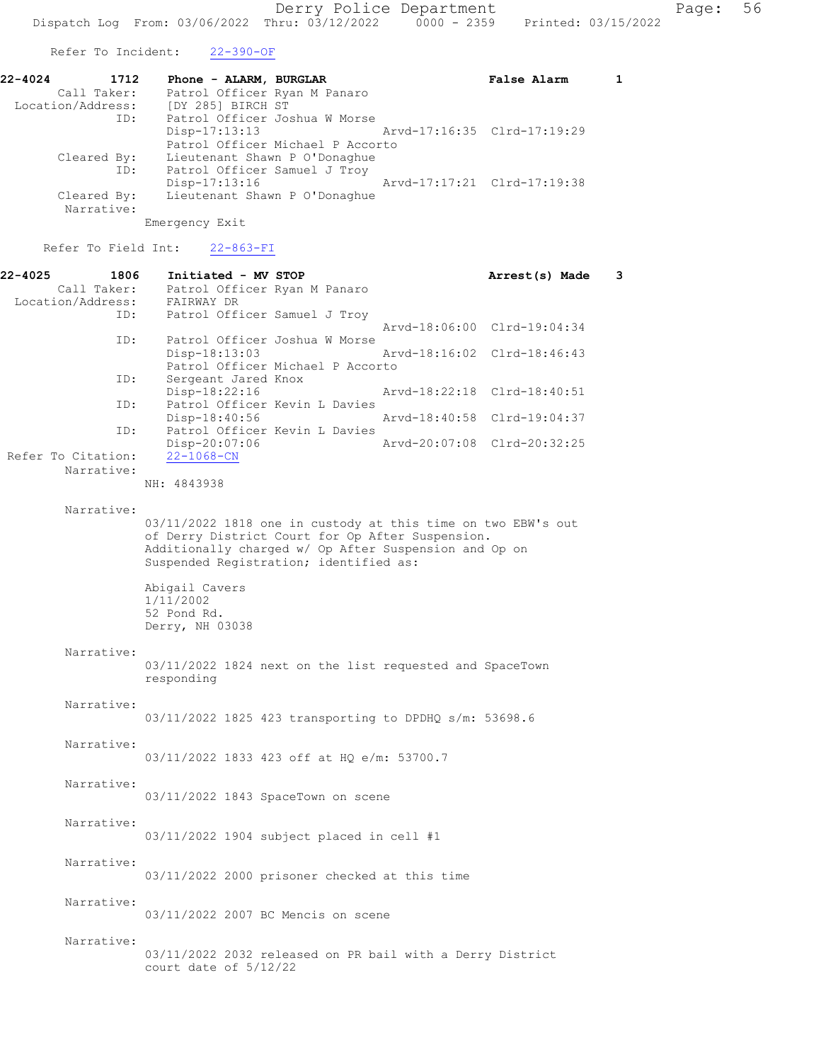Refer To Incident: 22-390-OF

**22-4024** 1712 **Phone - ALARM, BURGLAR** **False Alarm** 1

Call Taker: Patrol Officer Ryan M Panaro
Location/Address: [DY 285] BIRCH ST
ID: Patrol Officer Joshua W Morse
Disp-17:13:13 Arvd-17:16:35 Clrd-17:19:29
Patrol Officer Michael P Accorto
Cleared By: Lieutenant Shawn P O'Donaghue
ID: Patrol Officer Samuel J Troy
Disp-17:13:16 Arvd-17:17:21 Clrd-17:19:38
Cleared By: Lieutenant Shawn P O'Donaghue
Narrative:
Emergency Exit

Refer To Field Int: 22-863-FI

**22-4025** 1806 **Initiated - MV STOP** **Arrest(s) Made** 3

Call Taker: Patrol Officer Ryan M Panaro
Location/Address: FAIRWAY DR
ID: Patrol Officer Samuel J Troy
Arvd-18:06:00 Clrd-19:04:34
ID: Patrol Officer Joshua W Morse
Disp-18:13:03 Arvd-18:16:02 Clrd-18:46:43
Patrol Officer Michael P Accorto
ID: Sergeant Jared Knox
Disp-18:22:16 Arvd-18:22:18 Clrd-18:40:51
ID: Patrol Officer Kevin L Davies
Disp-18:40:56 Arvd-18:40:58 Clrd-19:04:37
ID: Patrol Officer Kevin L Davies
Disp-20:07:06 Arvd-20:07:08 Clrd-20:32:25
Refer To Citation: 22-1068-CN
Narrative:
NH: 4843938

Narrative:
03/11/2022 1818 one in custody at this time on two EBW's out of Derry District Court for Op After Suspension. Additionally charged w/ Op After Suspension and Op on Suspended Registration; identified as:

Abigail Cavers
1/11/2002
52 Pond Rd.
Derry, NH 03038

Narrative:
03/11/2022 1824 next on the list requested and SpaceTown responding

Narrative:
03/11/2022 1825 423 transporting to DPDHQ s/m: 53698.6

Narrative:
03/11/2022 1833 423 off at HQ e/m: 53700.7

Narrative:
03/11/2022 1843 SpaceTown on scene

Narrative:
03/11/2022 1904 subject placed in cell #1

Narrative:
03/11/2022 2000 prisoner checked at this time

Narrative:
03/11/2022 2007 BC Mencis on scene

Narrative:
03/11/2022 2032 released on PR bail with a Derry District court date of 5/12/22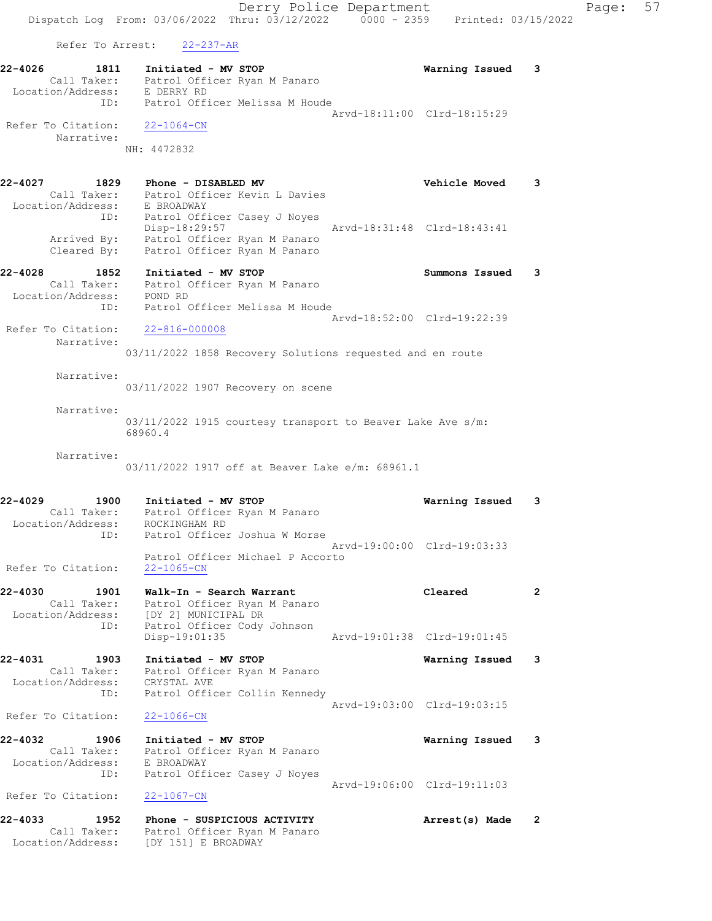Refer To Arrest: 22-237-AR

**22-4026 1811 Initiated - MV STOP** — Warning Issued 3
Call Taker: Patrol Officer Ryan M Panaro
Location/Address: E DERRY RD
ID: Patrol Officer Melissa M Houde
Arvd-18:11:00 Clrd-18:15:29
Refer To Citation: 22-1064-CN
Narrative:
NH: 4472832

**22-4027 1829 Phone - DISABLED MV** — Vehicle Moved 3
Call Taker: Patrol Officer Kevin L Davies
Location/Address: E BROADWAY
ID: Patrol Officer Casey J Noyes
Disp-18:29:57 Arvd-18:31:48 Clrd-18:43:41
Arrived By: Patrol Officer Ryan M Panaro
Cleared By: Patrol Officer Ryan M Panaro

**22-4028 1852 Initiated - MV STOP** — Summons Issued 3
Call Taker: Patrol Officer Ryan M Panaro
Location/Address: POND RD
ID: Patrol Officer Melissa M Houde
Arvd-18:52:00 Clrd-19:22:39
Refer To Citation: 22-816-000008
Narrative:
03/11/2022 1858 Recovery Solutions requested and en route

Narrative:
03/11/2022 1907 Recovery on scene

Narrative:
03/11/2022 1915 courtesy transport to Beaver Lake Ave s/m: 68960.4

Narrative:
03/11/2022 1917 off at Beaver Lake e/m: 68961.1

**22-4029 1900 Initiated - MV STOP** — Warning Issued 3
Call Taker: Patrol Officer Ryan M Panaro
Location/Address: ROCKINGHAM RD
ID: Patrol Officer Joshua W Morse
Arvd-19:00:00 Clrd-19:03:33
Patrol Officer Michael P Accorto
Refer To Citation: 22-1065-CN

**22-4030 1901 Walk-In - Search Warrant** — Cleared 2
Call Taker: Patrol Officer Ryan M Panaro
Location/Address: [DY 2] MUNICIPAL DR
ID: Patrol Officer Cody Johnson
Disp-19:01:35 Arvd-19:01:38 Clrd-19:01:45

**22-4031 1903 Initiated - MV STOP** — Warning Issued 3
Call Taker: Patrol Officer Ryan M Panaro
Location/Address: CRYSTAL AVE
ID: Patrol Officer Collin Kennedy
Arvd-19:03:00 Clrd-19:03:15
Refer To Citation: 22-1066-CN

**22-4032 1906 Initiated - MV STOP** — Warning Issued 3
Call Taker: Patrol Officer Ryan M Panaro
Location/Address: E BROADWAY
ID: Patrol Officer Casey J Noyes
Arvd-19:06:00 Clrd-19:11:03
Refer To Citation: 22-1067-CN

**22-4033 1952 Phone - SUSPICIOUS ACTIVITY** — Arrest(s) Made 2
Call Taker: Patrol Officer Ryan M Panaro
Location/Address: [DY 151] E BROADWAY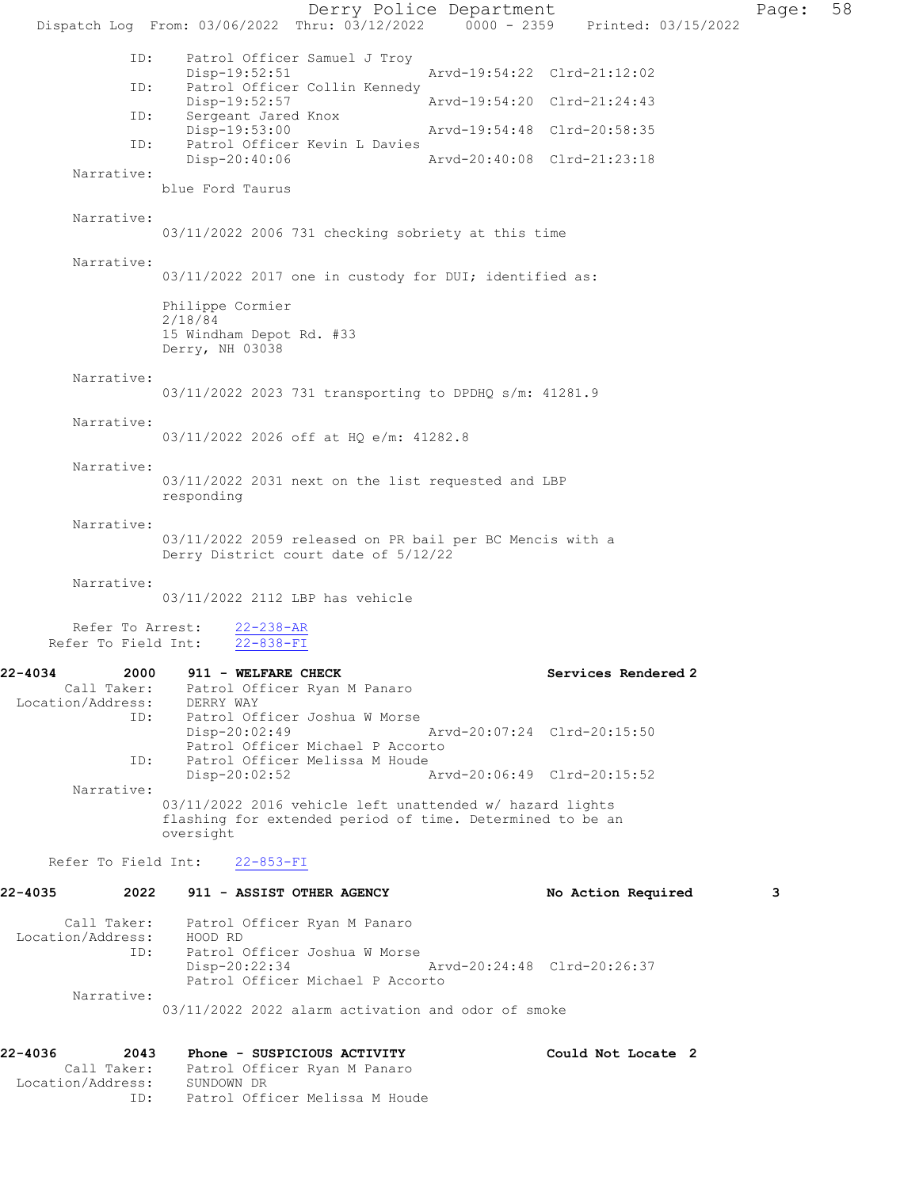```
            ID:    Patrol Officer Samuel J Troy
                   Disp-19:52:51                 Arvd-19:54:22  Clrd-21:12:02
            ID:    Patrol Officer Collin Kennedy
                   Disp-19:52:57                 Arvd-19:54:20  Clrd-21:24:43
            ID:    Sergeant Jared Knox
                   Disp-19:53:00                 Arvd-19:54:48  Clrd-20:58:35
            ID:    Patrol Officer Kevin L Davies
                   Disp-20:40:06                 Arvd-20:40:08  Clrd-21:23:18
     Narrative:
                  blue Ford Taurus

     Narrative:
                  03/11/2022 2006 731 checking sobriety at this time

     Narrative:
                  03/11/2022 2017 one in custody for DUI; identified as:

                  Philippe Cormier
                  2/18/84
                  15 Windham Depot Rd. #33
                  Derry, NH 03038

     Narrative:
                  03/11/2022 2023 731 transporting to DPDHQ s/m: 41281.9

     Narrative:
                  03/11/2022 2026 off at HQ e/m: 41282.8

     Narrative:
                  03/11/2022 2031 next on the list requested and LBP
                  responding

     Narrative:
                  03/11/2022 2059 released on PR bail per BC Mencis with a
                  Derry District court date of 5/12/22

     Narrative:
                  03/11/2022 2112 LBP has vehicle

     Refer To Arrest:    22-238-AR
   Refer To Field Int:   22-838-FI

22-4034        2000    911 - WELFARE CHECK                       Services Rendered 2
       Call Taker:     Patrol Officer Ryan M Panaro
 Location/Address:     DERRY WAY
            ID:        Patrol Officer Joshua W Morse
                       Disp-20:02:49             Arvd-20:07:24  Clrd-20:15:50
                       Patrol Officer Michael P Accorto
            ID:        Patrol Officer Melissa M Houde
                       Disp-20:02:52             Arvd-20:06:49  Clrd-20:15:52
     Narrative:
                  03/11/2022 2016 vehicle left unattended w/ hazard lights
                  flashing for extended period of time. Determined to be an
                  oversight

   Refer To Field Int:   22-853-FI

22-4035        2022    911 - ASSIST OTHER AGENCY                 No Action Required        3

       Call Taker:     Patrol Officer Ryan M Panaro
 Location/Address:     HOOD RD
            ID:        Patrol Officer Joshua W Morse
                       Disp-20:22:34             Arvd-20:24:48  Clrd-20:26:37
                       Patrol Officer Michael P Accorto
     Narrative:
                  03/11/2022 2022 alarm activation and odor of smoke

22-4036        2043    Phone - SUSPICIOUS ACTIVITY               Could Not Locate  2
       Call Taker:     Patrol Officer Ryan M Panaro
 Location/Address:     SUNDOWN DR
            ID:        Patrol Officer Melissa M Houde
```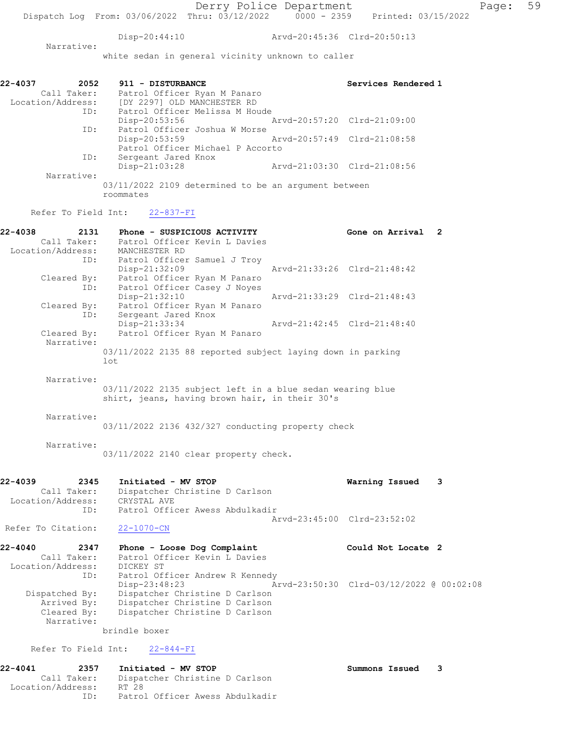Disp-20:44:10 Arvd-20:45:36 Clrd-20:50:13

Narrative:
white sedan in general vicinity unknown to caller

**22-4037 2052 911 - DISTURBANCE — Services Rendered 1**

Call Taker: Patrol Officer Ryan M Panaro
Location/Address: [DY 2297] OLD MANCHESTER RD
ID: Patrol Officer Melissa M Houde
Disp-20:53:56 Arvd-20:57:20 Clrd-21:09:00
ID: Patrol Officer Joshua W Morse
Disp-20:53:59 Arvd-20:57:49 Clrd-21:08:58
Patrol Officer Michael P Accorto
ID: Sergeant Jared Knox
Disp-21:03:28 Arvd-21:03:30 Clrd-21:08:56

Narrative:
03/11/2022 2109 determined to be an argument between roommates

Refer To Field Int: 22-837-FI

**22-4038 2131 Phone - SUSPICIOUS ACTIVITY — Gone on Arrival 2**

Call Taker: Patrol Officer Kevin L Davies
Location/Address: MANCHESTER RD
ID: Patrol Officer Samuel J Troy
Disp-21:32:09 Arvd-21:33:26 Clrd-21:48:42
Cleared By: Patrol Officer Ryan M Panaro
ID: Patrol Officer Casey J Noyes
Disp-21:32:10 Arvd-21:33:29 Clrd-21:48:43
Cleared By: Patrol Officer Ryan M Panaro
ID: Sergeant Jared Knox
Disp-21:33:34 Arvd-21:42:45 Clrd-21:48:40
Cleared By: Patrol Officer Ryan M Panaro

Narrative:
03/11/2022 2135 88 reported subject laying down in parking lot

Narrative:
03/11/2022 2135 subject left in a blue sedan wearing blue shirt, jeans, having brown hair, in their 30's

Narrative:
03/11/2022 2136 432/327 conducting property check

Narrative:
03/11/2022 2140 clear property check.

**22-4039 2345 Initiated - MV STOP — Warning Issued 3**

Call Taker: Dispatcher Christine D Carlson
Location/Address: CRYSTAL AVE
ID: Patrol Officer Awess Abdulkadir
Arvd-23:45:00 Clrd-23:52:02

Refer To Citation: 22-1070-CN

**22-4040 2347 Phone - Loose Dog Complaint — Could Not Locate 2**

Call Taker: Patrol Officer Kevin L Davies
Location/Address: DICKEY ST
ID: Patrol Officer Andrew R Kennedy
Disp-23:48:23 Arvd-23:50:30 Clrd-03/12/2022 @ 00:02:08
Dispatched By: Dispatcher Christine D Carlson
Arrived By: Dispatcher Christine D Carlson
Cleared By: Dispatcher Christine D Carlson

Narrative:
brindle boxer

Refer To Field Int: 22-844-FI

**22-4041 2357 Initiated - MV STOP — Summons Issued 3**

Call Taker: Dispatcher Christine D Carlson
Location/Address: RT 28
ID: Patrol Officer Awess Abdulkadir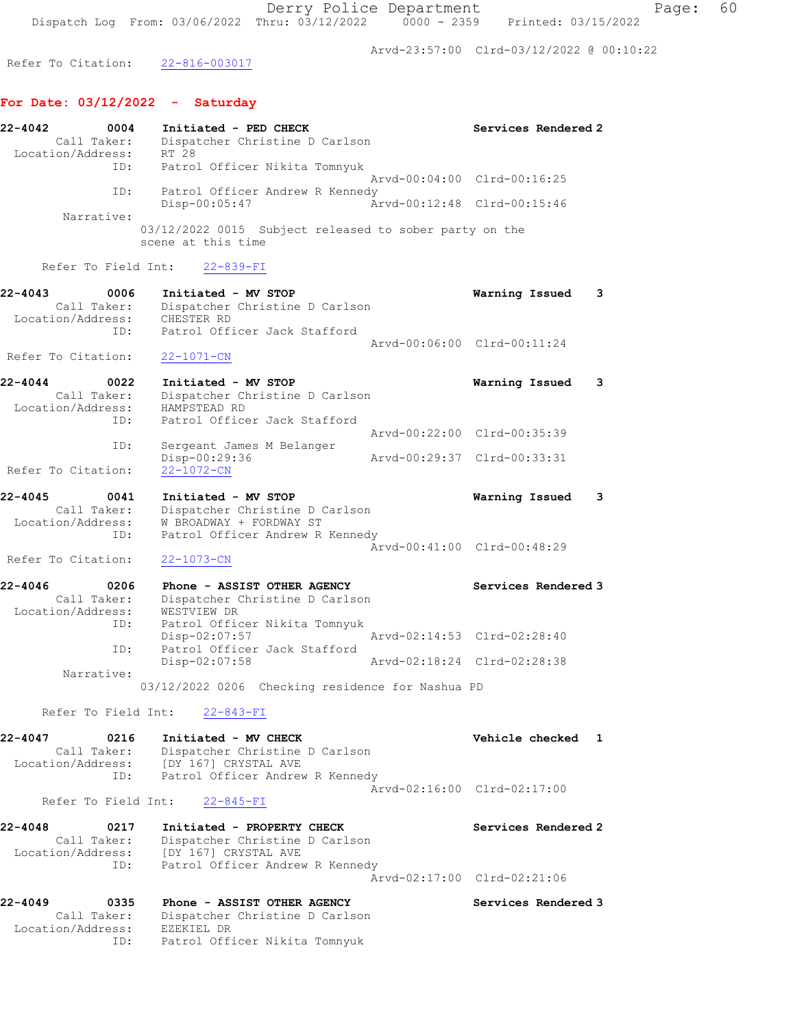Arvd-23:57:00 Clrd-03/12/2022 @ 00:10:22

Refer To Citation: 22-816-003017

## For Date: 03/12/2022 - Saturday

**22-4042** 0004 **Initiated - PED CHECK** **Services Rendered 2**
Call Taker: Dispatcher Christine D Carlson
Location/Address: RT 28
ID: Patrol Officer Nikita Tomnyuk
Arvd-00:04:00 Clrd-00:16:25
ID: Patrol Officer Andrew R Kennedy
Disp-00:05:47 Arvd-00:12:48 Clrd-00:15:46
Narrative:
03/12/2022 0015 Subject released to sober party on the scene at this time

Refer To Field Int: 22-839-FI

**22-4043** 0006 **Initiated - MV STOP** **Warning Issued 3**
Call Taker: Dispatcher Christine D Carlson
Location/Address: CHESTER RD
ID: Patrol Officer Jack Stafford
Arvd-00:06:00 Clrd-00:11:24
Refer To Citation: 22-1071-CN

**22-4044** 0022 **Initiated - MV STOP** **Warning Issued 3**
Call Taker: Dispatcher Christine D Carlson
Location/Address: HAMPSTEAD RD
ID: Patrol Officer Jack Stafford
Arvd-00:22:00 Clrd-00:35:39
ID: Sergeant James M Belanger
Disp-00:29:36 Arvd-00:29:37 Clrd-00:33:31
Refer To Citation: 22-1072-CN

**22-4045** 0041 **Initiated - MV STOP** **Warning Issued 3**
Call Taker: Dispatcher Christine D Carlson
Location/Address: W BROADWAY + FORDWAY ST
ID: Patrol Officer Andrew R Kennedy
Arvd-00:41:00 Clrd-00:48:29
Refer To Citation: 22-1073-CN

**22-4046** 0206 **Phone - ASSIST OTHER AGENCY** **Services Rendered 3**
Call Taker: Dispatcher Christine D Carlson
Location/Address: WESTVIEW DR
ID: Patrol Officer Nikita Tomnyuk
Disp-02:07:57 Arvd-02:14:53 Clrd-02:28:40
ID: Patrol Officer Jack Stafford
Disp-02:07:58 Arvd-02:18:24 Clrd-02:28:38
Narrative:
03/12/2022 0206 Checking residence for Nashua PD

Refer To Field Int: 22-843-FI

**22-4047** 0216 **Initiated - MV CHECK** **Vehicle checked 1**
Call Taker: Dispatcher Christine D Carlson
Location/Address: [DY 167] CRYSTAL AVE
ID: Patrol Officer Andrew R Kennedy
Arvd-02:16:00 Clrd-02:17:00
Refer To Field Int: 22-845-FI

**22-4048** 0217 **Initiated - PROPERTY CHECK** **Services Rendered 2**
Call Taker: Dispatcher Christine D Carlson
Location/Address: [DY 167] CRYSTAL AVE
ID: Patrol Officer Andrew R Kennedy
Arvd-02:17:00 Clrd-02:21:06

**22-4049** 0335 **Phone - ASSIST OTHER AGENCY** **Services Rendered 3**
Call Taker: Dispatcher Christine D Carlson
Location/Address: EZEKIEL DR
ID: Patrol Officer Nikita Tomnyuk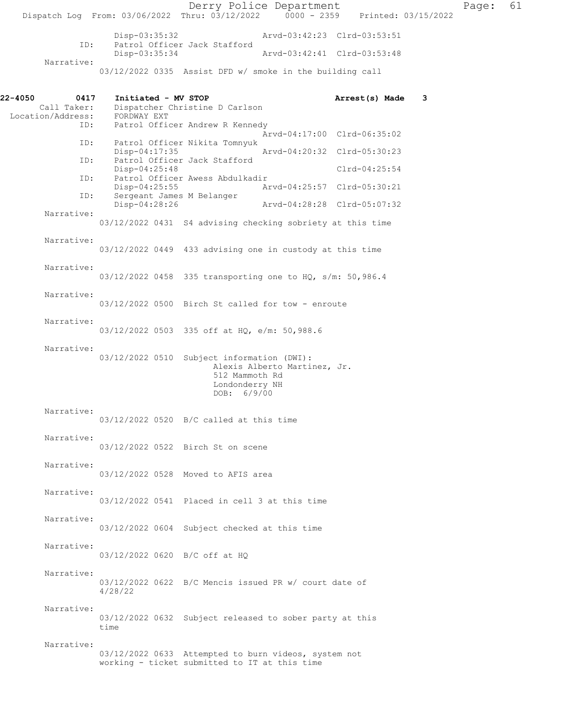Disp-03:35:32 Arvd-03:42:23 Clrd-03:53:51
ID: Patrol Officer Jack Stafford
Disp-03:35:34 Arvd-03:42:41 Clrd-03:53:48
Narrative:
03/12/2022 0335 Assist DFD w/ smoke in the building call

**22-4050 0417 Initiated - MV STOP Arrest(s) Made 3**

Call Taker: Dispatcher Christine D Carlson
Location/Address: FORDWAY EXT
ID: Patrol Officer Andrew R Kennedy
Arvd-04:17:00 Clrd-06:35:02
ID: Patrol Officer Nikita Tomnyuk
Disp-04:17:35 Arvd-04:20:32 Clrd-05:30:23
ID: Patrol Officer Jack Stafford
Disp-04:25:48 Clrd-04:25:54
ID: Patrol Officer Awess Abdulkadir
Disp-04:25:55 Arvd-04:25:57 Clrd-05:30:21
ID: Sergeant James M Belanger
Disp-04:28:26 Arvd-04:28:28 Clrd-05:07:32

Narrative:
03/12/2022 0431 S4 advising checking sobriety at this time

Narrative:
03/12/2022 0449 433 advising one in custody at this time

Narrative:
03/12/2022 0458 335 transporting one to HQ, s/m: 50,986.4

Narrative:
03/12/2022 0500 Birch St called for tow - enroute

Narrative:
03/12/2022 0503 335 off at HQ, e/m: 50,988.6

Narrative:
03/12/2022 0510 Subject information (DWI):
Alexis Alberto Martinez, Jr.
512 Mammoth Rd
Londonderry NH
DOB: 6/9/00

Narrative:
03/12/2022 0520 B/C called at this time

Narrative:
03/12/2022 0522 Birch St on scene

Narrative:
03/12/2022 0528 Moved to AFIS area

Narrative:
03/12/2022 0541 Placed in cell 3 at this time

Narrative:
03/12/2022 0604 Subject checked at this time

Narrative:
03/12/2022 0620 B/C off at HQ

Narrative:
03/12/2022 0622 B/C Mencis issued PR w/ court date of 4/28/22

Narrative:
03/12/2022 0632 Subject released to sober party at this time

Narrative:
03/12/2022 0633 Attempted to burn videos, system not working - ticket submitted to IT at this time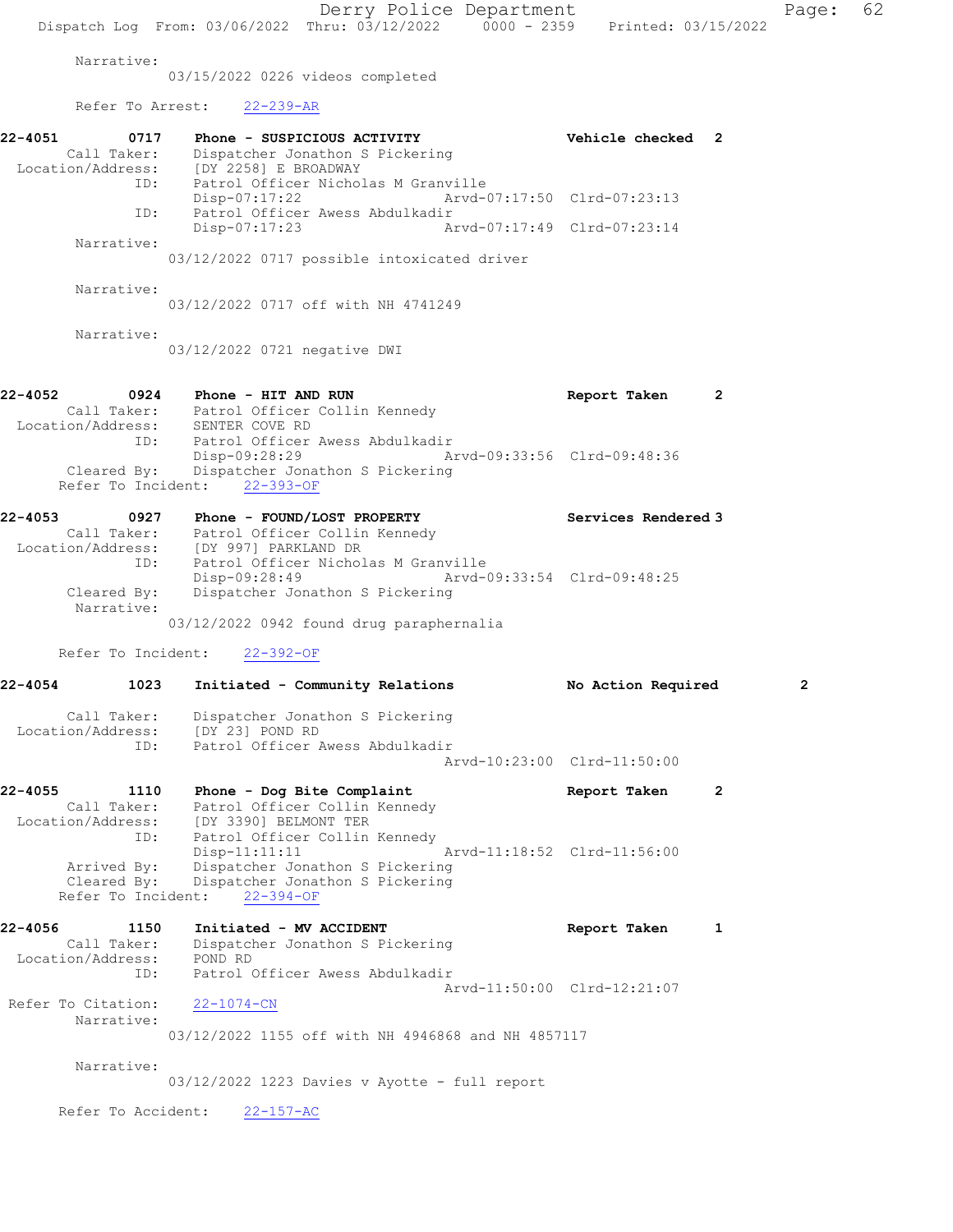Narrative:
03/15/2022 0226 videos completed

Refer To Arrest: 22-239-AR

**22-4051 0717 Phone - SUSPICIOUS ACTIVITY Vehicle checked 2**
Call Taker: Dispatcher Jonathon S Pickering
Location/Address: [DY 2258] E BROADWAY
ID: Patrol Officer Nicholas M Granville
Disp-07:17:22 Arvd-07:17:50 Clrd-07:23:13
ID: Patrol Officer Awess Abdulkadir
Disp-07:17:23 Arvd-07:17:49 Clrd-07:23:14
Narrative:
03/12/2022 0717 possible intoxicated driver

Narrative:
03/12/2022 0717 off with NH 4741249

Narrative:
03/12/2022 0721 negative DWI

**22-4052 0924 Phone - HIT AND RUN Report Taken 2**
Call Taker: Patrol Officer Collin Kennedy
Location/Address: SENTER COVE RD
ID: Patrol Officer Awess Abdulkadir
Disp-09:28:29 Arvd-09:33:56 Clrd-09:48:36
Cleared By: Dispatcher Jonathon S Pickering
Refer To Incident: 22-393-OF

**22-4053 0927 Phone - FOUND/LOST PROPERTY Services Rendered 3**
Call Taker: Patrol Officer Collin Kennedy
Location/Address: [DY 997] PARKLAND DR
ID: Patrol Officer Nicholas M Granville
Disp-09:28:49 Arvd-09:33:54 Clrd-09:48:25
Cleared By: Dispatcher Jonathon S Pickering
Narrative:
03/12/2022 0942 found drug paraphernalia

Refer To Incident: 22-392-OF

**22-4054 1023 Initiated - Community Relations No Action Required 2**
Call Taker: Dispatcher Jonathon S Pickering
Location/Address: [DY 23] POND RD
ID: Patrol Officer Awess Abdulkadir
Arvd-10:23:00 Clrd-11:50:00

**22-4055 1110 Phone - Dog Bite Complaint Report Taken 2**
Call Taker: Patrol Officer Collin Kennedy
Location/Address: [DY 3390] BELMONT TER
ID: Patrol Officer Collin Kennedy
Disp-11:11:11 Arvd-11:18:52 Clrd-11:56:00
Arrived By: Dispatcher Jonathon S Pickering
Cleared By: Dispatcher Jonathon S Pickering
Refer To Incident: 22-394-OF

**22-4056 1150 Initiated - MV ACCIDENT Report Taken 1**
Call Taker: Dispatcher Jonathon S Pickering
Location/Address: POND RD
ID: Patrol Officer Awess Abdulkadir
Arvd-11:50:00 Clrd-12:21:07
Refer To Citation: 22-1074-CN
Narrative:
03/12/2022 1155 off with NH 4946868 and NH 4857117

Narrative:
03/12/2022 1223 Davies v Ayotte - full report

Refer To Accident: 22-157-AC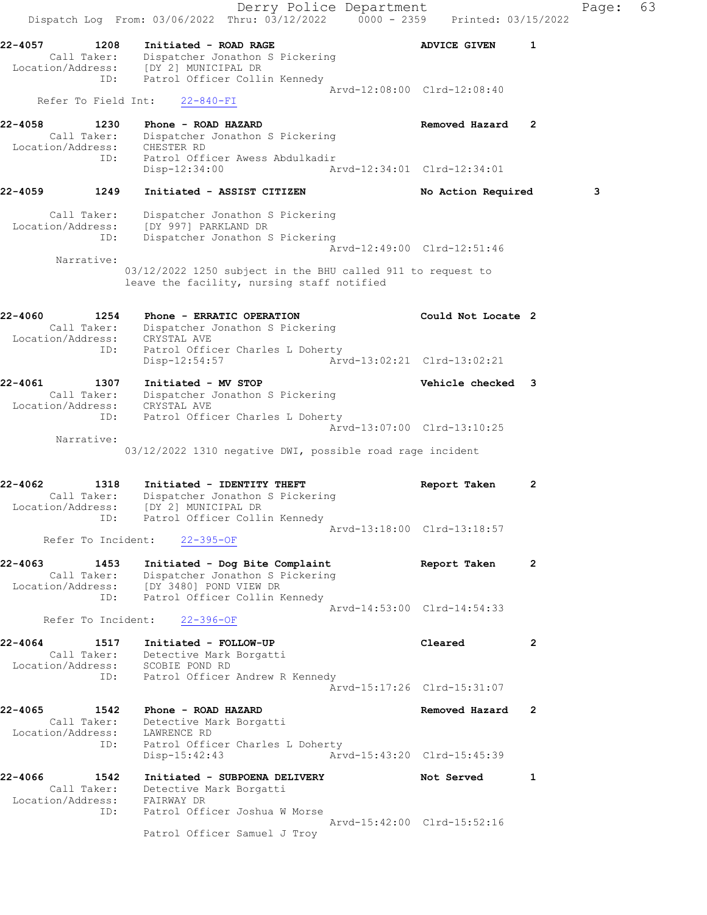Derry Police Department
Dispatch Log From: 03/06/2022 Thru: 03/12/2022 0000 - 2359 Printed: 03/15/2022

```
22-4057        1208    Initiated - ROAD RAGE                          ADVICE GIVEN      1
      Call Taker:      Dispatcher Jonathon S Pickering
  Location/Address:    [DY 2] MUNICIPAL DR
               ID:     Patrol Officer Collin Kennedy
                                                    Arvd-12:08:00  Clrd-12:08:40
     Refer To Field Int:     22-840-FI

22-4058        1230    Phone - ROAD HAZARD                            Removed Hazard    2
      Call Taker:      Dispatcher Jonathon S Pickering
  Location/Address:    CHESTER RD
               ID:     Patrol Officer Awess Abdulkadir
                       Disp-12:34:00                Arvd-12:34:01  Clrd-12:34:01

22-4059        1249    Initiated - ASSIST CITIZEN                     No Action Required        3

      Call Taker:      Dispatcher Jonathon S Pickering
  Location/Address:    [DY 997] PARKLAND DR
               ID:     Dispatcher Jonathon S Pickering
                                                    Arvd-12:49:00  Clrd-12:51:46
       Narrative:
                    03/12/2022 1250 subject in the BHU called 911 to request to
                    leave the facility, nursing staff notified

22-4060        1254    Phone - ERRATIC OPERATION                      Could Not Locate  2
      Call Taker:      Dispatcher Jonathon S Pickering
  Location/Address:    CRYSTAL AVE
               ID:     Patrol Officer Charles L Doherty
                       Disp-12:54:57                Arvd-13:02:21  Clrd-13:02:21

22-4061        1307    Initiated - MV STOP                            Vehicle checked   3
      Call Taker:      Dispatcher Jonathon S Pickering
  Location/Address:    CRYSTAL AVE
               ID:     Patrol Officer Charles L Doherty
                                                    Arvd-13:07:00  Clrd-13:10:25
       Narrative:
                    03/12/2022 1310 negative DWI, possible road rage incident

22-4062        1318    Initiated - IDENTITY THEFT                     Report Taken      2
      Call Taker:      Dispatcher Jonathon S Pickering
  Location/Address:    [DY 2] MUNICIPAL DR
               ID:     Patrol Officer Collin Kennedy
                                                    Arvd-13:18:00  Clrd-13:18:57
      Refer To Incident:    22-395-OF

22-4063        1453    Initiated - Dog Bite Complaint                 Report Taken      2
      Call Taker:      Dispatcher Jonathon S Pickering
  Location/Address:    [DY 3480] POND VIEW DR
               ID:     Patrol Officer Collin Kennedy
                                                    Arvd-14:53:00  Clrd-14:54:33
      Refer To Incident:    22-396-OF

22-4064        1517    Initiated - FOLLOW-UP                          Cleared           2
      Call Taker:      Detective Mark Borgatti
  Location/Address:    SCOBIE POND RD
               ID:     Patrol Officer Andrew R Kennedy
                                                    Arvd-15:17:26  Clrd-15:31:07

22-4065        1542    Phone - ROAD HAZARD                            Removed Hazard    2
      Call Taker:      Detective Mark Borgatti
  Location/Address:    LAWRENCE RD
               ID:     Patrol Officer Charles L Doherty
                       Disp-15:42:43                Arvd-15:43:20  Clrd-15:45:39

22-4066        1542    Initiated - SUBPOENA DELIVERY                  Not Served        1
      Call Taker:      Detective Mark Borgatti
  Location/Address:    FAIRWAY DR
               ID:     Patrol Officer Joshua W Morse
                                                    Arvd-15:42:00  Clrd-15:52:16
                       Patrol Officer Samuel J Troy
```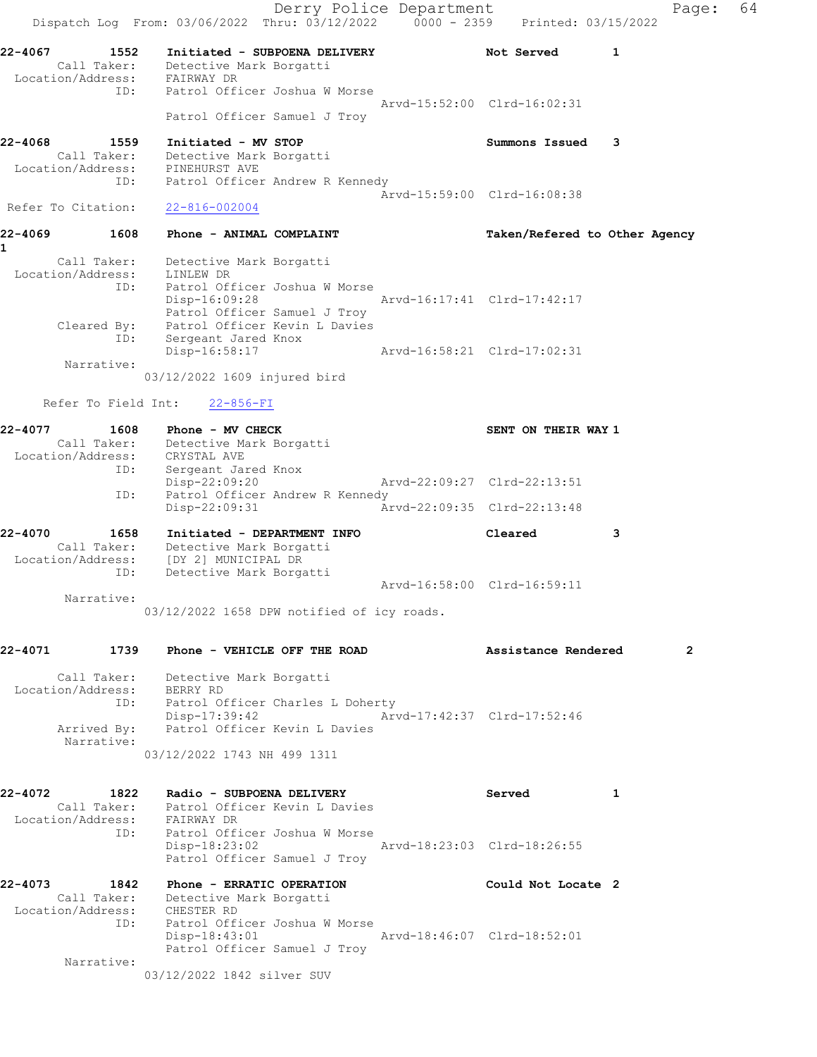22-4067 1552 Initiated - SUBPOENA DELIVERY Not Served 1
Call Taker: Detective Mark Borgatti
Location/Address: FAIRWAY DR
ID: Patrol Officer Joshua W Morse
Arvd-15:52:00 Clrd-16:02:31
Patrol Officer Samuel J Troy

22-4068 1559 Initiated - MV STOP Summons Issued 3
Call Taker: Detective Mark Borgatti
Location/Address: PINEHURST AVE
ID: Patrol Officer Andrew R Kennedy
Arvd-15:59:00 Clrd-16:08:38
Refer To Citation: 22-816-002004

22-4069 1608 Phone - ANIMAL COMPLAINT Taken/Refered to Other Agency 1
Call Taker: Detective Mark Borgatti
Location/Address: LINLEW DR
ID: Patrol Officer Joshua W Morse
Disp-16:09:28 Arvd-16:17:41 Clrd-17:42:17
Patrol Officer Samuel J Troy
Cleared By: Patrol Officer Kevin L Davies
ID: Sergeant Jared Knox
Disp-16:58:17 Arvd-16:58:21 Clrd-17:02:31
Narrative:
03/12/2022 1609 injured bird

Refer To Field Int: 22-856-FI

22-4077 1608 Phone - MV CHECK SENT ON THEIR WAY 1
Call Taker: Detective Mark Borgatti
Location/Address: CRYSTAL AVE
ID: Sergeant Jared Knox
Disp-22:09:20 Arvd-22:09:27 Clrd-22:13:51
ID: Patrol Officer Andrew R Kennedy
Disp-22:09:31 Arvd-22:09:35 Clrd-22:13:48

22-4070 1658 Initiated - DEPARTMENT INFO Cleared 3
Call Taker: Detective Mark Borgatti
Location/Address: [DY 2] MUNICIPAL DR
ID: Detective Mark Borgatti
Arvd-16:58:00 Clrd-16:59:11
Narrative:
03/12/2022 1658 DPW notified of icy roads.

22-4071 1739 Phone - VEHICLE OFF THE ROAD Assistance Rendered 2
Call Taker: Detective Mark Borgatti
Location/Address: BERRY RD
ID: Patrol Officer Charles L Doherty
Disp-17:39:42 Arvd-17:42:37 Clrd-17:52:46
Arrived By: Patrol Officer Kevin L Davies
Narrative:
03/12/2022 1743 NH 499 1311

22-4072 1822 Radio - SUBPOENA DELIVERY Served 1
Call Taker: Patrol Officer Kevin L Davies
Location/Address: FAIRWAY DR
ID: Patrol Officer Joshua W Morse
Disp-18:23:02 Arvd-18:23:03 Clrd-18:26:55
Patrol Officer Samuel J Troy

22-4073 1842 Phone - ERRATIC OPERATION Could Not Locate 2
Call Taker: Detective Mark Borgatti
Location/Address: CHESTER RD
ID: Patrol Officer Joshua W Morse
Disp-18:43:01 Arvd-18:46:07 Clrd-18:52:01
Patrol Officer Samuel J Troy
Narrative:
03/12/2022 1842 silver SUV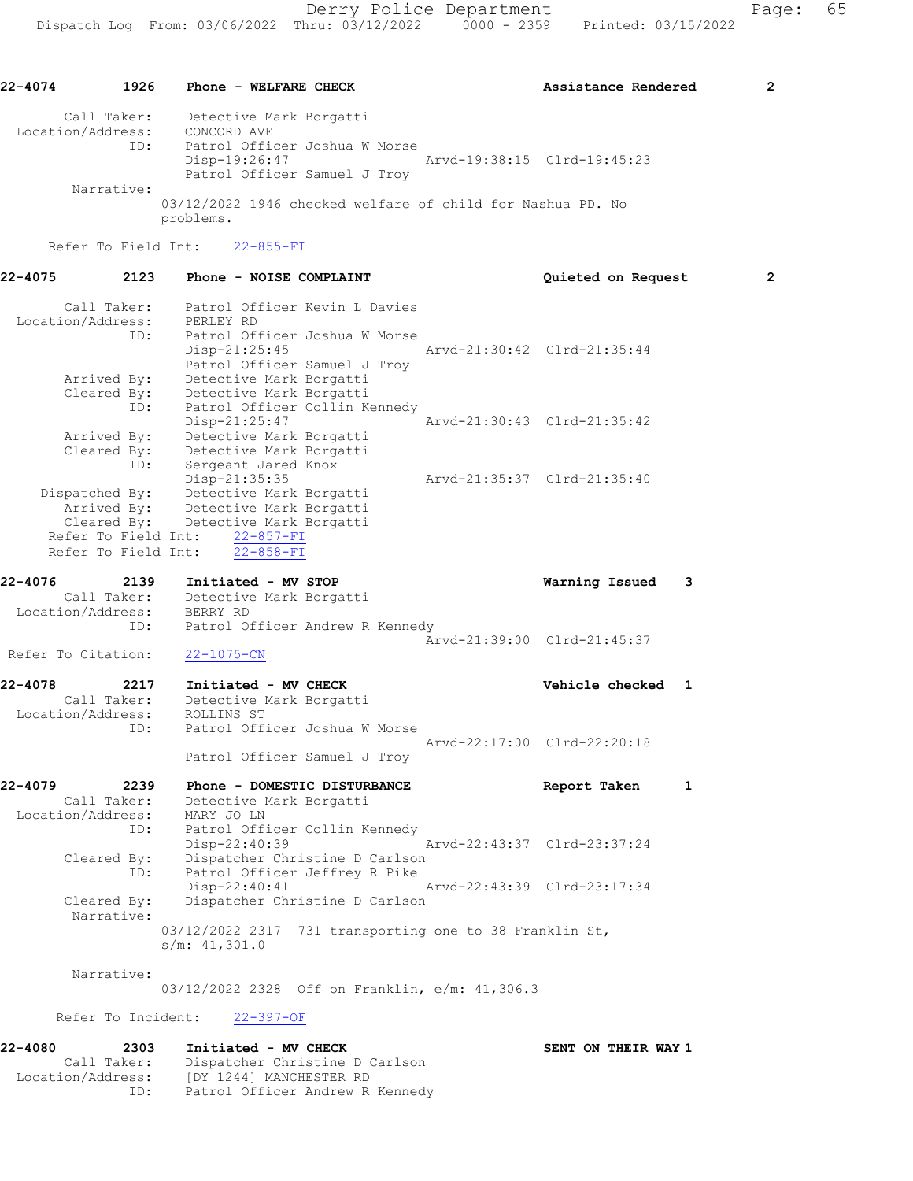```
22-4074        1926    Phone - WELFARE CHECK                       Assistance Rendered        2

      Call Taker:     Detective Mark Borgatti
  Location/Address:   CONCORD AVE
               ID:    Patrol Officer Joshua W Morse
                      Disp-19:26:47                    Arvd-19:38:15  Clrd-19:45:23
                      Patrol Officer Samuel J Troy
        Narrative:
                  03/12/2022 1946 checked welfare of child for Nashua PD. No
                  problems.

     Refer To Field Int:     22-855-FI

22-4075        2123    Phone - NOISE COMPLAINT                     Quieted on Request         2

      Call Taker:     Patrol Officer Kevin L Davies
  Location/Address:   PERLEY RD
               ID:    Patrol Officer Joshua W Morse
                      Disp-21:25:45                    Arvd-21:30:42  Clrd-21:35:44
                      Patrol Officer Samuel J Troy
       Arrived By:    Detective Mark Borgatti
       Cleared By:    Detective Mark Borgatti
               ID:    Patrol Officer Collin Kennedy
                      Disp-21:25:47                    Arvd-21:30:43  Clrd-21:35:42
       Arrived By:    Detective Mark Borgatti
       Cleared By:    Detective Mark Borgatti
               ID:    Sergeant Jared Knox
                      Disp-21:35:35                    Arvd-21:35:37  Clrd-21:35:40
    Dispatched By:    Detective Mark Borgatti
       Arrived By:    Detective Mark Borgatti
       Cleared By:    Detective Mark Borgatti
     Refer To Field Int:     22-857-FI
     Refer To Field Int:     22-858-FI

22-4076        2139    Initiated - MV STOP                         Warning Issued     3
      Call Taker:     Detective Mark Borgatti
  Location/Address:   BERRY RD
               ID:    Patrol Officer Andrew R Kennedy
                                                       Arvd-21:39:00  Clrd-21:45:37
Refer To Citation:    22-1075-CN

22-4078        2217    Initiated - MV CHECK                        Vehicle checked    1
      Call Taker:     Detective Mark Borgatti
  Location/Address:   ROLLINS ST
               ID:    Patrol Officer Joshua W Morse
                                                       Arvd-22:17:00  Clrd-22:20:18
                      Patrol Officer Samuel J Troy

22-4079        2239    Phone - DOMESTIC DISTURBANCE                Report Taken       1
      Call Taker:     Detective Mark Borgatti
  Location/Address:   MARY JO LN
               ID:    Patrol Officer Collin Kennedy
                      Disp-22:40:39                    Arvd-22:43:37  Clrd-23:37:24
       Cleared By:    Dispatcher Christine D Carlson
               ID:    Patrol Officer Jeffrey R Pike
                      Disp-22:40:41                    Arvd-22:43:39  Clrd-23:17:34
       Cleared By:    Dispatcher Christine D Carlson
        Narrative:
                  03/12/2022 2317  731 transporting one to 38 Franklin St,
                  s/m: 41,301.0

        Narrative:
                  03/12/2022 2328  Off on Franklin, e/m: 41,306.3

     Refer To Incident:     22-397-OF

22-4080        2303    Initiated - MV CHECK                        SENT ON THEIR WAY 1
      Call Taker:     Dispatcher Christine D Carlson
  Location/Address:   [DY 1244] MANCHESTER RD
               ID:    Patrol Officer Andrew R Kennedy
```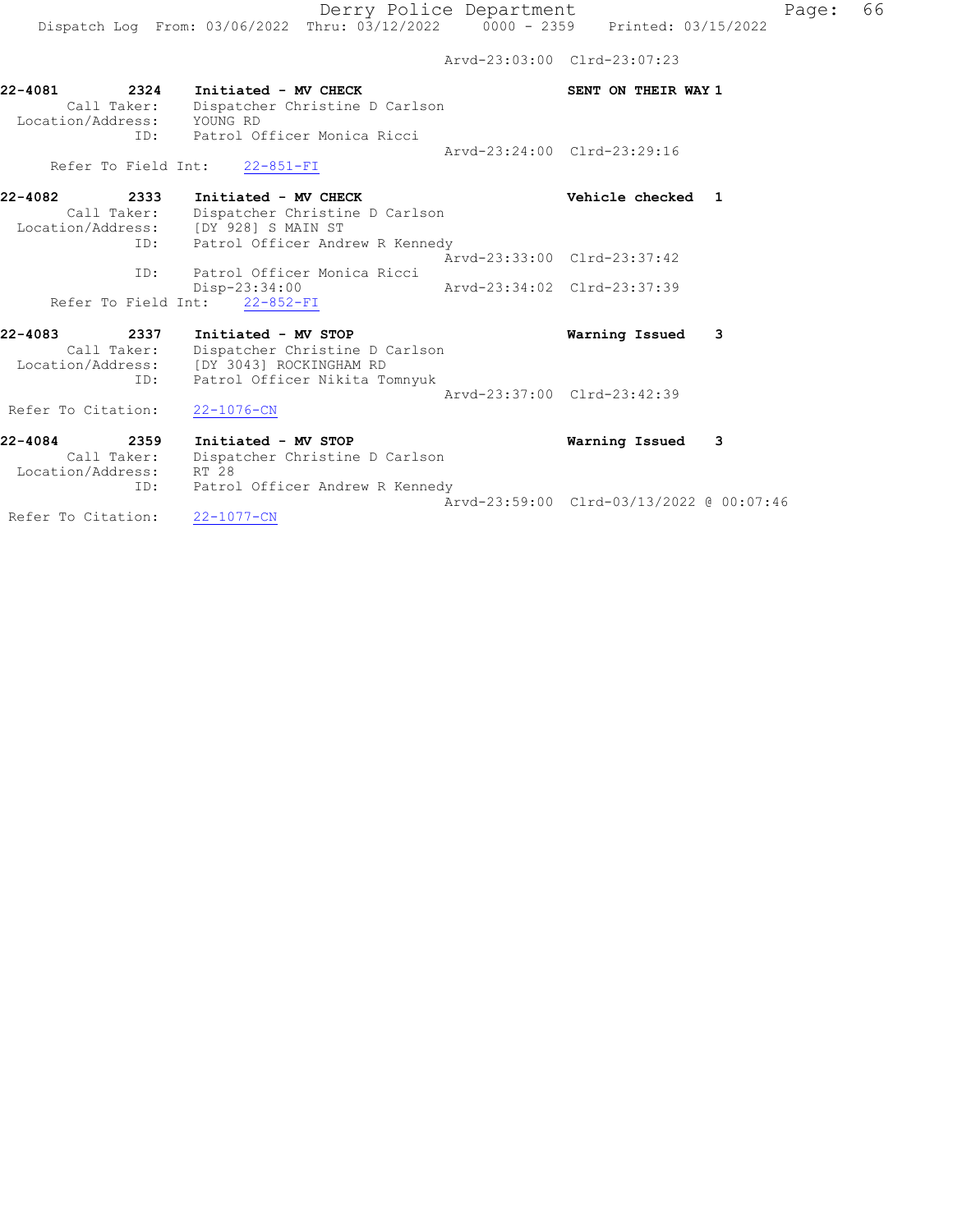Arvd-23:03:00 Clrd-23:07:23

**22-4081** **2324** **Initiated - MV CHECK** **SENT ON THEIR WAY 1**
Call Taker: Dispatcher Christine D Carlson
Location/Address: YOUNG RD
ID: Patrol Officer Monica Ricci
Arvd-23:24:00 Clrd-23:29:16
Refer To Field Int: 22-851-FI

**22-4082** **2333** **Initiated - MV CHECK** **Vehicle checked 1**
Call Taker: Dispatcher Christine D Carlson
Location/Address: [DY 928] S MAIN ST
ID: Patrol Officer Andrew R Kennedy
Arvd-23:33:00 Clrd-23:37:42
ID: Patrol Officer Monica Ricci
Disp-23:34:00 Arvd-23:34:02 Clrd-23:37:39
Refer To Field Int: 22-852-FI

**22-4083** **2337** **Initiated - MV STOP** **Warning Issued 3**
Call Taker: Dispatcher Christine D Carlson
Location/Address: [DY 3043] ROCKINGHAM RD
ID: Patrol Officer Nikita Tomnyuk
Arvd-23:37:00 Clrd-23:42:39
Refer To Citation: 22-1076-CN

**22-4084** **2359** **Initiated - MV STOP** **Warning Issued 3**
Call Taker: Dispatcher Christine D Carlson
Location/Address: RT 28
ID: Patrol Officer Andrew R Kennedy
Arvd-23:59:00 Clrd-03/13/2022 @ 00:07:46
Refer To Citation: 22-1077-CN